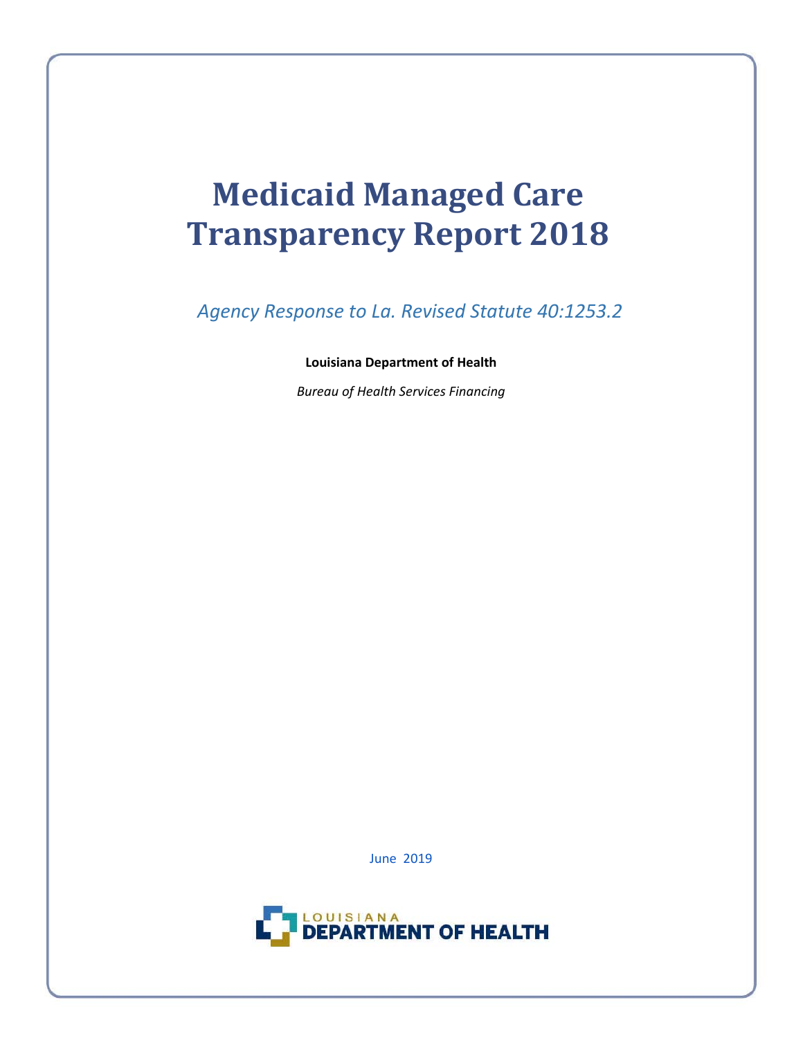# Medicaid Managed Care Transparency Report 2018

*Agency Response to La. Revised Statute 40:1253.2*

**Louisiana Department of Health**

*Bureau of Health Services Financing*

June 2019

LOUISIANA DEPARTMENT OF HEALTH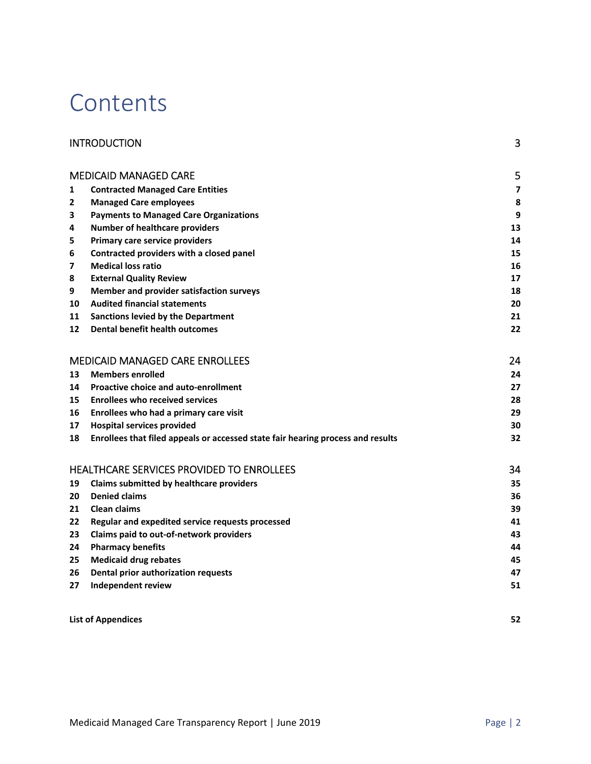# Contents

| | | |
|---|---|---|
| INTRODUCTION | | 3 |
| MEDICAID MANAGED CARE | | 5 |
| **1** | **Contracted Managed Care Entities** | **7** |
| **2** | **Managed Care employees** | **8** |
| **3** | **Payments to Managed Care Organizations** | **9** |
| **4** | **Number of healthcare providers** | **13** |
| **5** | **Primary care service providers** | **14** |
| **6** | **Contracted providers with a closed panel** | **15** |
| **7** | **Medical loss ratio** | **16** |
| **8** | **External Quality Review** | **17** |
| **9** | **Member and provider satisfaction surveys** | **18** |
| **10** | **Audited financial statements** | **20** |
| **11** | **Sanctions levied by the Department** | **21** |
| **12** | **Dental benefit health outcomes** | **22** |
| MEDICAID MANAGED CARE ENROLLEES | | 24 |
| **13** | **Members enrolled** | **24** |
| **14** | **Proactive choice and auto-enrollment** | **27** |
| **15** | **Enrollees who received services** | **28** |
| **16** | **Enrollees who had a primary care visit** | **29** |
| **17** | **Hospital services provided** | **30** |
| **18** | **Enrollees that filed appeals or accessed state fair hearing process and results** | **32** |
| HEALTHCARE SERVICES PROVIDED TO ENROLLEES | | 34 |
| **19** | **Claims submitted by healthcare providers** | **35** |
| **20** | **Denied claims** | **36** |
| **21** | **Clean claims** | **39** |
| **22** | **Regular and expedited service requests processed** | **41** |
| **23** | **Claims paid to out-of-network providers** | **43** |
| **24** | **Pharmacy benefits** | **44** |
| **25** | **Medicaid drug rebates** | **45** |
| **26** | **Dental prior authorization requests** | **47** |
| **27** | **Independent review** | **51** |
| **List of Appendices** | | **52** |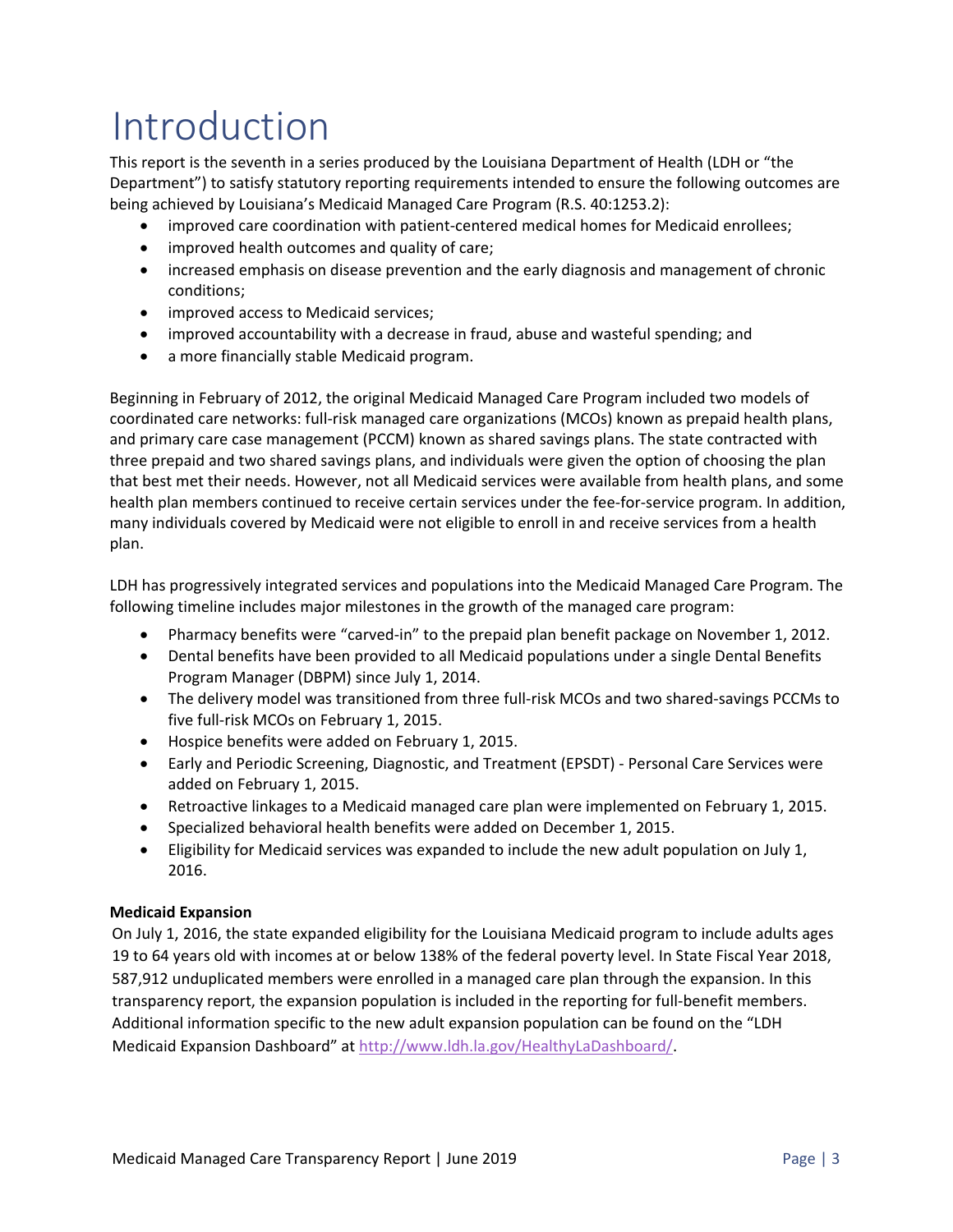# Introduction

This report is the seventh in a series produced by the Louisiana Department of Health (LDH or "the Department") to satisfy statutory reporting requirements intended to ensure the following outcomes are being achieved by Louisiana's Medicaid Managed Care Program (R.S. 40:1253.2):

- improved care coordination with patient-centered medical homes for Medicaid enrollees;
- improved health outcomes and quality of care;
- increased emphasis on disease prevention and the early diagnosis and management of chronic conditions;
- improved access to Medicaid services;
- improved accountability with a decrease in fraud, abuse and wasteful spending; and
- a more financially stable Medicaid program.

Beginning in February of 2012, the original Medicaid Managed Care Program included two models of coordinated care networks: full-risk managed care organizations (MCOs) known as prepaid health plans, and primary care case management (PCCM) known as shared savings plans. The state contracted with three prepaid and two shared savings plans, and individuals were given the option of choosing the plan that best met their needs. However, not all Medicaid services were available from health plans, and some health plan members continued to receive certain services under the fee-for-service program. In addition, many individuals covered by Medicaid were not eligible to enroll in and receive services from a health plan.

LDH has progressively integrated services and populations into the Medicaid Managed Care Program. The following timeline includes major milestones in the growth of the managed care program:

- Pharmacy benefits were "carved-in" to the prepaid plan benefit package on November 1, 2012.
- Dental benefits have been provided to all Medicaid populations under a single Dental Benefits Program Manager (DBPM) since July 1, 2014.
- The delivery model was transitioned from three full-risk MCOs and two shared-savings PCCMs to five full-risk MCOs on February 1, 2015.
- Hospice benefits were added on February 1, 2015.
- Early and Periodic Screening, Diagnostic, and Treatment (EPSDT) - Personal Care Services were added on February 1, 2015.
- Retroactive linkages to a Medicaid managed care plan were implemented on February 1, 2015.
- Specialized behavioral health benefits were added on December 1, 2015.
- Eligibility for Medicaid services was expanded to include the new adult population on July 1, 2016.

**Medicaid Expansion**

On July 1, 2016, the state expanded eligibility for the Louisiana Medicaid program to include adults ages 19 to 64 years old with incomes at or below 138% of the federal poverty level. In State Fiscal Year 2018, 587,912 unduplicated members were enrolled in a managed care plan through the expansion. In this transparency report, the expansion population is included in the reporting for full-benefit members. Additional information specific to the new adult expansion population can be found on the "LDH Medicaid Expansion Dashboard" at http://www.ldh.la.gov/HealthyLaDashboard/.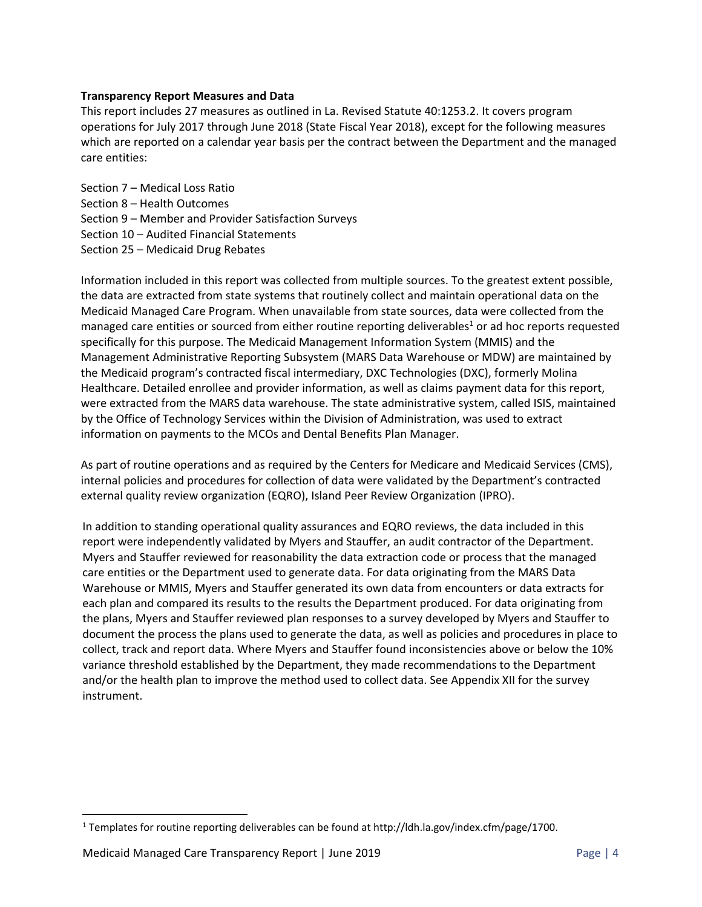**Transparency Report Measures and Data**

This report includes 27 measures as outlined in La. Revised Statute 40:1253.2. It covers program operations for July 2017 through June 2018 (State Fiscal Year 2018), except for the following measures which are reported on a calendar year basis per the contract between the Department and the managed care entities:

Section 7 – Medical Loss Ratio
Section 8 – Health Outcomes
Section 9 – Member and Provider Satisfaction Surveys
Section 10 – Audited Financial Statements
Section 25 – Medicaid Drug Rebates

Information included in this report was collected from multiple sources. To the greatest extent possible, the data are extracted from state systems that routinely collect and maintain operational data on the Medicaid Managed Care Program. When unavailable from state sources, data were collected from the managed care entities or sourced from either routine reporting deliverables[1] or ad hoc reports requested specifically for this purpose. The Medicaid Management Information System (MMIS) and the Management Administrative Reporting Subsystem (MARS Data Warehouse or MDW) are maintained by the Medicaid program's contracted fiscal intermediary, DXC Technologies (DXC), formerly Molina Healthcare. Detailed enrollee and provider information, as well as claims payment data for this report, were extracted from the MARS data warehouse. The state administrative system, called ISIS, maintained by the Office of Technology Services within the Division of Administration, was used to extract information on payments to the MCOs and Dental Benefits Plan Manager.

As part of routine operations and as required by the Centers for Medicare and Medicaid Services (CMS), internal policies and procedures for collection of data were validated by the Department's contracted external quality review organization (EQRO), Island Peer Review Organization (IPRO).

In addition to standing operational quality assurances and EQRO reviews, the data included in this report were independently validated by Myers and Stauffer, an audit contractor of the Department. Myers and Stauffer reviewed for reasonability the data extraction code or process that the managed care entities or the Department used to generate data. For data originating from the MARS Data Warehouse or MMIS, Myers and Stauffer generated its own data from encounters or data extracts for each plan and compared its results to the results the Department produced. For data originating from the plans, Myers and Stauffer reviewed plan responses to a survey developed by Myers and Stauffer to document the process the plans used to generate the data, as well as policies and procedures in place to collect, track and report data. Where Myers and Stauffer found inconsistencies above or below the 10% variance threshold established by the Department, they made recommendations to the Department and/or the health plan to improve the method used to collect data. See Appendix XII for the survey instrument.

[1] Templates for routine reporting deliverables can be found at http://ldh.la.gov/index.cfm/page/1700.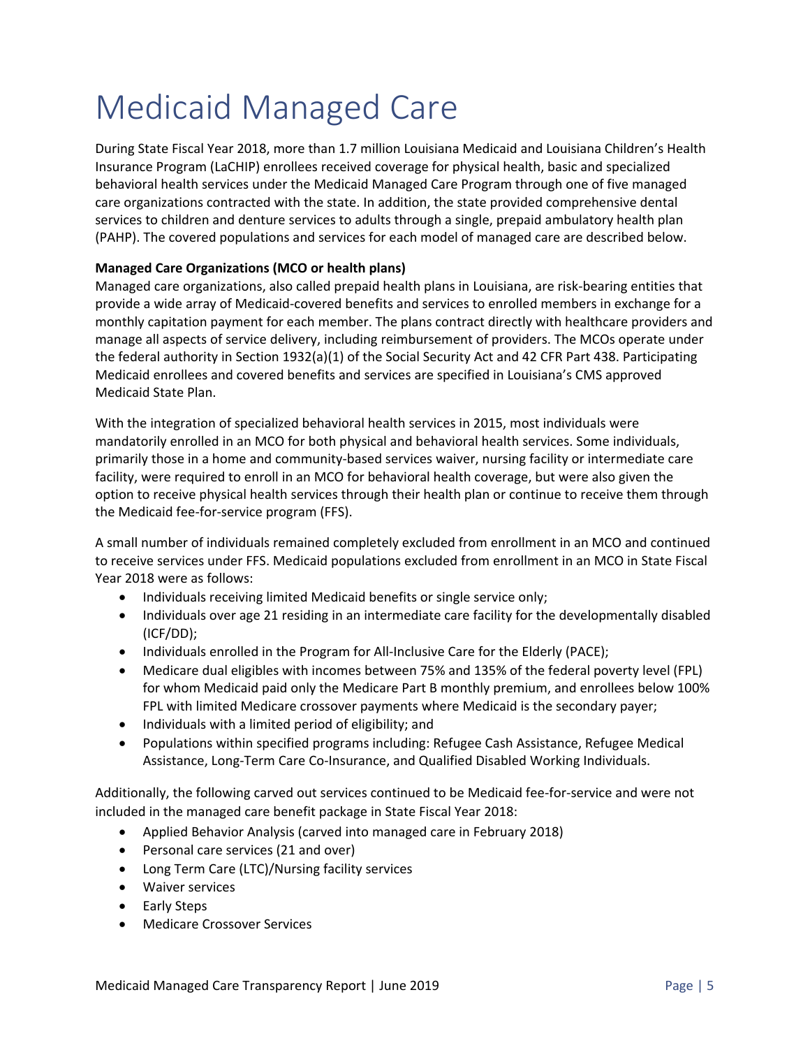# Medicaid Managed Care

During State Fiscal Year 2018, more than 1.7 million Louisiana Medicaid and Louisiana Children's Health Insurance Program (LaCHIP) enrollees received coverage for physical health, basic and specialized behavioral health services under the Medicaid Managed Care Program through one of five managed care organizations contracted with the state. In addition, the state provided comprehensive dental services to children and denture services to adults through a single, prepaid ambulatory health plan (PAHP). The covered populations and services for each model of managed care are described below.

**Managed Care Organizations (MCO or health plans)**

Managed care organizations, also called prepaid health plans in Louisiana, are risk-bearing entities that provide a wide array of Medicaid-covered benefits and services to enrolled members in exchange for a monthly capitation payment for each member. The plans contract directly with healthcare providers and manage all aspects of service delivery, including reimbursement of providers. The MCOs operate under the federal authority in Section 1932(a)(1) of the Social Security Act and 42 CFR Part 438. Participating Medicaid enrollees and covered benefits and services are specified in Louisiana's CMS approved Medicaid State Plan.

With the integration of specialized behavioral health services in 2015, most individuals were mandatorily enrolled in an MCO for both physical and behavioral health services. Some individuals, primarily those in a home and community-based services waiver, nursing facility or intermediate care facility, were required to enroll in an MCO for behavioral health coverage, but were also given the option to receive physical health services through their health plan or continue to receive them through the Medicaid fee-for-service program (FFS).

A small number of individuals remained completely excluded from enrollment in an MCO and continued to receive services under FFS. Medicaid populations excluded from enrollment in an MCO in State Fiscal Year 2018 were as follows:

- Individuals receiving limited Medicaid benefits or single service only;
- Individuals over age 21 residing in an intermediate care facility for the developmentally disabled (ICF/DD);
- Individuals enrolled in the Program for All-Inclusive Care for the Elderly (PACE);
- Medicare dual eligibles with incomes between 75% and 135% of the federal poverty level (FPL) for whom Medicaid paid only the Medicare Part B monthly premium, and enrollees below 100% FPL with limited Medicare crossover payments where Medicaid is the secondary payer;
- Individuals with a limited period of eligibility; and
- Populations within specified programs including: Refugee Cash Assistance, Refugee Medical Assistance, Long-Term Care Co-Insurance, and Qualified Disabled Working Individuals.

Additionally, the following carved out services continued to be Medicaid fee-for-service and were not included in the managed care benefit package in State Fiscal Year 2018:

- Applied Behavior Analysis (carved into managed care in February 2018)
- Personal care services (21 and over)
- Long Term Care (LTC)/Nursing facility services
- Waiver services
- Early Steps
- Medicare Crossover Services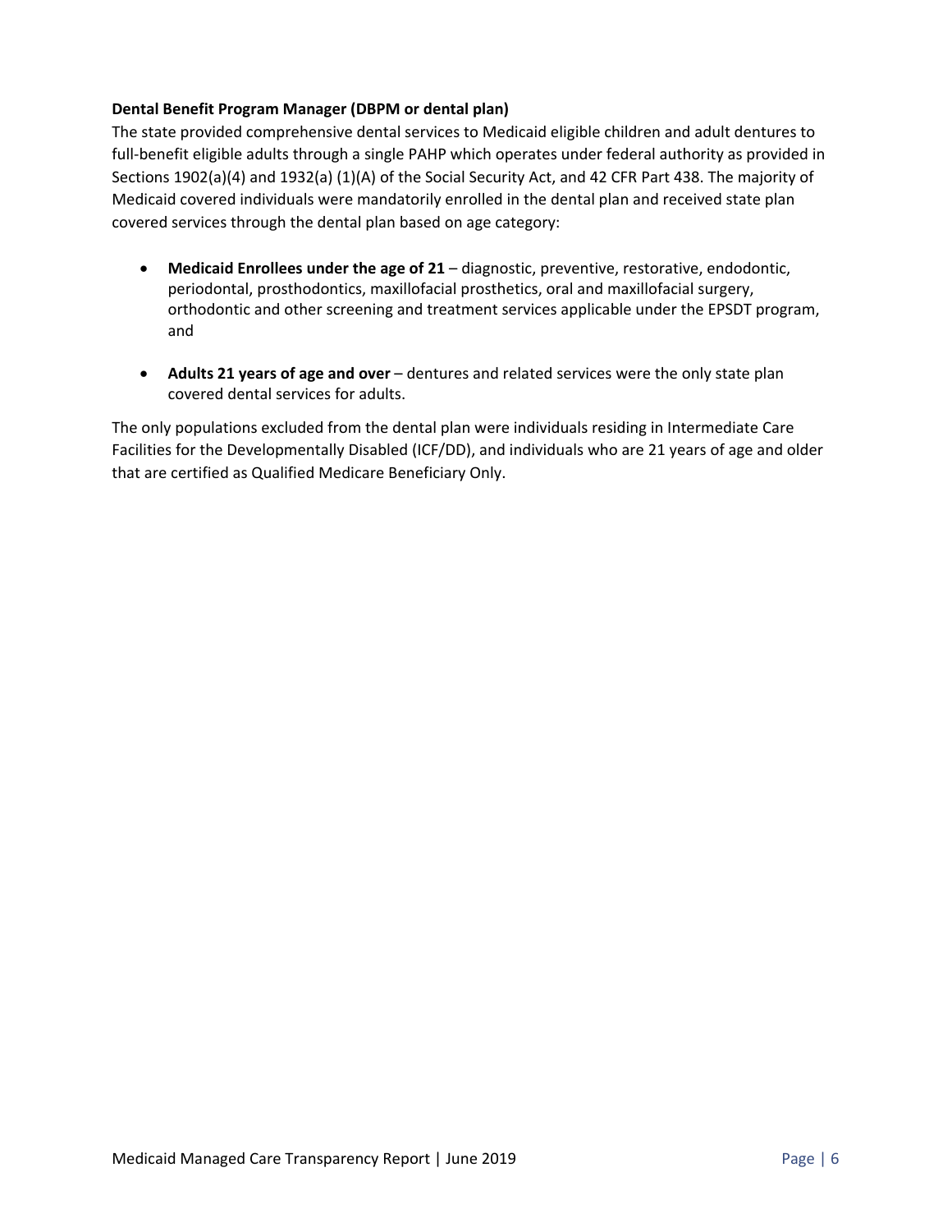**Dental Benefit Program Manager (DBPM or dental plan)**

The state provided comprehensive dental services to Medicaid eligible children and adult dentures to full-benefit eligible adults through a single PAHP which operates under federal authority as provided in Sections 1902(a)(4) and 1932(a) (1)(A) of the Social Security Act, and 42 CFR Part 438. The majority of Medicaid covered individuals were mandatorily enrolled in the dental plan and received state plan covered services through the dental plan based on age category:

- **Medicaid Enrollees under the age of 21** – diagnostic, preventive, restorative, endodontic, periodontal, prosthodontics, maxillofacial prosthetics, oral and maxillofacial surgery, orthodontic and other screening and treatment services applicable under the EPSDT program, and
- **Adults 21 years of age and over** – dentures and related services were the only state plan covered dental services for adults.

The only populations excluded from the dental plan were individuals residing in Intermediate Care Facilities for the Developmentally Disabled (ICF/DD), and individuals who are 21 years of age and older that are certified as Qualified Medicare Beneficiary Only.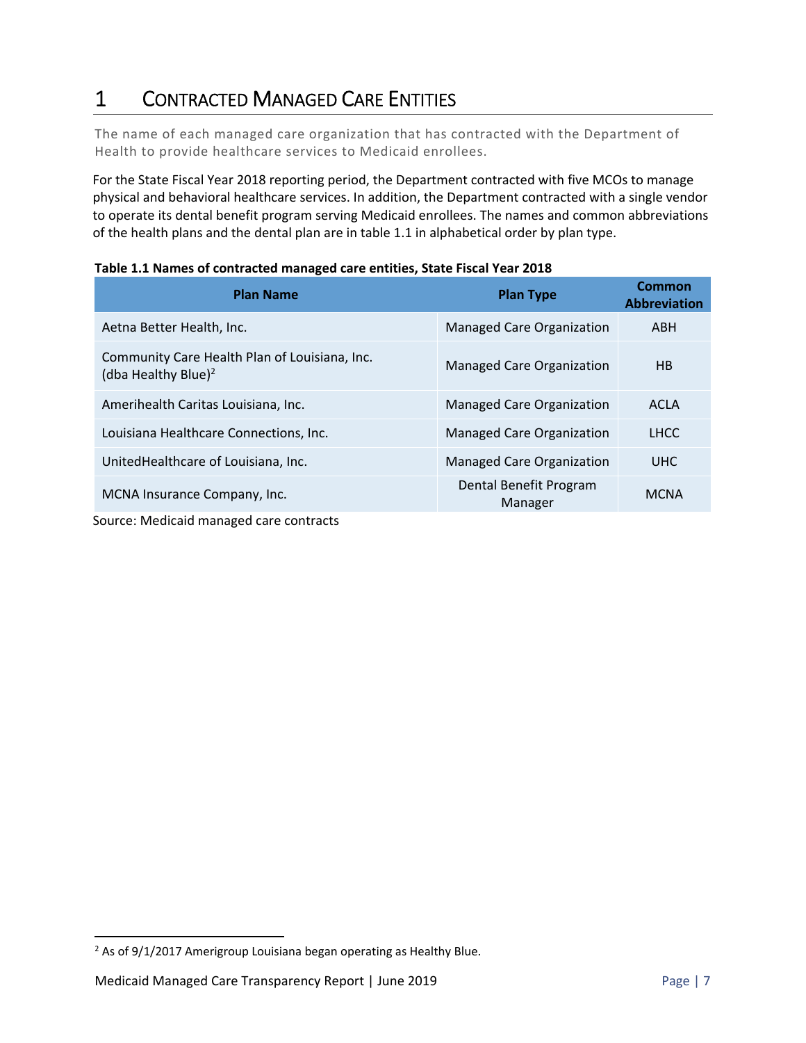# 1 CONTRACTED MANAGED CARE ENTITIES

The name of each managed care organization that has contracted with the Department of Health to provide healthcare services to Medicaid enrollees.

For the State Fiscal Year 2018 reporting period, the Department contracted with five MCOs to manage physical and behavioral healthcare services. In addition, the Department contracted with a single vendor to operate its dental benefit program serving Medicaid enrollees. The names and common abbreviations of the health plans and the dental plan are in table 1.1 in alphabetical order by plan type.

**Table 1.1 Names of contracted managed care entities, State Fiscal Year 2018**

| Plan Name | Plan Type | Common Abbreviation |
|---|---|---|
| Aetna Better Health, Inc. | Managed Care Organization | ABH |
| Community Care Health Plan of Louisiana, Inc. (dba Healthy Blue)[2] | Managed Care Organization | HB |
| Amerihealth Caritas Louisiana, Inc. | Managed Care Organization | ACLA |
| Louisiana Healthcare Connections, Inc. | Managed Care Organization | LHCC |
| UnitedHealthcare of Louisiana, Inc. | Managed Care Organization | UHC |
| MCNA Insurance Company, Inc. | Dental Benefit Program Manager | MCNA |

Source: Medicaid managed care contracts

[2] As of 9/1/2017 Amerigroup Louisiana began operating as Healthy Blue.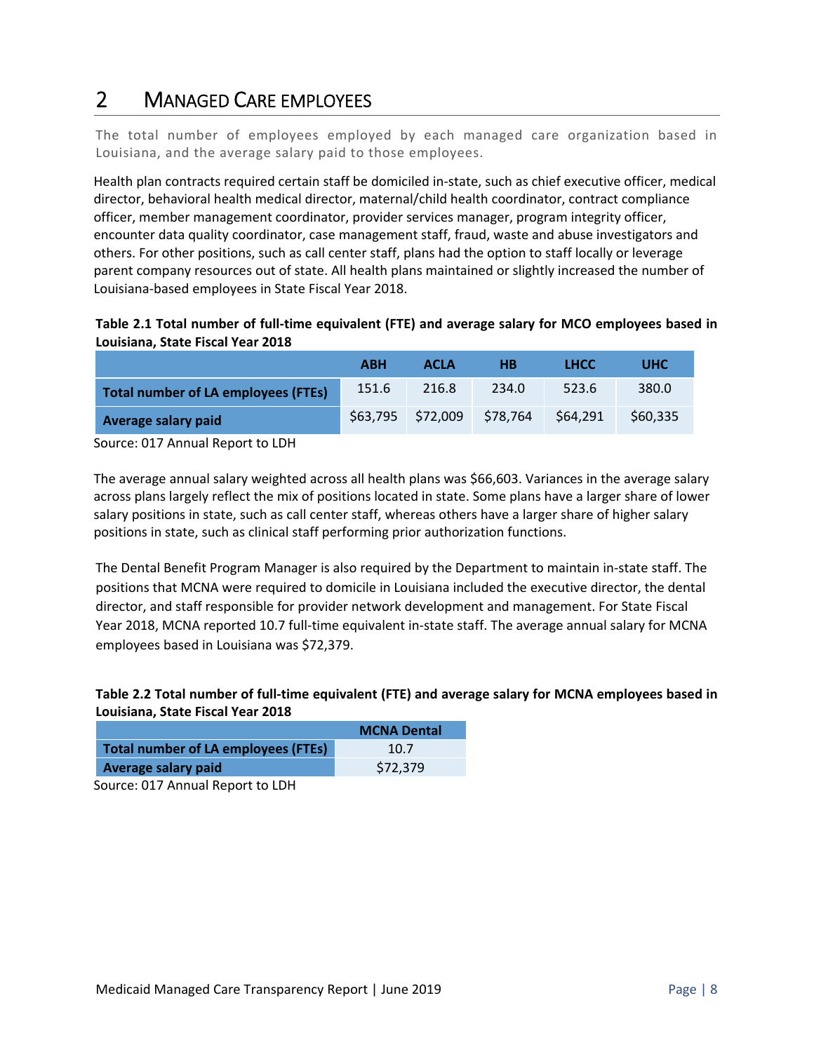# 2 MANAGED CARE EMPLOYEES

The total number of employees employed by each managed care organization based in Louisiana, and the average salary paid to those employees.

Health plan contracts required certain staff be domiciled in-state, such as chief executive officer, medical director, behavioral health medical director, maternal/child health coordinator, contract compliance officer, member management coordinator, provider services manager, program integrity officer, encounter data quality coordinator, case management staff, fraud, waste and abuse investigators and others. For other positions, such as call center staff, plans had the option to staff locally or leverage parent company resources out of state. All health plans maintained or slightly increased the number of Louisiana-based employees in State Fiscal Year 2018.

**Table 2.1 Total number of full-time equivalent (FTE) and average salary for MCO employees based in Louisiana, State Fiscal Year 2018**

| | ABH | ACLA | HB | LHCC | UHC |
|---|---|---|---|---|---|
| **Total number of LA employees (FTEs)** | 151.6 | 216.8 | 234.0 | 523.6 | 380.0 |
| **Average salary paid** | $63,795 | $72,009 | $78,764 | $64,291 | $60,335 |

Source: 017 Annual Report to LDH

The average annual salary weighted across all health plans was $66,603. Variances in the average salary across plans largely reflect the mix of positions located in state. Some plans have a larger share of lower salary positions in state, such as call center staff, whereas others have a larger share of higher salary positions in state, such as clinical staff performing prior authorization functions.

The Dental Benefit Program Manager is also required by the Department to maintain in-state staff. The positions that MCNA were required to domicile in Louisiana included the executive director, the dental director, and staff responsible for provider network development and management. For State Fiscal Year 2018, MCNA reported 10.7 full-time equivalent in-state staff. The average annual salary for MCNA employees based in Louisiana was $72,379.

**Table 2.2 Total number of full-time equivalent (FTE) and average salary for MCNA employees based in Louisiana, State Fiscal Year 2018**

| | MCNA Dental |
|---|---|
| **Total number of LA employees (FTEs)** | 10.7 |
| **Average salary paid** | $72,379 |

Source: 017 Annual Report to LDH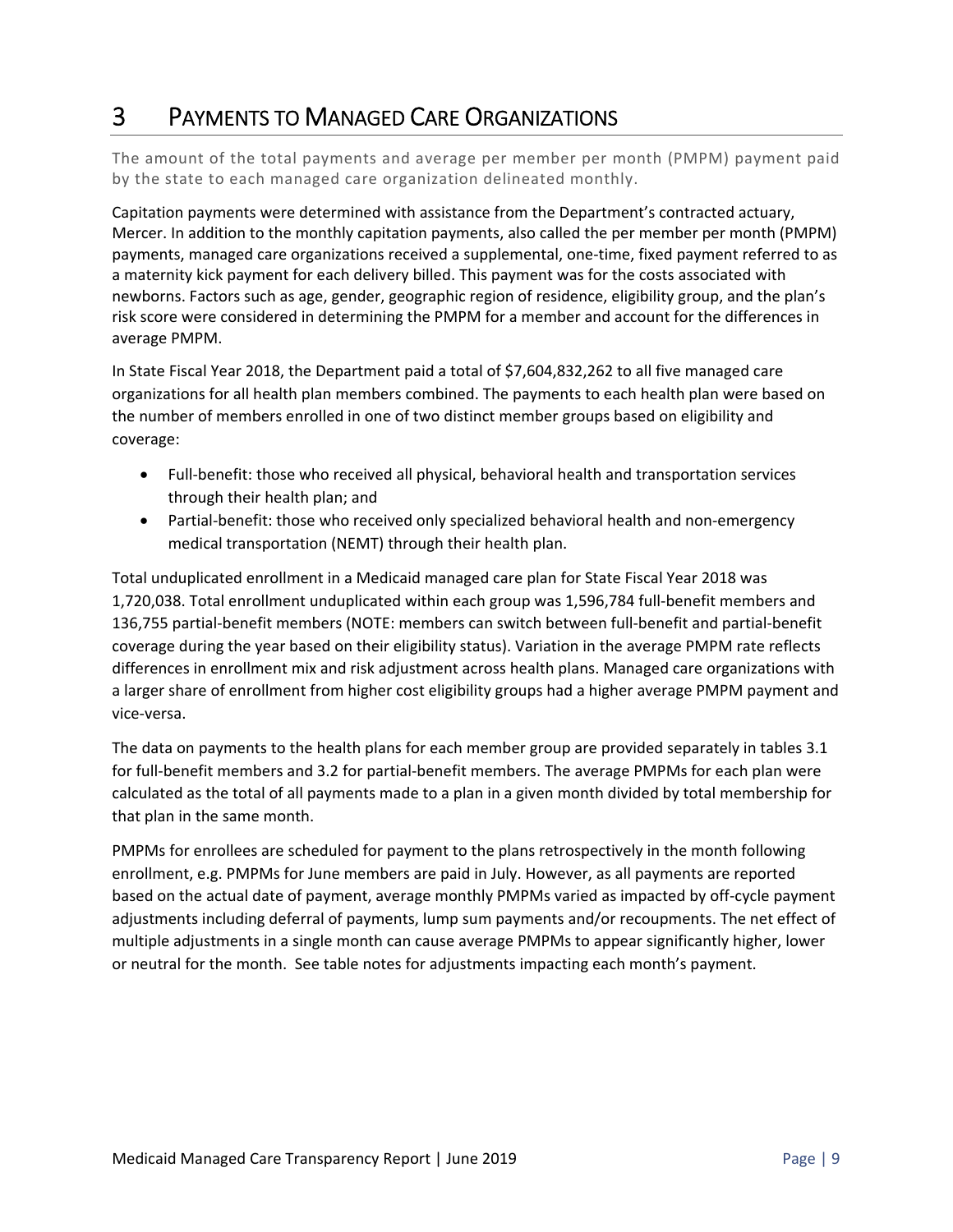# 3 PAYMENTS TO MANAGED CARE ORGANIZATIONS

The amount of the total payments and average per member per month (PMPM) payment paid by the state to each managed care organization delineated monthly.

Capitation payments were determined with assistance from the Department's contracted actuary, Mercer. In addition to the monthly capitation payments, also called the per member per month (PMPM) payments, managed care organizations received a supplemental, one-time, fixed payment referred to as a maternity kick payment for each delivery billed. This payment was for the costs associated with newborns. Factors such as age, gender, geographic region of residence, eligibility group, and the plan's risk score were considered in determining the PMPM for a member and account for the differences in average PMPM.

In State Fiscal Year 2018, the Department paid a total of $7,604,832,262 to all five managed care organizations for all health plan members combined. The payments to each health plan were based on the number of members enrolled in one of two distinct member groups based on eligibility and coverage:

- Full-benefit: those who received all physical, behavioral health and transportation services through their health plan; and
- Partial-benefit: those who received only specialized behavioral health and non-emergency medical transportation (NEMT) through their health plan.

Total unduplicated enrollment in a Medicaid managed care plan for State Fiscal Year 2018 was 1,720,038. Total enrollment unduplicated within each group was 1,596,784 full-benefit members and 136,755 partial-benefit members (NOTE: members can switch between full-benefit and partial-benefit coverage during the year based on their eligibility status). Variation in the average PMPM rate reflects differences in enrollment mix and risk adjustment across health plans. Managed care organizations with a larger share of enrollment from higher cost eligibility groups had a higher average PMPM payment and vice-versa.

The data on payments to the health plans for each member group are provided separately in tables 3.1 for full-benefit members and 3.2 for partial-benefit members. The average PMPMs for each plan were calculated as the total of all payments made to a plan in a given month divided by total membership for that plan in the same month.

PMPMs for enrollees are scheduled for payment to the plans retrospectively in the month following enrollment, e.g. PMPMs for June members are paid in July. However, as all payments are reported based on the actual date of payment, average monthly PMPMs varied as impacted by off-cycle payment adjustments including deferral of payments, lump sum payments and/or recoupments. The net effect of multiple adjustments in a single month can cause average PMPMs to appear significantly higher, lower or neutral for the month. See table notes for adjustments impacting each month's payment.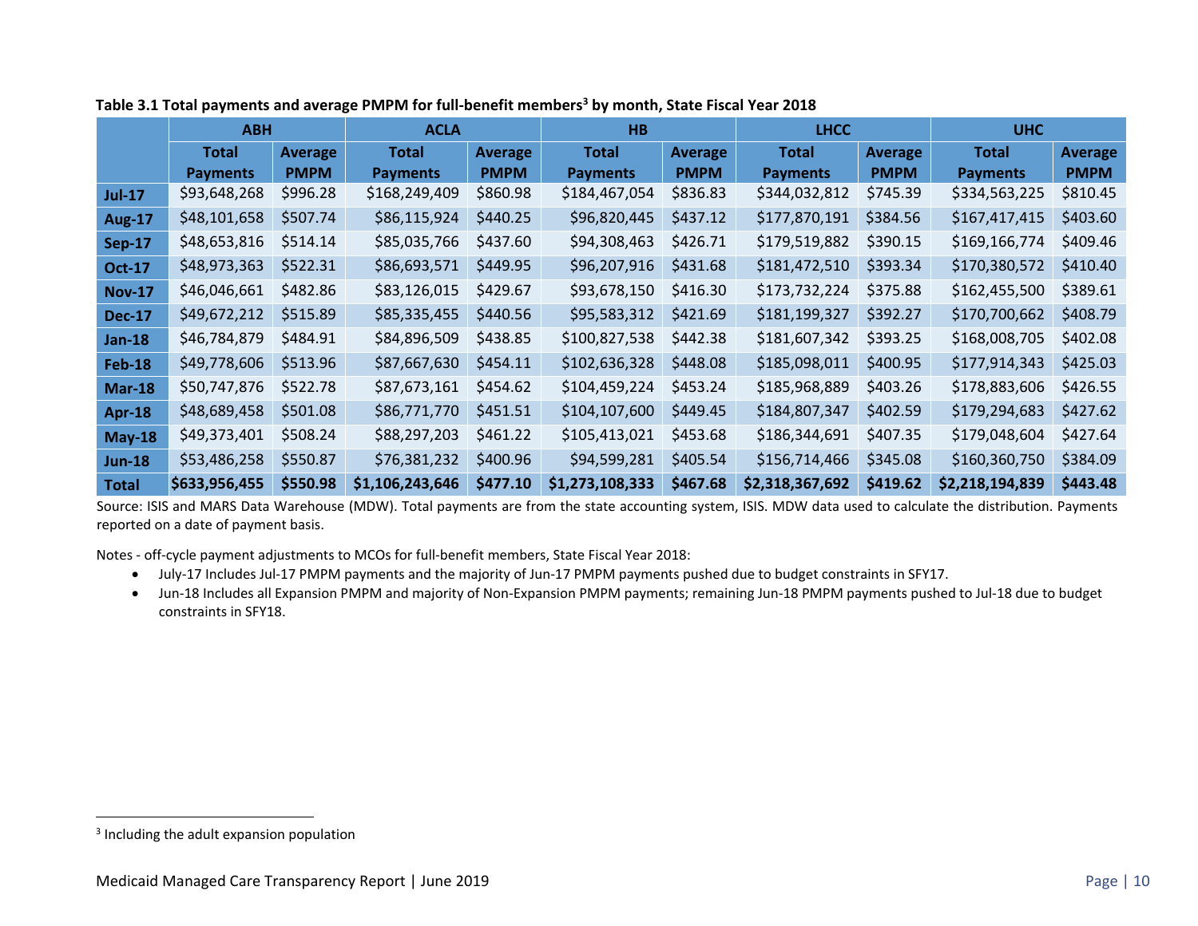**Table 3.1 Total payments and average PMPM for full-benefit members[3] by month, State Fiscal Year 2018**

| | ABH | | ACLA | | HB | | LHCC | | UHC | |
|---|---|---|---|---|---|---|---|---|---|---|
| | Total Payments | Average PMPM | Total Payments | Average PMPM | Total Payments | Average PMPM | Total Payments | Average PMPM | Total Payments | Average PMPM |
| **Jul-17** | $93,648,268 | $996.28 | $168,249,409 | $860.98 | $184,467,054 | $836.83 | $344,032,812 | $745.39 | $334,563,225 | $810.45 |
| **Aug-17** | $48,101,658 | $507.74 | $86,115,924 | $440.25 | $96,820,445 | $437.12 | $177,870,191 | $384.56 | $167,417,415 | $403.60 |
| **Sep-17** | $48,653,816 | $514.14 | $85,035,766 | $437.60 | $94,308,463 | $426.71 | $179,519,882 | $390.15 | $169,166,774 | $409.46 |
| **Oct-17** | $48,973,363 | $522.31 | $86,693,571 | $449.95 | $96,207,916 | $431.68 | $181,472,510 | $393.34 | $170,380,572 | $410.40 |
| **Nov-17** | $46,046,661 | $482.86 | $83,126,015 | $429.67 | $93,678,150 | $416.30 | $173,732,224 | $375.88 | $162,455,500 | $389.61 |
| **Dec-17** | $49,672,212 | $515.89 | $85,335,455 | $440.56 | $95,583,312 | $421.69 | $181,199,327 | $392.27 | $170,700,662 | $408.79 |
| **Jan-18** | $46,784,879 | $484.91 | $84,896,509 | $438.85 | $100,827,538 | $442.38 | $181,607,342 | $393.25 | $168,008,705 | $402.08 |
| **Feb-18** | $49,778,606 | $513.96 | $87,667,630 | $454.11 | $102,636,328 | $448.08 | $185,098,011 | $400.95 | $177,914,343 | $425.03 |
| **Mar-18** | $50,747,876 | $522.78 | $87,673,161 | $454.62 | $104,459,224 | $453.24 | $185,968,889 | $403.26 | $178,883,606 | $426.55 |
| **Apr-18** | $48,689,458 | $501.08 | $86,771,770 | $451.51 | $104,107,600 | $449.45 | $184,807,347 | $402.59 | $179,294,683 | $427.62 |
| **May-18** | $49,373,401 | $508.24 | $88,297,203 | $461.22 | $105,413,021 | $453.68 | $186,344,691 | $407.35 | $179,048,604 | $427.64 |
| **Jun-18** | $53,486,258 | $550.87 | $76,381,232 | $400.96 | $94,599,281 | $405.54 | $156,714,466 | $345.08 | $160,360,750 | $384.09 |
| **Total** | **$633,956,455** | **$550.98** | **$1,106,243,646** | **$477.10** | **$1,273,108,333** | **$467.68** | **$2,318,367,692** | **$419.62** | **$2,218,194,839** | **$443.48** |

Source: ISIS and MARS Data Warehouse (MDW). Total payments are from the state accounting system, ISIS. MDW data used to calculate the distribution. Payments reported on a date of payment basis.

Notes - off-cycle payment adjustments to MCOs for full-benefit members, State Fiscal Year 2018:

- July-17 Includes Jul-17 PMPM payments and the majority of Jun-17 PMPM payments pushed due to budget constraints in SFY17.
- Jun-18 Includes all Expansion PMPM and majority of Non-Expansion PMPM payments; remaining Jun-18 PMPM payments pushed to Jul-18 due to budget constraints in SFY18.

[3] Including the adult expansion population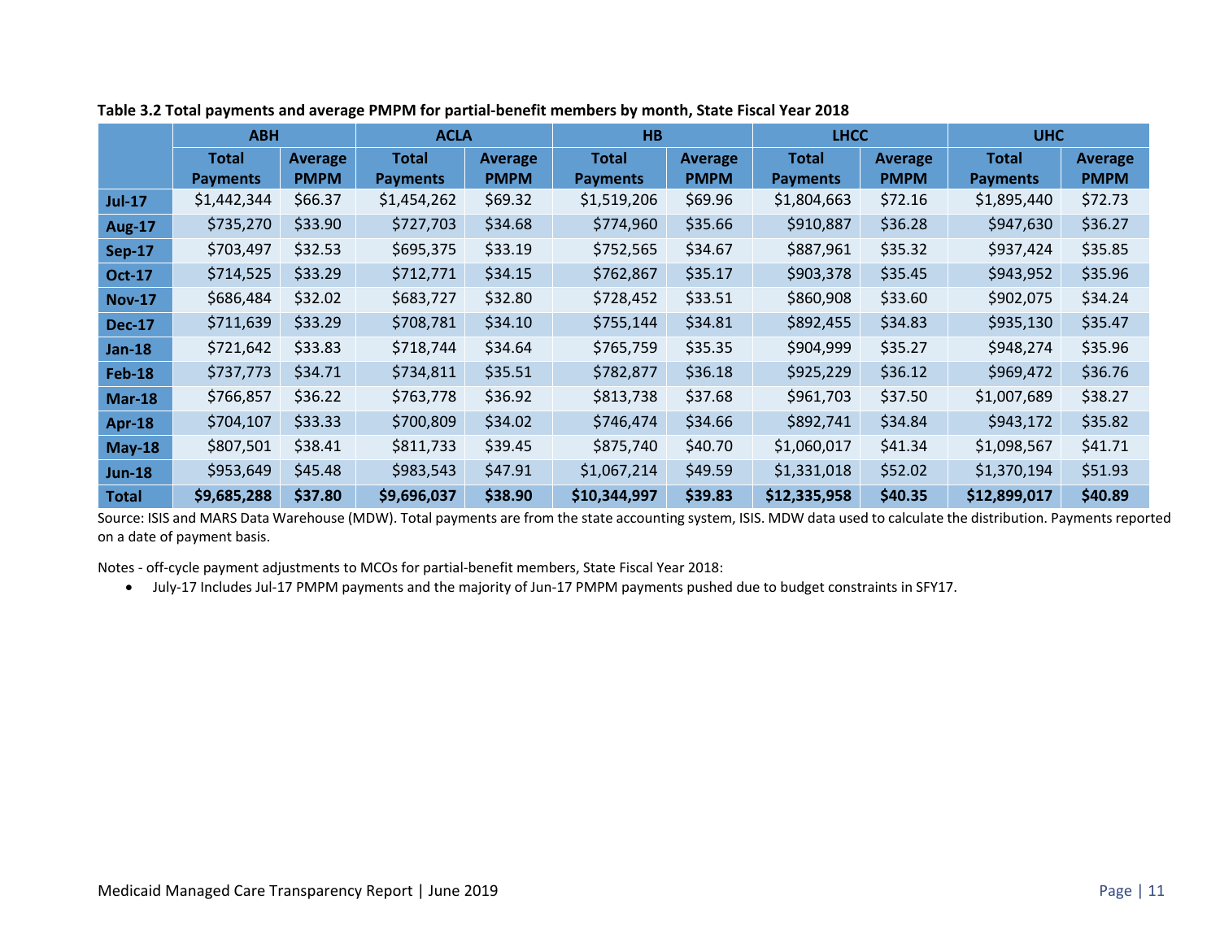**Table 3.2 Total payments and average PMPM for partial-benefit members by month, State Fiscal Year 2018**

| | ABH | | ACLA | | HB | | LHCC | | UHC | |
|---|---|---|---|---|---|---|---|---|---|---|
| | **Total Payments** | **Average PMPM** | **Total Payments** | **Average PMPM** | **Total Payments** | **Average PMPM** | **Total Payments** | **Average PMPM** | **Total Payments** | **Average PMPM** |
| **Jul-17** | $1,442,344 | $66.37 | $1,454,262 | $69.32 | $1,519,206 | $69.96 | $1,804,663 | $72.16 | $1,895,440 | $72.73 |
| **Aug-17** | $735,270 | $33.90 | $727,703 | $34.68 | $774,960 | $35.66 | $910,887 | $36.28 | $947,630 | $36.27 |
| **Sep-17** | $703,497 | $32.53 | $695,375 | $33.19 | $752,565 | $34.67 | $887,961 | $35.32 | $937,424 | $35.85 |
| **Oct-17** | $714,525 | $33.29 | $712,771 | $34.15 | $762,867 | $35.17 | $903,378 | $35.45 | $943,952 | $35.96 |
| **Nov-17** | $686,484 | $32.02 | $683,727 | $32.80 | $728,452 | $33.51 | $860,908 | $33.60 | $902,075 | $34.24 |
| **Dec-17** | $711,639 | $33.29 | $708,781 | $34.10 | $755,144 | $34.81 | $892,455 | $34.83 | $935,130 | $35.47 |
| **Jan-18** | $721,642 | $33.83 | $718,744 | $34.64 | $765,759 | $35.35 | $904,999 | $35.27 | $948,274 | $35.96 |
| **Feb-18** | $737,773 | $34.71 | $734,811 | $35.51 | $782,877 | $36.18 | $925,229 | $36.12 | $969,472 | $36.76 |
| **Mar-18** | $766,857 | $36.22 | $763,778 | $36.92 | $813,738 | $37.68 | $961,703 | $37.50 | $1,007,689 | $38.27 |
| **Apr-18** | $704,107 | $33.33 | $700,809 | $34.02 | $746,474 | $34.66 | $892,741 | $34.84 | $943,172 | $35.82 |
| **May-18** | $807,501 | $38.41 | $811,733 | $39.45 | $875,740 | $40.70 | $1,060,017 | $41.34 | $1,098,567 | $41.71 |
| **Jun-18** | $953,649 | $45.48 | $983,543 | $47.91 | $1,067,214 | $49.59 | $1,331,018 | $52.02 | $1,370,194 | $51.93 |
| **Total** | **$9,685,288** | **$37.80** | **$9,696,037** | **$38.90** | **$10,344,997** | **$39.83** | **$12,335,958** | **$40.35** | **$12,899,017** | **$40.89** |

Source: ISIS and MARS Data Warehouse (MDW). Total payments are from the state accounting system, ISIS. MDW data used to calculate the distribution. Payments reported on a date of payment basis.

Notes - off-cycle payment adjustments to MCOs for partial-benefit members, State Fiscal Year 2018:

- July-17 Includes Jul-17 PMPM payments and the majority of Jun-17 PMPM payments pushed due to budget constraints in SFY17.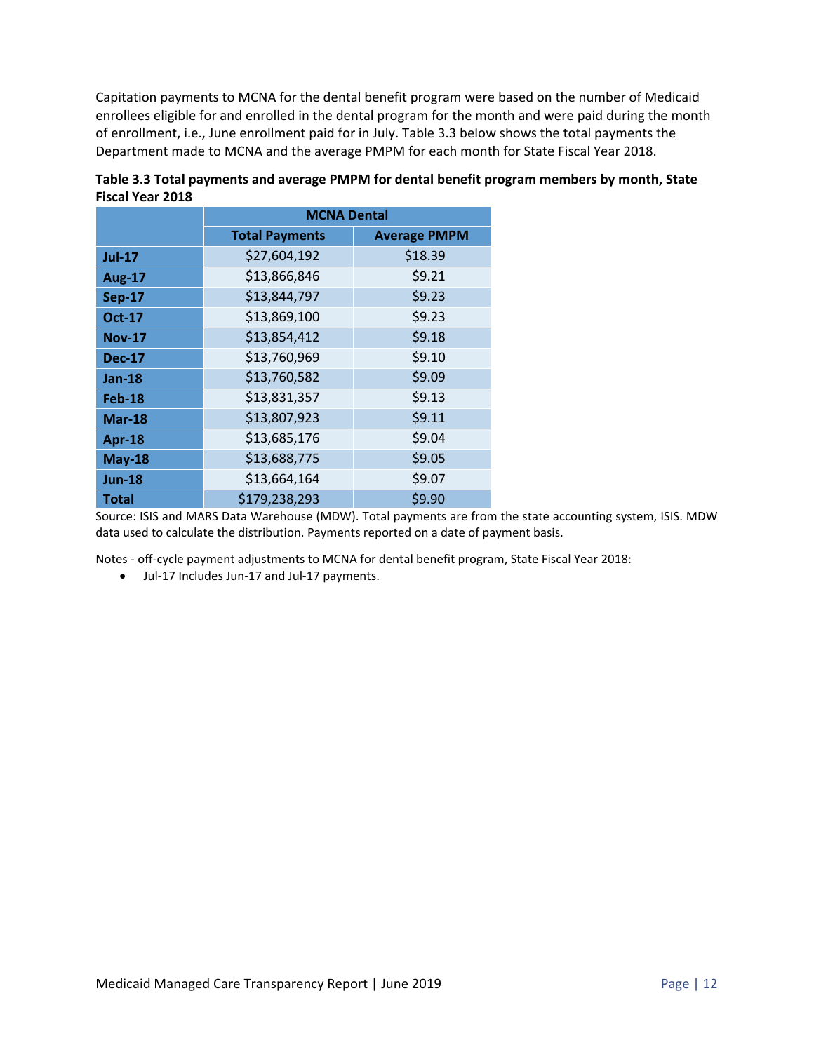Capitation payments to MCNA for the dental benefit program were based on the number of Medicaid enrollees eligible for and enrolled in the dental program for the month and were paid during the month of enrollment, i.e., June enrollment paid for in July. Table 3.3 below shows the total payments the Department made to MCNA and the average PMPM for each month for State Fiscal Year 2018.

**Table 3.3 Total payments and average PMPM for dental benefit program members by month, State Fiscal Year 2018**

| | MCNA Dental | |
|---|---|---|
| | **Total Payments** | **Average PMPM** |
| **Jul-17** | $27,604,192 | $18.39 |
| **Aug-17** | $13,866,846 | $9.21 |
| **Sep-17** | $13,844,797 | $9.23 |
| **Oct-17** | $13,869,100 | $9.23 |
| **Nov-17** | $13,854,412 | $9.18 |
| **Dec-17** | $13,760,969 | $9.10 |
| **Jan-18** | $13,760,582 | $9.09 |
| **Feb-18** | $13,831,357 | $9.13 |
| **Mar-18** | $13,807,923 | $9.11 |
| **Apr-18** | $13,685,176 | $9.04 |
| **May-18** | $13,688,775 | $9.05 |
| **Jun-18** | $13,664,164 | $9.07 |
| **Total** | $179,238,293 | $9.90 |

Source: ISIS and MARS Data Warehouse (MDW). Total payments are from the state accounting system, ISIS. MDW data used to calculate the distribution. Payments reported on a date of payment basis.

Notes - off-cycle payment adjustments to MCNA for dental benefit program, State Fiscal Year 2018:

- Jul-17 Includes Jun-17 and Jul-17 payments.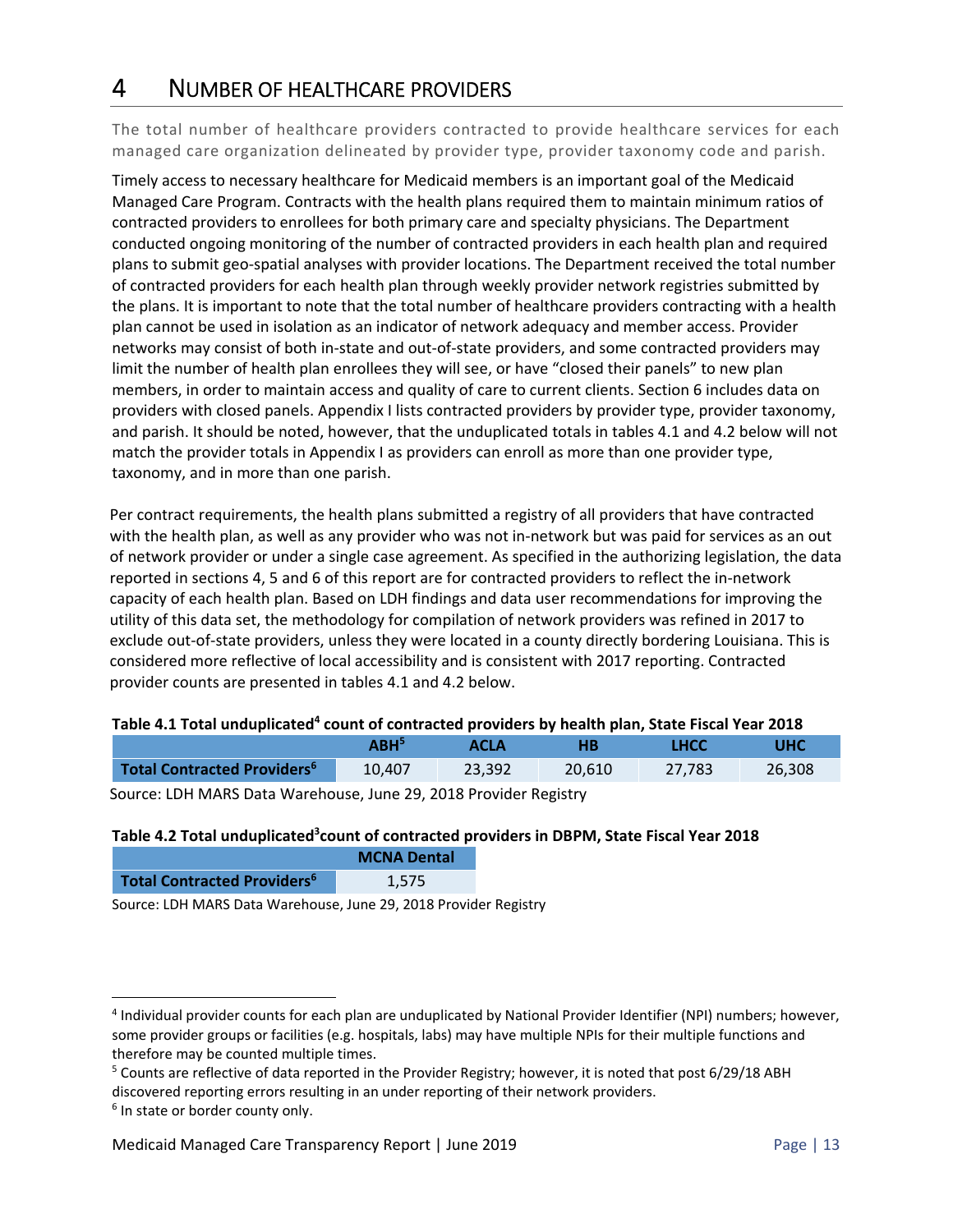# 4 NUMBER OF HEALTHCARE PROVIDERS

The total number of healthcare providers contracted to provide healthcare services for each managed care organization delineated by provider type, provider taxonomy code and parish.

Timely access to necessary healthcare for Medicaid members is an important goal of the Medicaid Managed Care Program. Contracts with the health plans required them to maintain minimum ratios of contracted providers to enrollees for both primary care and specialty physicians. The Department conducted ongoing monitoring of the number of contracted providers in each health plan and required plans to submit geo-spatial analyses with provider locations. The Department received the total number of contracted providers for each health plan through weekly provider network registries submitted by the plans. It is important to note that the total number of healthcare providers contracting with a health plan cannot be used in isolation as an indicator of network adequacy and member access. Provider networks may consist of both in-state and out-of-state providers, and some contracted providers may limit the number of health plan enrollees they will see, or have "closed their panels" to new plan members, in order to maintain access and quality of care to current clients. Section 6 includes data on providers with closed panels. Appendix I lists contracted providers by provider type, provider taxonomy, and parish. It should be noted, however, that the unduplicated totals in tables 4.1 and 4.2 below will not match the provider totals in Appendix I as providers can enroll as more than one provider type, taxonomy, and in more than one parish.

Per contract requirements, the health plans submitted a registry of all providers that have contracted with the health plan, as well as any provider who was not in-network but was paid for services as an out of network provider or under a single case agreement. As specified in the authorizing legislation, the data reported in sections 4, 5 and 6 of this report are for contracted providers to reflect the in-network capacity of each health plan. Based on LDH findings and data user recommendations for improving the utility of this data set, the methodology for compilation of network providers was refined in 2017 to exclude out-of-state providers, unless they were located in a county directly bordering Louisiana. This is considered more reflective of local accessibility and is consistent with 2017 reporting. Contracted provider counts are presented in tables 4.1 and 4.2 below.

**Table 4.1 Total unduplicated[4] count of contracted providers by health plan, State Fiscal Year 2018**

| | ABH[5] | ACLA | HB | LHCC | UHC |
|---|---|---|---|---|---|
| **Total Contracted Providers[6]** | 10,407 | 23,392 | 20,610 | 27,783 | 26,308 |

Source: LDH MARS Data Warehouse, June 29, 2018 Provider Registry

**Table 4.2 Total unduplicated[3] count of contracted providers in DBPM, State Fiscal Year 2018**

| | MCNA Dental |
|---|---|
| **Total Contracted Providers[6]** | 1,575 |

Source: LDH MARS Data Warehouse, June 29, 2018 Provider Registry

[4] Individual provider counts for each plan are unduplicated by National Provider Identifier (NPI) numbers; however, some provider groups or facilities (e.g. hospitals, labs) may have multiple NPIs for their multiple functions and therefore may be counted multiple times.

[5] Counts are reflective of data reported in the Provider Registry; however, it is noted that post 6/29/18 ABH discovered reporting errors resulting in an under reporting of their network providers.

[6] In state or border county only.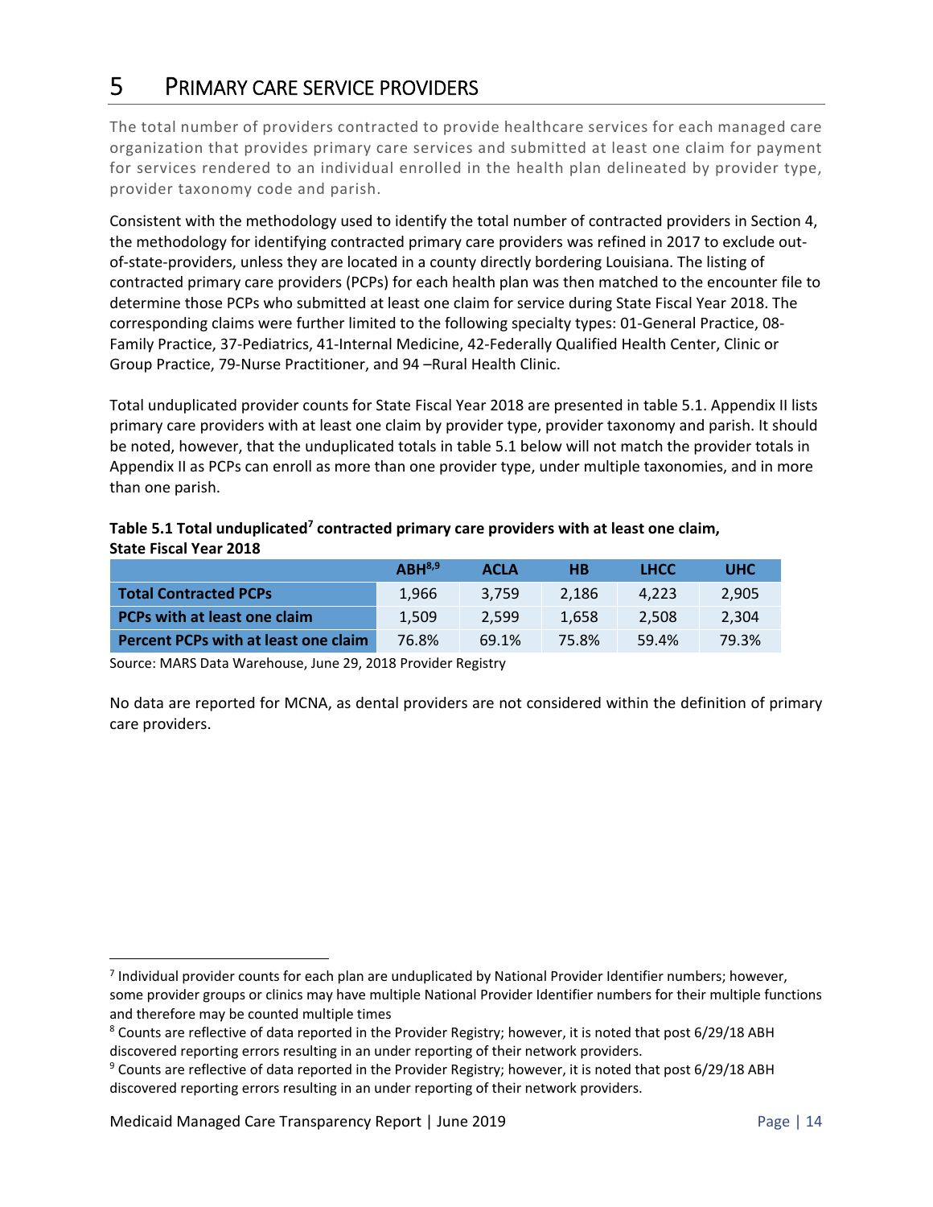# 5 PRIMARY CARE SERVICE PROVIDERS

The total number of providers contracted to provide healthcare services for each managed care organization that provides primary care services and submitted at least one claim for payment for services rendered to an individual enrolled in the health plan delineated by provider type, provider taxonomy code and parish.

Consistent with the methodology used to identify the total number of contracted providers in Section 4, the methodology for identifying contracted primary care providers was refined in 2017 to exclude out-of-state-providers, unless they are located in a county directly bordering Louisiana. The listing of contracted primary care providers (PCPs) for each health plan was then matched to the encounter file to determine those PCPs who submitted at least one claim for service during State Fiscal Year 2018. The corresponding claims were further limited to the following specialty types: 01-General Practice, 08-Family Practice, 37-Pediatrics, 41-Internal Medicine, 42-Federally Qualified Health Center, Clinic or Group Practice, 79-Nurse Practitioner, and 94 –Rural Health Clinic.

Total unduplicated provider counts for State Fiscal Year 2018 are presented in table 5.1. Appendix II lists primary care providers with at least one claim by provider type, provider taxonomy and parish. It should be noted, however, that the unduplicated totals in table 5.1 below will not match the provider totals in Appendix II as PCPs can enroll as more than one provider type, under multiple taxonomies, and in more than one parish.

**Table 5.1 Total unduplicated[7] contracted primary care providers with at least one claim, State Fiscal Year 2018**

| | ABH[8,9] | ACLA | HB | LHCC | UHC |
|---|---|---|---|---|---|
| **Total Contracted PCPs** | 1,966 | 3,759 | 2,186 | 4,223 | 2,905 |
| **PCPs with at least one claim** | 1,509 | 2,599 | 1,658 | 2,508 | 2,304 |
| **Percent PCPs with at least one claim** | 76.8% | 69.1% | 75.8% | 59.4% | 79.3% |

Source: MARS Data Warehouse, June 29, 2018 Provider Registry

No data are reported for MCNA, as dental providers are not considered within the definition of primary care providers.

---

[7] Individual provider counts for each plan are unduplicated by National Provider Identifier numbers; however, some provider groups or clinics may have multiple National Provider Identifier numbers for their multiple functions and therefore may be counted multiple times

[8] Counts are reflective of data reported in the Provider Registry; however, it is noted that post 6/29/18 ABH discovered reporting errors resulting in an under reporting of their network providers.

[9] Counts are reflective of data reported in the Provider Registry; however, it is noted that post 6/29/18 ABH discovered reporting errors resulting in an under reporting of their network providers.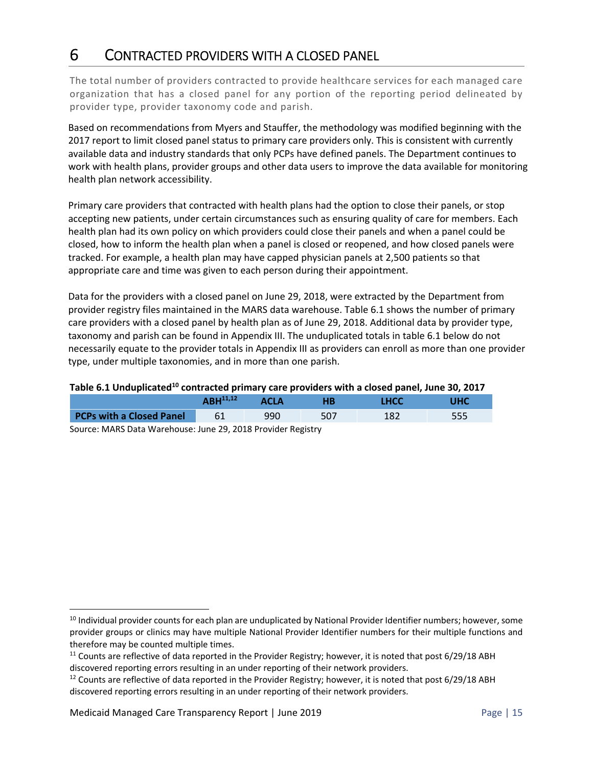# 6 Contracted Providers with a Closed Panel

The total number of providers contracted to provide healthcare services for each managed care organization that has a closed panel for any portion of the reporting period delineated by provider type, provider taxonomy code and parish.

Based on recommendations from Myers and Stauffer, the methodology was modified beginning with the 2017 report to limit closed panel status to primary care providers only. This is consistent with currently available data and industry standards that only PCPs have defined panels. The Department continues to work with health plans, provider groups and other data users to improve the data available for monitoring health plan network accessibility.

Primary care providers that contracted with health plans had the option to close their panels, or stop accepting new patients, under certain circumstances such as ensuring quality of care for members. Each health plan had its own policy on which providers could close their panels and when a panel could be closed, how to inform the health plan when a panel is closed or reopened, and how closed panels were tracked. For example, a health plan may have capped physician panels at 2,500 patients so that appropriate care and time was given to each person during their appointment.

Data for the providers with a closed panel on June 29, 2018, were extracted by the Department from provider registry files maintained in the MARS data warehouse. Table 6.1 shows the number of primary care providers with a closed panel by health plan as of June 29, 2018. Additional data by provider type, taxonomy and parish can be found in Appendix III. The unduplicated totals in table 6.1 below do not necessarily equate to the provider totals in Appendix III as providers can enroll as more than one provider type, under multiple taxonomies, and in more than one parish.

**Table 6.1 Unduplicated[10] contracted primary care providers with a closed panel, June 30, 2017**

| | ABH[11,12] | ACLA | HB | LHCC | UHC |
|---|---|---|---|---|---|
| **PCPs with a Closed Panel** | 61 | 990 | 507 | 182 | 555 |

Source: MARS Data Warehouse: June 29, 2018 Provider Registry

[10] Individual provider counts for each plan are unduplicated by National Provider Identifier numbers; however, some provider groups or clinics may have multiple National Provider Identifier numbers for their multiple functions and therefore may be counted multiple times.

[11] Counts are reflective of data reported in the Provider Registry; however, it is noted that post 6/29/18 ABH discovered reporting errors resulting in an under reporting of their network providers.

[12] Counts are reflective of data reported in the Provider Registry; however, it is noted that post 6/29/18 ABH discovered reporting errors resulting in an under reporting of their network providers.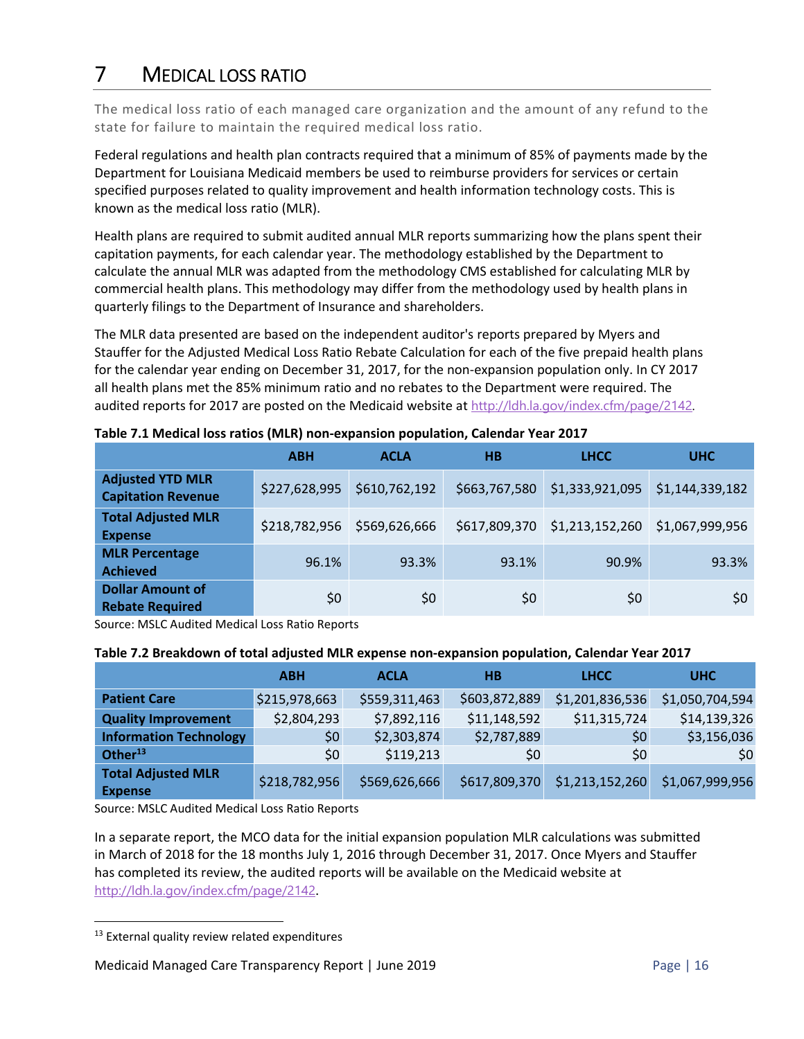# 7 MEDICAL LOSS RATIO

The medical loss ratio of each managed care organization and the amount of any refund to the state for failure to maintain the required medical loss ratio.

Federal regulations and health plan contracts required that a minimum of 85% of payments made by the Department for Louisiana Medicaid members be used to reimburse providers for services or certain specified purposes related to quality improvement and health information technology costs. This is known as the medical loss ratio (MLR).

Health plans are required to submit audited annual MLR reports summarizing how the plans spent their capitation payments, for each calendar year. The methodology established by the Department to calculate the annual MLR was adapted from the methodology CMS established for calculating MLR by commercial health plans. This methodology may differ from the methodology used by health plans in quarterly filings to the Department of Insurance and shareholders.

The MLR data presented are based on the independent auditor's reports prepared by Myers and Stauffer for the Adjusted Medical Loss Ratio Rebate Calculation for each of the five prepaid health plans for the calendar year ending on December 31, 2017, for the non-expansion population only. In CY 2017 all health plans met the 85% minimum ratio and no rebates to the Department were required. The audited reports for 2017 are posted on the Medicaid website at http://ldh.la.gov/index.cfm/page/2142.

**Table 7.1 Medical loss ratios (MLR) non-expansion population, Calendar Year 2017**

| | ABH | ACLA | HB | LHCC | UHC |
|---|---|---|---|---|---|
| **Adjusted YTD MLR Capitation Revenue** | $227,628,995 | $610,762,192 | $663,767,580 | $1,333,921,095 | $1,144,339,182 |
| **Total Adjusted MLR Expense** | $218,782,956 | $569,626,666 | $617,809,370 | $1,213,152,260 | $1,067,999,956 |
| **MLR Percentage Achieved** | 96.1% | 93.3% | 93.1% | 90.9% | 93.3% |
| **Dollar Amount of Rebate Required** | $0 | $0 | $0 | $0 | $0 |

Source: MSLC Audited Medical Loss Ratio Reports

**Table 7.2 Breakdown of total adjusted MLR expense non-expansion population, Calendar Year 2017**

| | ABH | ACLA | HB | LHCC | UHC |
|---|---|---|---|---|---|
| **Patient Care** | $215,978,663 | $559,311,463 | $603,872,889 | $1,201,836,536 | $1,050,704,594 |
| **Quality Improvement** | $2,804,293 | $7,892,116 | $11,148,592 | $11,315,724 | $14,139,326 |
| **Information Technology** | $0 | $2,303,874 | $2,787,889 | $0 | $3,156,036 |
| **Other[13]** | $0 | $119,213 | $0 | $0 | $0 |
| **Total Adjusted MLR Expense** | $218,782,956 | $569,626,666 | $617,809,370 | $1,213,152,260 | $1,067,999,956 |

Source: MSLC Audited Medical Loss Ratio Reports

In a separate report, the MCO data for the initial expansion population MLR calculations was submitted in March of 2018 for the 18 months July 1, 2016 through December 31, 2017. Once Myers and Stauffer has completed its review, the audited reports will be available on the Medicaid website at http://ldh.la.gov/index.cfm/page/2142.

---

[13] External quality review related expenditures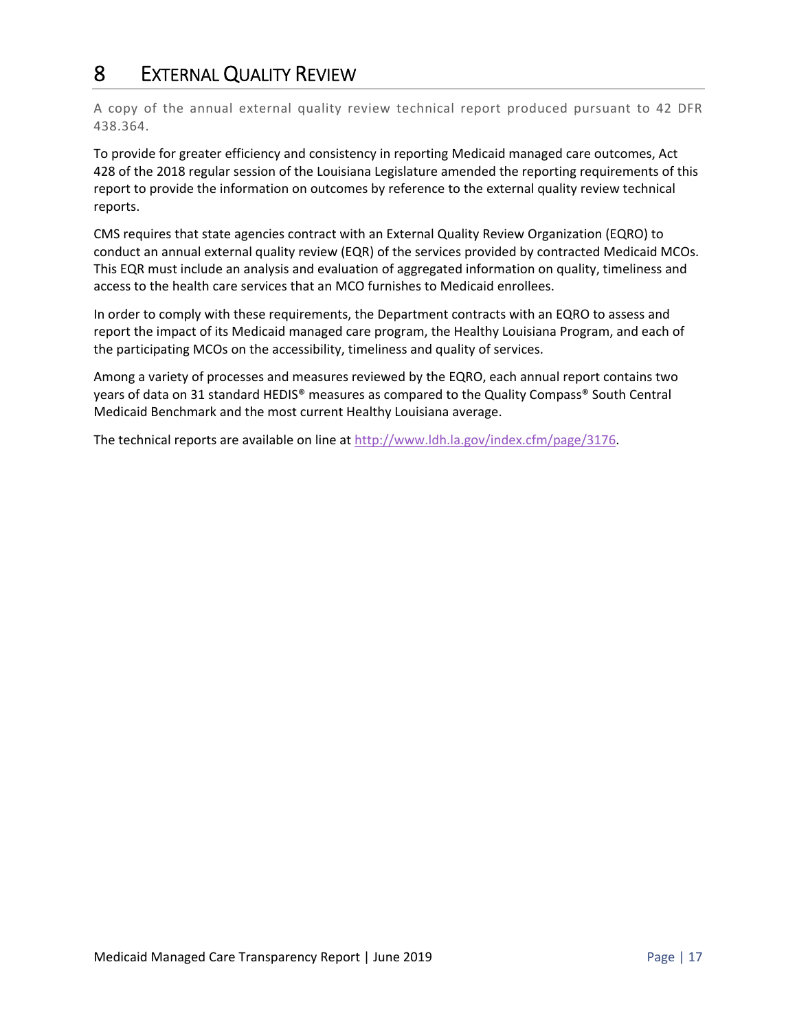# 8 External Quality Review

A copy of the annual external quality review technical report produced pursuant to 42 DFR 438.364.

To provide for greater efficiency and consistency in reporting Medicaid managed care outcomes, Act 428 of the 2018 regular session of the Louisiana Legislature amended the reporting requirements of this report to provide the information on outcomes by reference to the external quality review technical reports.

CMS requires that state agencies contract with an External Quality Review Organization (EQRO) to conduct an annual external quality review (EQR) of the services provided by contracted Medicaid MCOs. This EQR must include an analysis and evaluation of aggregated information on quality, timeliness and access to the health care services that an MCO furnishes to Medicaid enrollees.

In order to comply with these requirements, the Department contracts with an EQRO to assess and report the impact of its Medicaid managed care program, the Healthy Louisiana Program, and each of the participating MCOs on the accessibility, timeliness and quality of services.

Among a variety of processes and measures reviewed by the EQRO, each annual report contains two years of data on 31 standard HEDIS® measures as compared to the Quality Compass® South Central Medicaid Benchmark and the most current Healthy Louisiana average.

The technical reports are available on line at [http://www.ldh.la.gov/index.cfm/page/3176](http://www.ldh.la.gov/index.cfm/page/3176).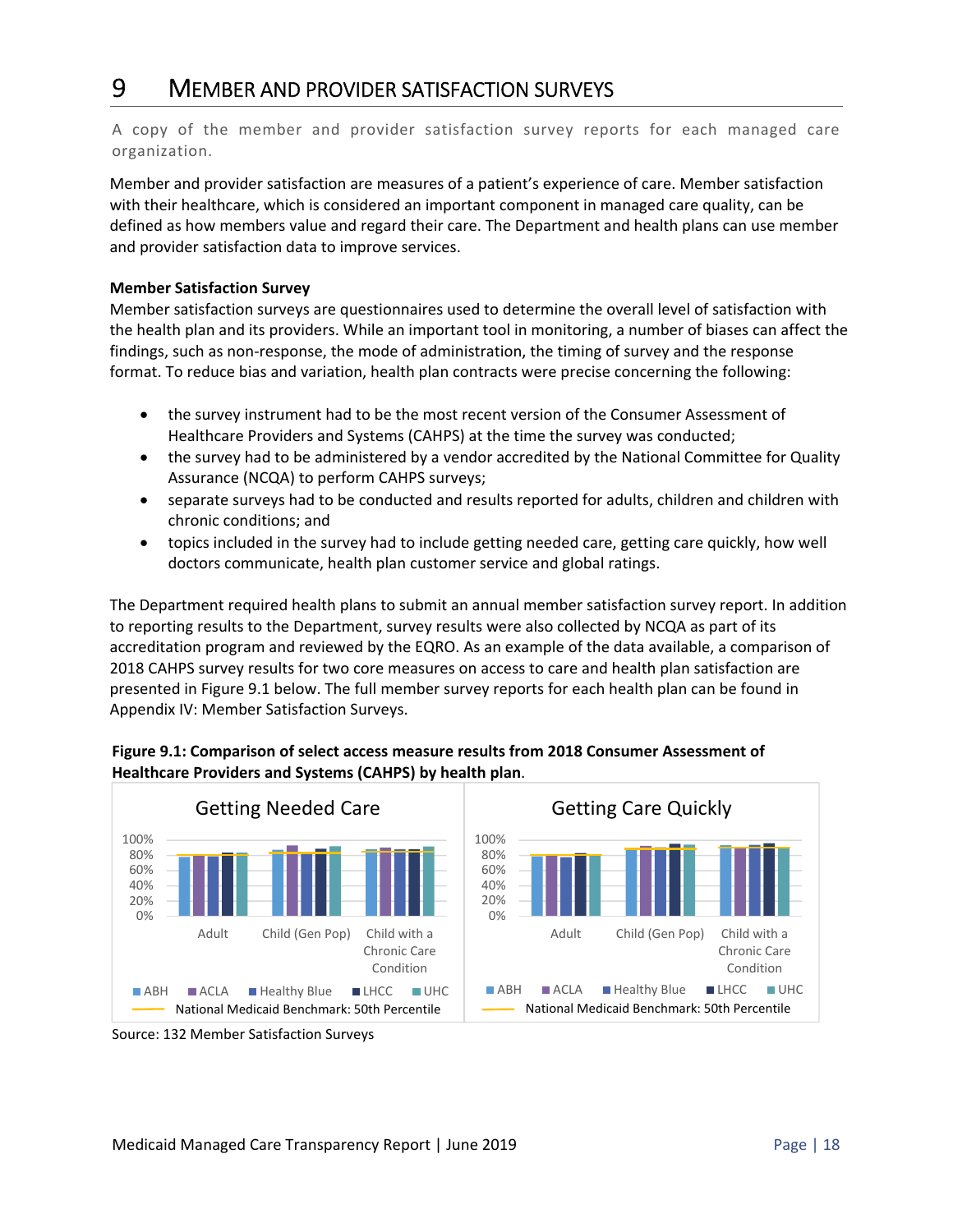# 9 MEMBER AND PROVIDER SATISFACTION SURVEYS

A copy of the member and provider satisfaction survey reports for each managed care organization.

Member and provider satisfaction are measures of a patient's experience of care. Member satisfaction with their healthcare, which is considered an important component in managed care quality, can be defined as how members value and regard their care. The Department and health plans can use member and provider satisfaction data to improve services.

**Member Satisfaction Survey**

Member satisfaction surveys are questionnaires used to determine the overall level of satisfaction with the health plan and its providers. While an important tool in monitoring, a number of biases can affect the findings, such as non-response, the mode of administration, the timing of survey and the response format. To reduce bias and variation, health plan contracts were precise concerning the following:

- the survey instrument had to be the most recent version of the Consumer Assessment of Healthcare Providers and Systems (CAHPS) at the time the survey was conducted;
- the survey had to be administered by a vendor accredited by the National Committee for Quality Assurance (NCQA) to perform CAHPS surveys;
- separate surveys had to be conducted and results reported for adults, children and children with chronic conditions; and
- topics included in the survey had to include getting needed care, getting care quickly, how well doctors communicate, health plan customer service and global ratings.

The Department required health plans to submit an annual member satisfaction survey report. In addition to reporting results to the Department, survey results were also collected by NCQA as part of its accreditation program and reviewed by the EQRO. As an example of the data available, a comparison of 2018 CAHPS survey results for two core measures on access to care and health plan satisfaction are presented in Figure 9.1 below. The full member survey reports for each health plan can be found in Appendix IV: Member Satisfaction Surveys.

**Figure 9.1: Comparison of select access measure results from 2018 Consumer Assessment of Healthcare Providers and Systems (CAHPS) by health plan**.

Source: 132 Member Satisfaction Surveys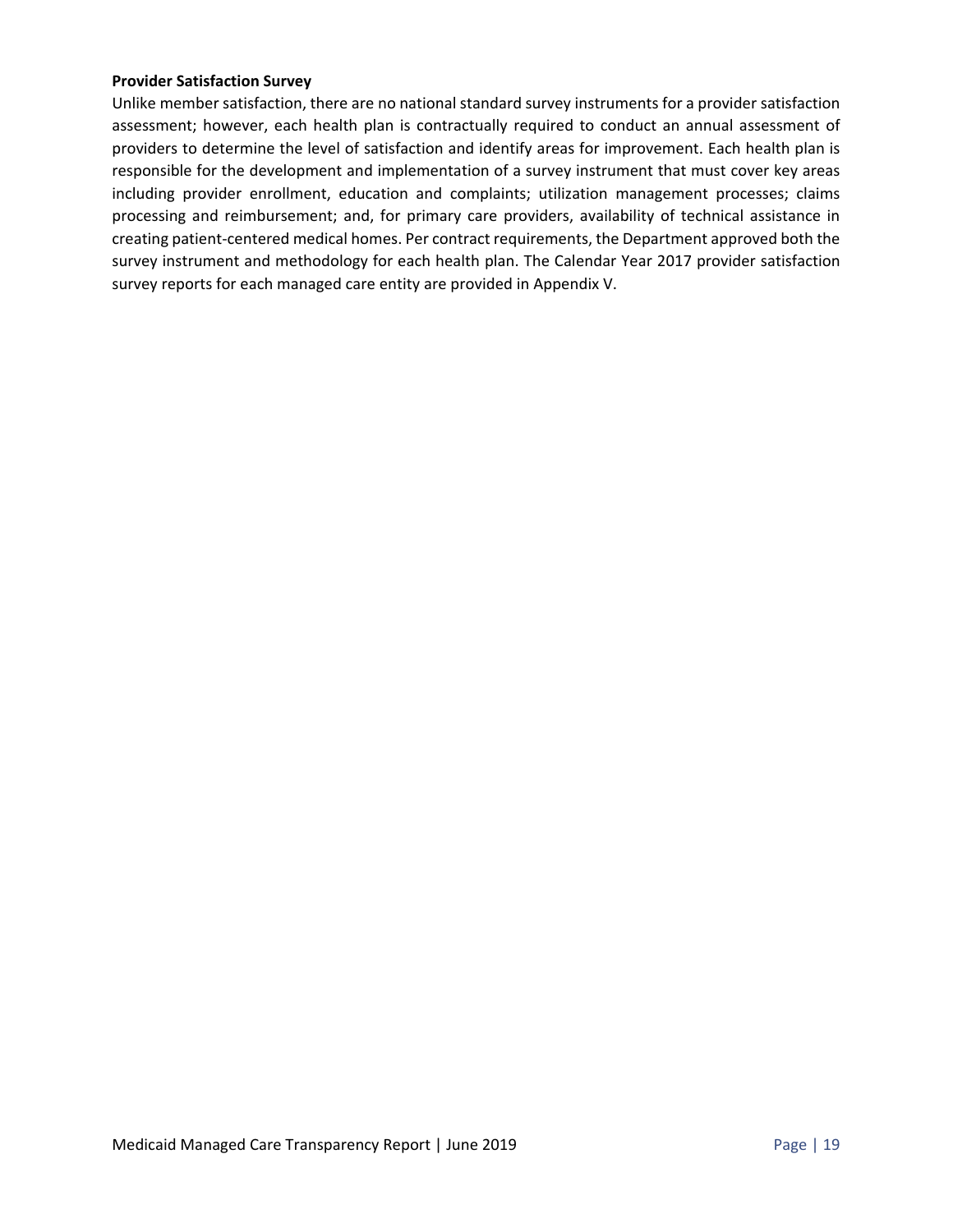**Provider Satisfaction Survey**

Unlike member satisfaction, there are no national standard survey instruments for a provider satisfaction assessment; however, each health plan is contractually required to conduct an annual assessment of providers to determine the level of satisfaction and identify areas for improvement. Each health plan is responsible for the development and implementation of a survey instrument that must cover key areas including provider enrollment, education and complaints; utilization management processes; claims processing and reimbursement; and, for primary care providers, availability of technical assistance in creating patient-centered medical homes. Per contract requirements, the Department approved both the survey instrument and methodology for each health plan. The Calendar Year 2017 provider satisfaction survey reports for each managed care entity are provided in Appendix V.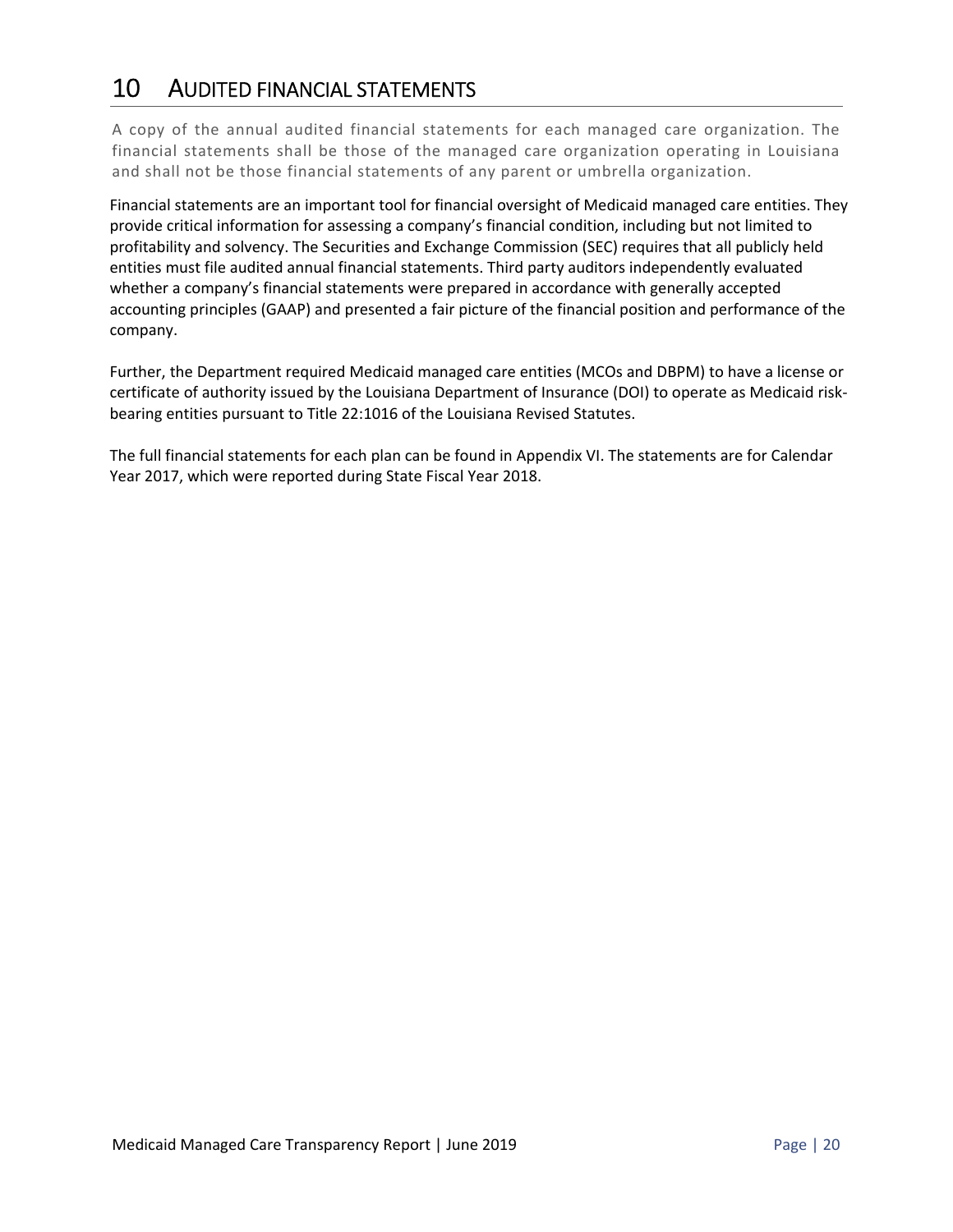# 10 AUDITED FINANCIAL STATEMENTS

A copy of the annual audited financial statements for each managed care organization. The financial statements shall be those of the managed care organization operating in Louisiana and shall not be those financial statements of any parent or umbrella organization.

Financial statements are an important tool for financial oversight of Medicaid managed care entities. They provide critical information for assessing a company's financial condition, including but not limited to profitability and solvency. The Securities and Exchange Commission (SEC) requires that all publicly held entities must file audited annual financial statements. Third party auditors independently evaluated whether a company's financial statements were prepared in accordance with generally accepted accounting principles (GAAP) and presented a fair picture of the financial position and performance of the company.

Further, the Department required Medicaid managed care entities (MCOs and DBPM) to have a license or certificate of authority issued by the Louisiana Department of Insurance (DOI) to operate as Medicaid risk-bearing entities pursuant to Title 22:1016 of the Louisiana Revised Statutes.

The full financial statements for each plan can be found in Appendix VI. The statements are for Calendar Year 2017, which were reported during State Fiscal Year 2018.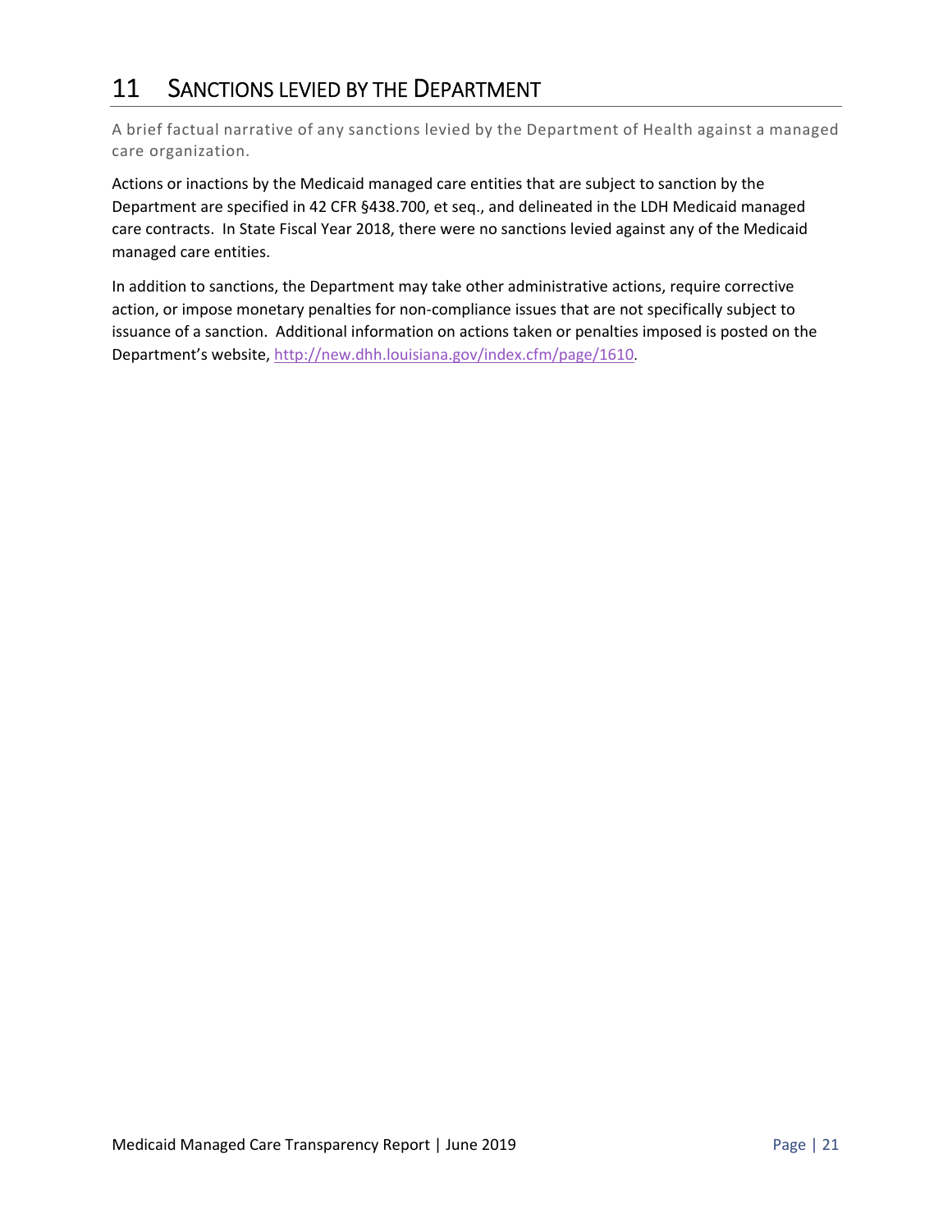# 11 SANCTIONS LEVIED BY THE DEPARTMENT

A brief factual narrative of any sanctions levied by the Department of Health against a managed care organization.

Actions or inactions by the Medicaid managed care entities that are subject to sanction by the Department are specified in 42 CFR §438.700, et seq., and delineated in the LDH Medicaid managed care contracts. In State Fiscal Year 2018, there were no sanctions levied against any of the Medicaid managed care entities.

In addition to sanctions, the Department may take other administrative actions, require corrective action, or impose monetary penalties for non-compliance issues that are not specifically subject to issuance of a sanction. Additional information on actions taken or penalties imposed is posted on the Department's website, http://new.dhh.louisiana.gov/index.cfm/page/1610.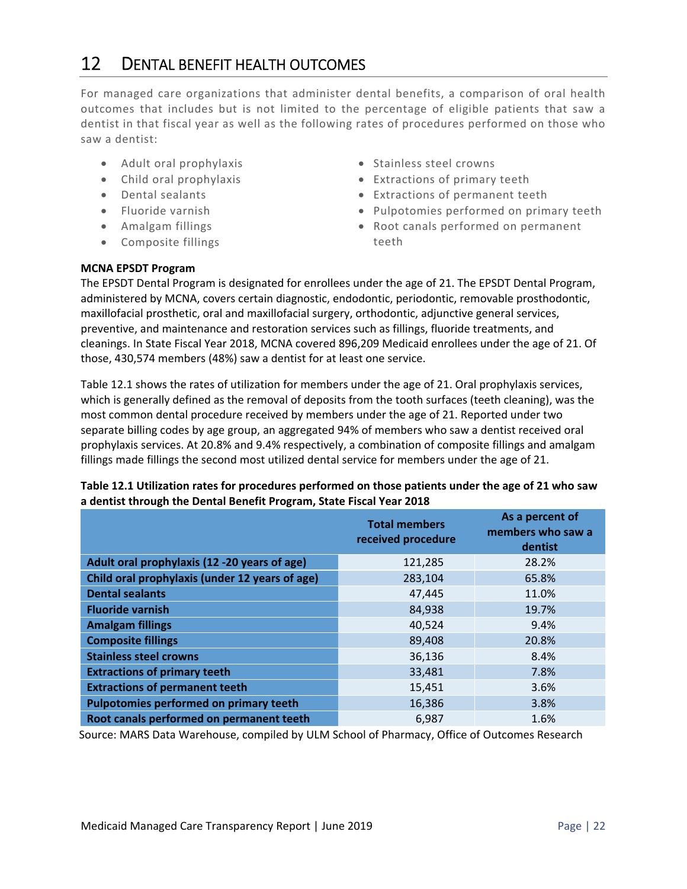# 12 Dental Benefit Health Outcomes

For managed care organizations that administer dental benefits, a comparison of oral health outcomes that includes but is not limited to the percentage of eligible patients that saw a dentist in that fiscal year as well as the following rates of procedures performed on those who saw a dentist:

- Adult oral prophylaxis
- Child oral prophylaxis
- Dental sealants
- Fluoride varnish
- Amalgam fillings
- Composite fillings
- Stainless steel crowns
- Extractions of primary teeth
- Extractions of permanent teeth
- Pulpotomies performed on primary teeth
- Root canals performed on permanent teeth

**MCNA EPSDT Program**

The EPSDT Dental Program is designated for enrollees under the age of 21. The EPSDT Dental Program, administered by MCNA, covers certain diagnostic, endodontic, periodontic, removable prosthodontic, maxillofacial prosthetic, oral and maxillofacial surgery, orthodontic, adjunctive general services, preventive, and maintenance and restoration services such as fillings, fluoride treatments, and cleanings. In State Fiscal Year 2018, MCNA covered 896,209 Medicaid enrollees under the age of 21. Of those, 430,574 members (48%) saw a dentist for at least one service.

Table 12.1 shows the rates of utilization for members under the age of 21. Oral prophylaxis services, which is generally defined as the removal of deposits from the tooth surfaces (teeth cleaning), was the most common dental procedure received by members under the age of 21. Reported under two separate billing codes by age group, an aggregated 94% of members who saw a dentist received oral prophylaxis services. At 20.8% and 9.4% respectively, a combination of composite fillings and amalgam fillings made fillings the second most utilized dental service for members under the age of 21.

**Table 12.1 Utilization rates for procedures performed on those patients under the age of 21 who saw a dentist through the Dental Benefit Program, State Fiscal Year 2018**

| | Total members received procedure | As a percent of members who saw a dentist |
|---|---|---|
| **Adult oral prophylaxis (12 -20 years of age)** | 121,285 | 28.2% |
| **Child oral prophylaxis (under 12 years of age)** | 283,104 | 65.8% |
| **Dental sealants** | 47,445 | 11.0% |
| **Fluoride varnish** | 84,938 | 19.7% |
| **Amalgam fillings** | 40,524 | 9.4% |
| **Composite fillings** | 89,408 | 20.8% |
| **Stainless steel crowns** | 36,136 | 8.4% |
| **Extractions of primary teeth** | 33,481 | 7.8% |
| **Extractions of permanent teeth** | 15,451 | 3.6% |
| **Pulpotomies performed on primary teeth** | 16,386 | 3.8% |
| **Root canals performed on permanent teeth** | 6,987 | 1.6% |

Source: MARS Data Warehouse, compiled by ULM School of Pharmacy, Office of Outcomes Research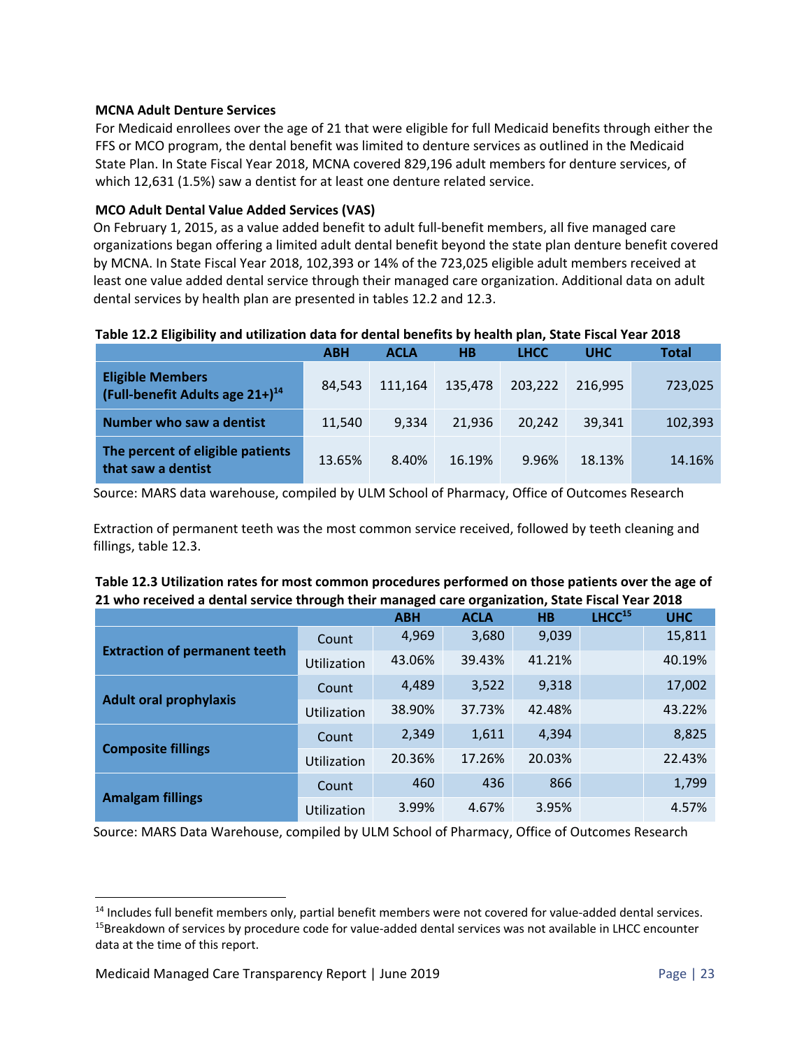### MCNA Adult Denture Services

For Medicaid enrollees over the age of 21 that were eligible for full Medicaid benefits through either the FFS or MCO program, the dental benefit was limited to denture services as outlined in the Medicaid State Plan. In State Fiscal Year 2018, MCNA covered 829,196 adult members for denture services, of which 12,631 (1.5%) saw a dentist for at least one denture related service.

### MCO Adult Dental Value Added Services (VAS)

On February 1, 2015, as a value added benefit to adult full-benefit members, all five managed care organizations began offering a limited adult dental benefit beyond the state plan denture benefit covered by MCNA. In State Fiscal Year 2018, 102,393 or 14% of the 723,025 eligible adult members received at least one value added dental service through their managed care organization. Additional data on adult dental services by health plan are presented in tables 12.2 and 12.3.

**Table 12.2 Eligibility and utilization data for dental benefits by health plan, State Fiscal Year 2018**

| | ABH | ACLA | HB | LHCC | UHC | Total |
|---|---|---|---|---|---|---|
| **Eligible Members (Full-benefit Adults age 21+)[14]** | 84,543 | 111,164 | 135,478 | 203,222 | 216,995 | 723,025 |
| **Number who saw a dentist** | 11,540 | 9,334 | 21,936 | 20,242 | 39,341 | 102,393 |
| **The percent of eligible patients that saw a dentist** | 13.65% | 8.40% | 16.19% | 9.96% | 18.13% | 14.16% |

Source: MARS data warehouse, compiled by ULM School of Pharmacy, Office of Outcomes Research

Extraction of permanent teeth was the most common service received, followed by teeth cleaning and fillings, table 12.3.

**Table 12.3 Utilization rates for most common procedures performed on those patients over the age of 21 who received a dental service through their managed care organization, State Fiscal Year 2018**

| | | ABH | ACLA | HB | LHCC[15] | UHC |
|---|---|---|---|---|---|---|
| **Extraction of permanent teeth** | Count | 4,969 | 3,680 | 9,039 | | 15,811 |
| | Utilization | 43.06% | 39.43% | 41.21% | | 40.19% |
| **Adult oral prophylaxis** | Count | 4,489 | 3,522 | 9,318 | | 17,002 |
| | Utilization | 38.90% | 37.73% | 42.48% | | 43.22% |
| **Composite fillings** | Count | 2,349 | 1,611 | 4,394 | | 8,825 |
| | Utilization | 20.36% | 17.26% | 20.03% | | 22.43% |
| **Amalgam fillings** | Count | 460 | 436 | 866 | | 1,799 |
| | Utilization | 3.99% | 4.67% | 3.95% | | 4.57% |

Source: MARS Data Warehouse, compiled by ULM School of Pharmacy, Office of Outcomes Research

[14] Includes full benefit members only, partial benefit members were not covered for value-added dental services.

[15] Breakdown of services by procedure code for value-added dental services was not available in LHCC encounter data at the time of this report.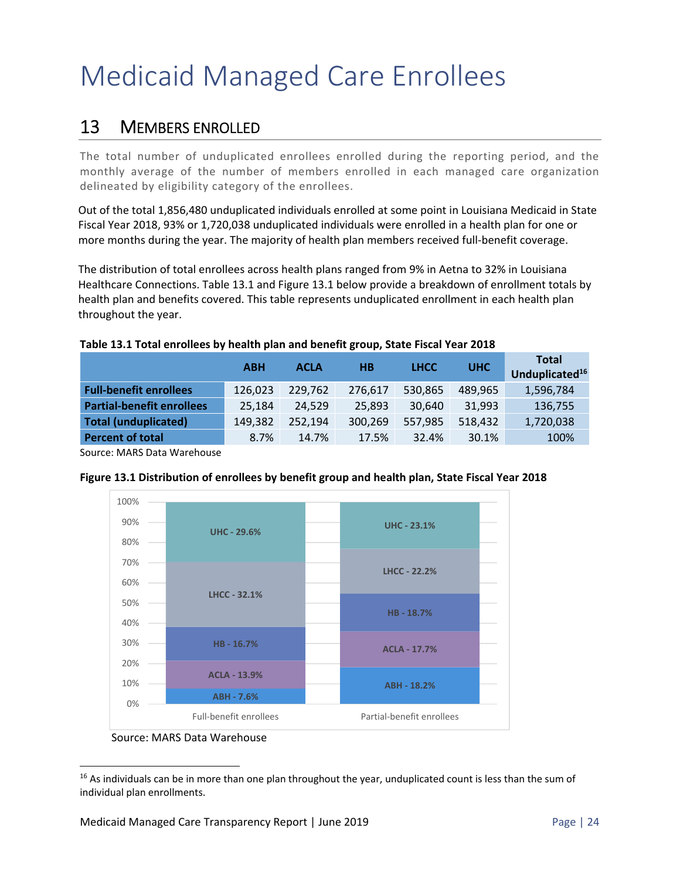Medicaid Managed Care Enrollees

## 13 MEMBERS ENROLLED

The total number of unduplicated enrollees enrolled during the reporting period, and the monthly average of the number of members enrolled in each managed care organization delineated by eligibility category of the enrollees.

Out of the total 1,856,480 unduplicated individuals enrolled at some point in Louisiana Medicaid in State Fiscal Year 2018, 93% or 1,720,038 unduplicated individuals were enrolled in a health plan for one or more months during the year. The majority of health plan members received full-benefit coverage.

The distribution of total enrollees across health plans ranged from 9% in Aetna to 32% in Louisiana Healthcare Connections. Table 13.1 and Figure 13.1 below provide a breakdown of enrollment totals by health plan and benefits covered. This table represents unduplicated enrollment in each health plan throughout the year.

**Table 13.1 Total enrollees by health plan and benefit group, State Fiscal Year 2018**

| | ABH | ACLA | HB | LHCC | UHC | Total Unduplicated[16] |
|---|---|---|---|---|---|---|
| **Full-benefit enrollees** | 126,023 | 229,762 | 276,617 | 530,865 | 489,965 | 1,596,784 |
| **Partial-benefit enrollees** | 25,184 | 24,529 | 25,893 | 30,640 | 31,993 | 136,755 |
| **Total (unduplicated)** | 149,382 | 252,194 | 300,269 | 557,985 | 518,432 | 1,720,038 |
| **Percent of total** | 8.7% | 14.7% | 17.5% | 32.4% | 30.1% | 100% |

Source: MARS Data Warehouse

**Figure 13.1 Distribution of enrollees by benefit group and health plan, State Fiscal Year 2018**

| | Full-benefit enrollees | Partial-benefit enrollees |
|---|---|---|
| UHC | 29.6% | 23.1% |
| LHCC | 32.1% | 22.2% |
| HB | 16.7% | 18.7% |
| ACLA | 13.9% | 17.7% |
| ABH | 7.6% | 18.2% |

Source: MARS Data Warehouse

[16] As individuals can be in more than one plan throughout the year, unduplicated count is less than the sum of individual plan enrollments.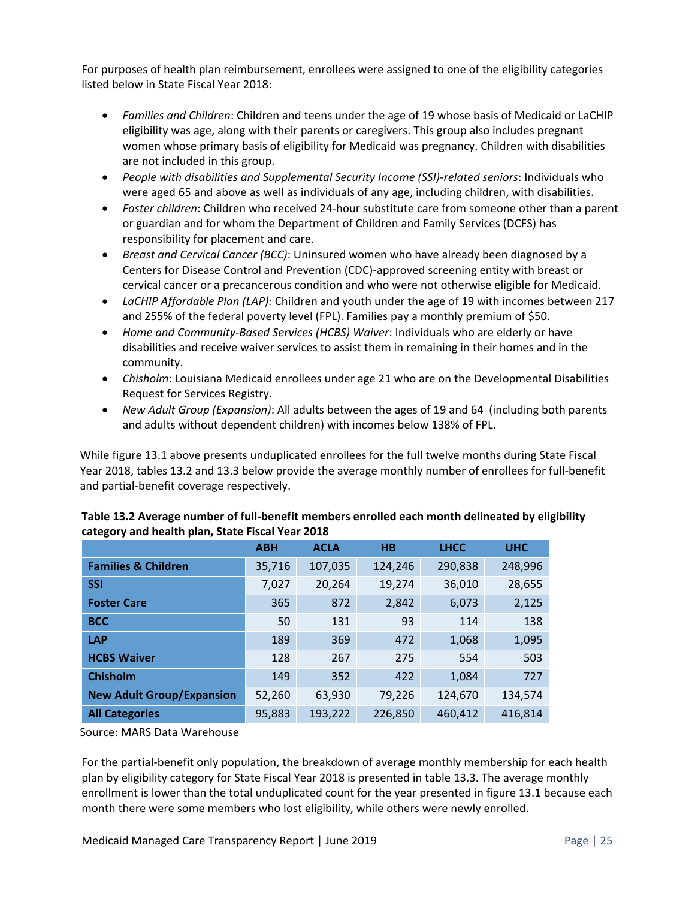For purposes of health plan reimbursement, enrollees were assigned to one of the eligibility categories listed below in State Fiscal Year 2018:

- *Families and Children*: Children and teens under the age of 19 whose basis of Medicaid or LaCHIP eligibility was age, along with their parents or caregivers. This group also includes pregnant women whose primary basis of eligibility for Medicaid was pregnancy. Children with disabilities are not included in this group.
- *People with disabilities and Supplemental Security Income (SSI)-related seniors*: Individuals who were aged 65 and above as well as individuals of any age, including children, with disabilities.
- *Foster children*: Children who received 24-hour substitute care from someone other than a parent or guardian and for whom the Department of Children and Family Services (DCFS) has responsibility for placement and care.
- *Breast and Cervical Cancer (BCC)*: Uninsured women who have already been diagnosed by a Centers for Disease Control and Prevention (CDC)-approved screening entity with breast or cervical cancer or a precancerous condition and who were not otherwise eligible for Medicaid.
- *LaCHIP Affordable Plan (LAP):* Children and youth under the age of 19 with incomes between 217 and 255% of the federal poverty level (FPL). Families pay a monthly premium of $50.
- *Home and Community-Based Services (HCBS) Waiver*: Individuals who are elderly or have disabilities and receive waiver services to assist them in remaining in their homes and in the community.
- *Chisholm*: Louisiana Medicaid enrollees under age 21 who are on the Developmental Disabilities Request for Services Registry.
- *New Adult Group (Expansion)*: All adults between the ages of 19 and 64 (including both parents and adults without dependent children) with incomes below 138% of FPL.

While figure 13.1 above presents unduplicated enrollees for the full twelve months during State Fiscal Year 2018, tables 13.2 and 13.3 below provide the average monthly number of enrollees for full-benefit and partial-benefit coverage respectively.

**Table 13.2 Average number of full-benefit members enrolled each month delineated by eligibility category and health plan, State Fiscal Year 2018**

| | ABH | ACLA | HB | LHCC | UHC |
|---|---|---|---|---|---|
| **Families & Children** | 35,716 | 107,035 | 124,246 | 290,838 | 248,996 |
| **SSI** | 7,027 | 20,264 | 19,274 | 36,010 | 28,655 |
| **Foster Care** | 365 | 872 | 2,842 | 6,073 | 2,125 |
| **BCC** | 50 | 131 | 93 | 114 | 138 |
| **LAP** | 189 | 369 | 472 | 1,068 | 1,095 |
| **HCBS Waiver** | 128 | 267 | 275 | 554 | 503 |
| **Chisholm** | 149 | 352 | 422 | 1,084 | 727 |
| **New Adult Group/Expansion** | 52,260 | 63,930 | 79,226 | 124,670 | 134,574 |
| **All Categories** | 95,883 | 193,222 | 226,850 | 460,412 | 416,814 |

Source: MARS Data Warehouse

For the partial-benefit only population, the breakdown of average monthly membership for each health plan by eligibility category for State Fiscal Year 2018 is presented in table 13.3. The average monthly enrollment is lower than the total unduplicated count for the year presented in figure 13.1 because each month there were some members who lost eligibility, while others were newly enrolled.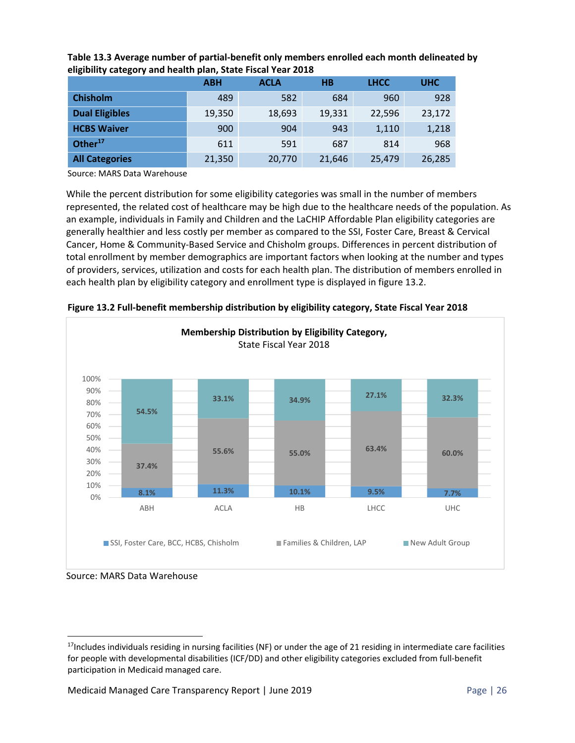**Table 13.3 Average number of partial-benefit only members enrolled each month delineated by eligibility category and health plan, State Fiscal Year 2018**

| | ABH | ACLA | HB | LHCC | UHC |
|---|---|---|---|---|---|
| **Chisholm** | 489 | 582 | 684 | 960 | 928 |
| **Dual Eligibles** | 19,350 | 18,693 | 19,331 | 22,596 | 23,172 |
| **HCBS Waiver** | 900 | 904 | 943 | 1,110 | 1,218 |
| **Other[17]** | 611 | 591 | 687 | 814 | 968 |
| **All Categories** | 21,350 | 20,770 | 21,646 | 25,479 | 26,285 |

Source: MARS Data Warehouse

While the percent distribution for some eligibility categories was small in the number of members represented, the related cost of healthcare may be high due to the healthcare needs of the population. As an example, individuals in Family and Children and the LaCHIP Affordable Plan eligibility categories are generally healthier and less costly per member as compared to the SSI, Foster Care, Breast & Cervical Cancer, Home & Community-Based Service and Chisholm groups. Differences in percent distribution of total enrollment by member demographics are important factors when looking at the number and types of providers, services, utilization and costs for each health plan. The distribution of members enrolled in each health plan by eligibility category and enrollment type is displayed in figure 13.2.

**Figure 13.2 Full-benefit membership distribution by eligibility category, State Fiscal Year 2018**

**Membership Distribution by Eligibility Category,**
State Fiscal Year 2018

| | ABH | ACLA | HB | LHCC | UHC |
|---|---|---|---|---|---|
| SSI, Foster Care, BCC, HCBS, Chisholm | 8.1% | 11.3% | 10.1% | 9.5% | 7.7% |
| Families & Children, LAP | 37.4% | 55.6% | 55.0% | 63.4% | 60.0% |
| New Adult Group | 54.5% | 33.1% | 34.9% | 27.1% | 32.3% |

Source: MARS Data Warehouse

[17] Includes individuals residing in nursing facilities (NF) or under the age of 21 residing in intermediate care facilities for people with developmental disabilities (ICF/DD) and other eligibility categories excluded from full-benefit participation in Medicaid managed care.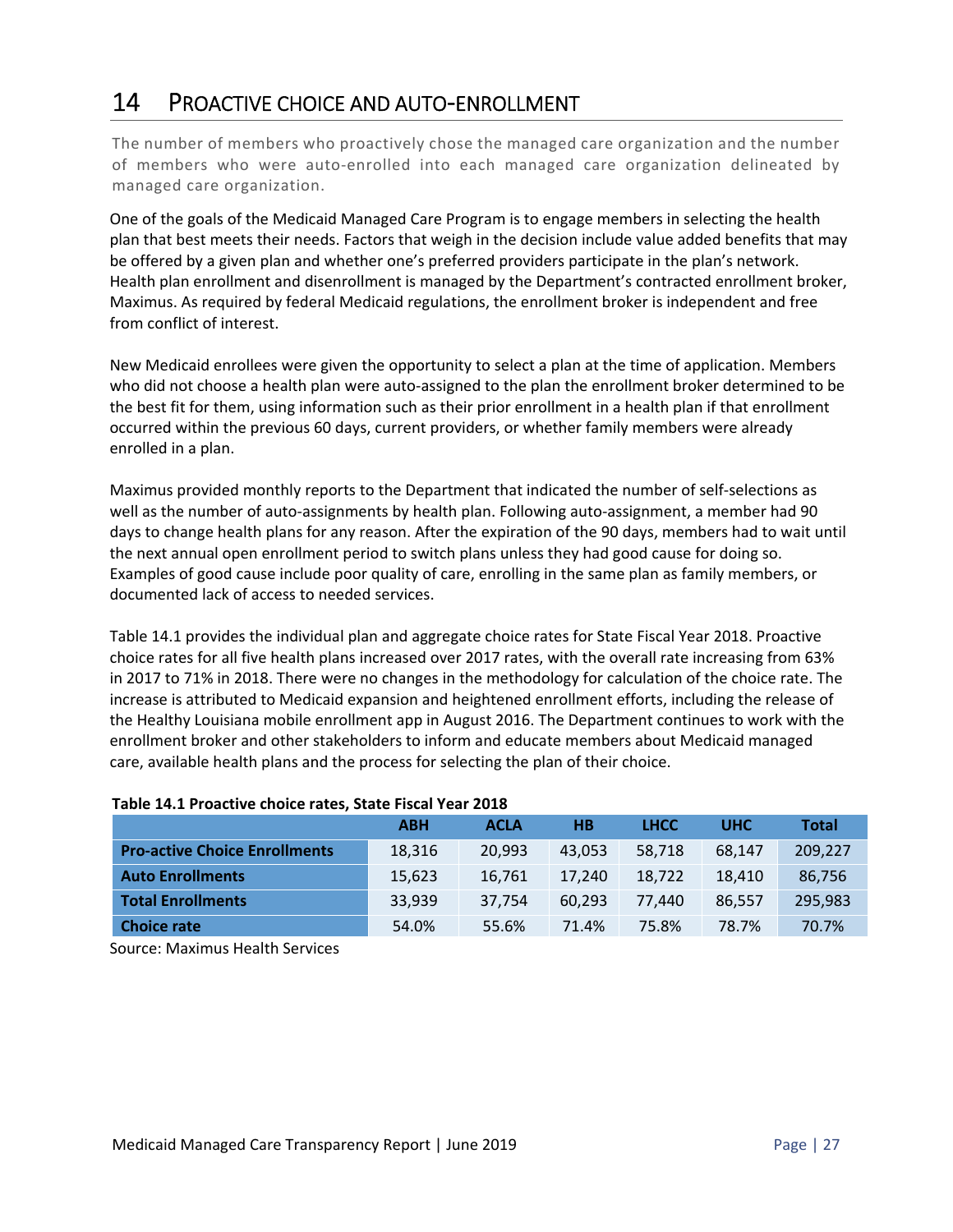# 14 PROACTIVE CHOICE AND AUTO-ENROLLMENT

The number of members who proactively chose the managed care organization and the number of members who were auto-enrolled into each managed care organization delineated by managed care organization.

One of the goals of the Medicaid Managed Care Program is to engage members in selecting the health plan that best meets their needs. Factors that weigh in the decision include value added benefits that may be offered by a given plan and whether one's preferred providers participate in the plan's network. Health plan enrollment and disenrollment is managed by the Department's contracted enrollment broker, Maximus. As required by federal Medicaid regulations, the enrollment broker is independent and free from conflict of interest.

New Medicaid enrollees were given the opportunity to select a plan at the time of application. Members who did not choose a health plan were auto-assigned to the plan the enrollment broker determined to be the best fit for them, using information such as their prior enrollment in a health plan if that enrollment occurred within the previous 60 days, current providers, or whether family members were already enrolled in a plan.

Maximus provided monthly reports to the Department that indicated the number of self-selections as well as the number of auto-assignments by health plan. Following auto-assignment, a member had 90 days to change health plans for any reason. After the expiration of the 90 days, members had to wait until the next annual open enrollment period to switch plans unless they had good cause for doing so. Examples of good cause include poor quality of care, enrolling in the same plan as family members, or documented lack of access to needed services.

Table 14.1 provides the individual plan and aggregate choice rates for State Fiscal Year 2018. Proactive choice rates for all five health plans increased over 2017 rates, with the overall rate increasing from 63% in 2017 to 71% in 2018. There were no changes in the methodology for calculation of the choice rate. The increase is attributed to Medicaid expansion and heightened enrollment efforts, including the release of the Healthy Louisiana mobile enrollment app in August 2016. The Department continues to work with the enrollment broker and other stakeholders to inform and educate members about Medicaid managed care, available health plans and the process for selecting the plan of their choice.

**Table 14.1 Proactive choice rates, State Fiscal Year 2018**

| | ABH | ACLA | HB | LHCC | UHC | Total |
|---|---|---|---|---|---|---|
| **Pro-active Choice Enrollments** | 18,316 | 20,993 | 43,053 | 58,718 | 68,147 | 209,227 |
| **Auto Enrollments** | 15,623 | 16,761 | 17,240 | 18,722 | 18,410 | 86,756 |
| **Total Enrollments** | 33,939 | 37,754 | 60,293 | 77,440 | 86,557 | 295,983 |
| **Choice rate** | 54.0% | 55.6% | 71.4% | 75.8% | 78.7% | 70.7% |

Source: Maximus Health Services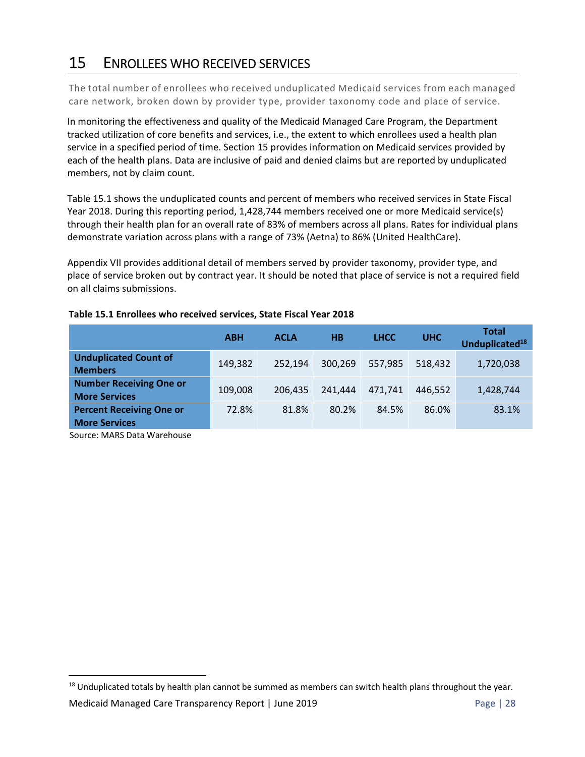# 15 ENROLLEES WHO RECEIVED SERVICES

The total number of enrollees who received unduplicated Medicaid services from each managed care network, broken down by provider type, provider taxonomy code and place of service.

In monitoring the effectiveness and quality of the Medicaid Managed Care Program, the Department tracked utilization of core benefits and services, i.e., the extent to which enrollees used a health plan service in a specified period of time. Section 15 provides information on Medicaid services provided by each of the health plans. Data are inclusive of paid and denied claims but are reported by unduplicated members, not by claim count.

Table 15.1 shows the unduplicated counts and percent of members who received services in State Fiscal Year 2018. During this reporting period, 1,428,744 members received one or more Medicaid service(s) through their health plan for an overall rate of 83% of members across all plans. Rates for individual plans demonstrate variation across plans with a range of 73% (Aetna) to 86% (United HealthCare).

Appendix VII provides additional detail of members served by provider taxonomy, provider type, and place of service broken out by contract year. It should be noted that place of service is not a required field on all claims submissions.

**Table 15.1 Enrollees who received services, State Fiscal Year 2018**

| | ABH | ACLA | HB | LHCC | UHC | Total Unduplicated[18] |
|---|---|---|---|---|---|---|
| **Unduplicated Count of Members** | 149,382 | 252,194 | 300,269 | 557,985 | 518,432 | 1,720,038 |
| **Number Receiving One or More Services** | 109,008 | 206,435 | 241,444 | 471,741 | 446,552 | 1,428,744 |
| **Percent Receiving One or More Services** | 72.8% | 81.8% | 80.2% | 84.5% | 86.0% | 83.1% |

Source: MARS Data Warehouse

[18] Unduplicated totals by health plan cannot be summed as members can switch health plans throughout the year.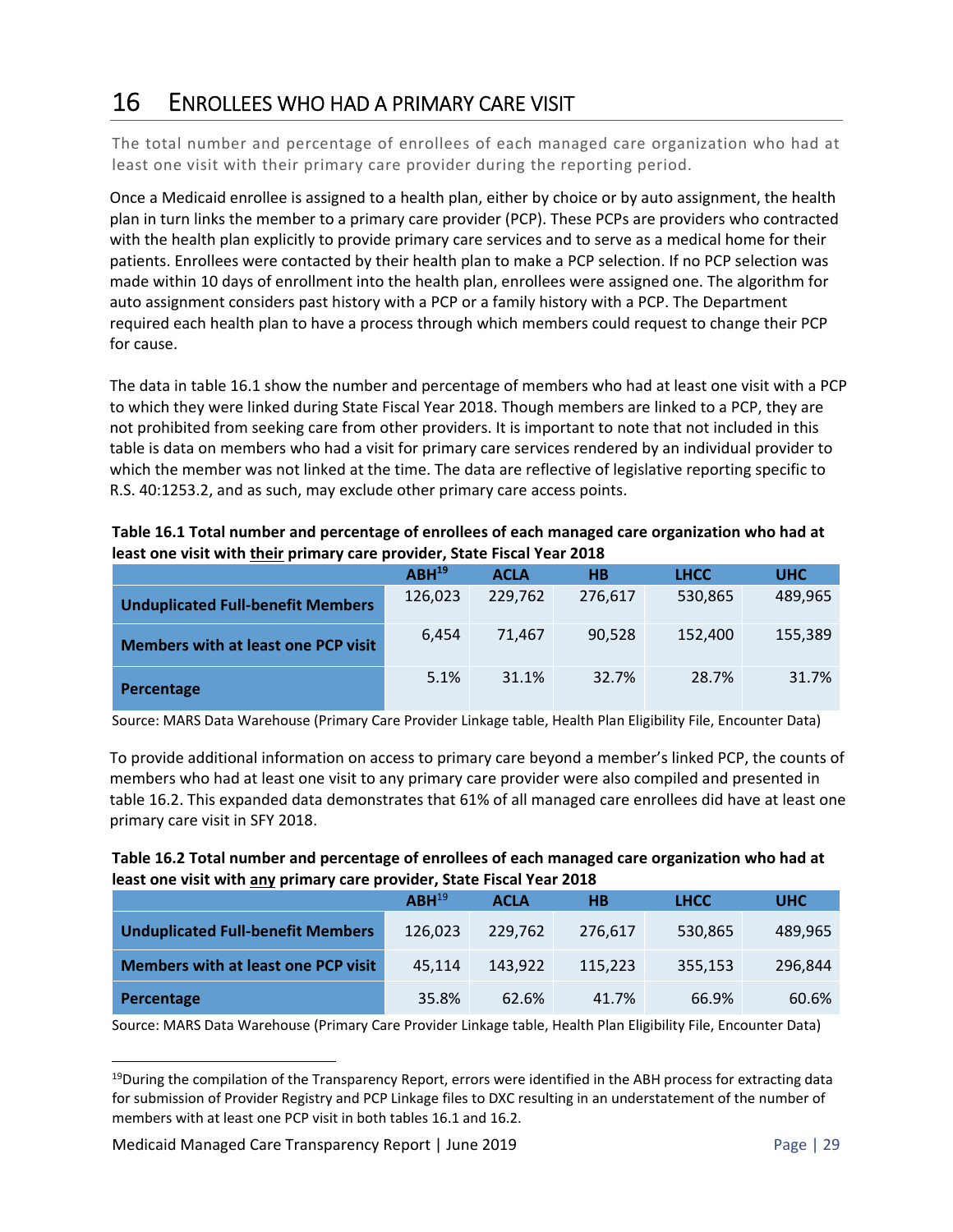# 16 ENROLLEES WHO HAD A PRIMARY CARE VISIT

The total number and percentage of enrollees of each managed care organization who had at least one visit with their primary care provider during the reporting period.

Once a Medicaid enrollee is assigned to a health plan, either by choice or by auto assignment, the health plan in turn links the member to a primary care provider (PCP). These PCPs are providers who contracted with the health plan explicitly to provide primary care services and to serve as a medical home for their patients. Enrollees were contacted by their health plan to make a PCP selection. If no PCP selection was made within 10 days of enrollment into the health plan, enrollees were assigned one. The algorithm for auto assignment considers past history with a PCP or a family history with a PCP. The Department required each health plan to have a process through which members could request to change their PCP for cause.

The data in table 16.1 show the number and percentage of members who had at least one visit with a PCP to which they were linked during State Fiscal Year 2018. Though members are linked to a PCP, they are not prohibited from seeking care from other providers. It is important to note that not included in this table is data on members who had a visit for primary care services rendered by an individual provider to which the member was not linked at the time. The data are reflective of legislative reporting specific to R.S. 40:1253.2, and as such, may exclude other primary care access points.

**Table 16.1 Total number and percentage of enrollees of each managed care organization who had at least one visit with <u>their</u> primary care provider, State Fiscal Year 2018**

| | ABH[19] | ACLA | HB | LHCC | UHC |
|---|---|---|---|---|---|
| **Unduplicated Full-benefit Members** | 126,023 | 229,762 | 276,617 | 530,865 | 489,965 |
| **Members with at least one PCP visit** | 6,454 | 71,467 | 90,528 | 152,400 | 155,389 |
| **Percentage** | 5.1% | 31.1% | 32.7% | 28.7% | 31.7% |

Source: MARS Data Warehouse (Primary Care Provider Linkage table, Health Plan Eligibility File, Encounter Data)

To provide additional information on access to primary care beyond a member's linked PCP, the counts of members who had at least one visit to any primary care provider were also compiled and presented in table 16.2. This expanded data demonstrates that 61% of all managed care enrollees did have at least one primary care visit in SFY 2018.

**Table 16.2 Total number and percentage of enrollees of each managed care organization who had at least one visit with <u>any</u> primary care provider, State Fiscal Year 2018**

| | ABH[19] | ACLA | HB | LHCC | UHC |
|---|---|---|---|---|---|
| **Unduplicated Full-benefit Members** | 126,023 | 229,762 | 276,617 | 530,865 | 489,965 |
| **Members with at least one PCP visit** | 45,114 | 143,922 | 115,223 | 355,153 | 296,844 |
| **Percentage** | 35.8% | 62.6% | 41.7% | 66.9% | 60.6% |

Source: MARS Data Warehouse (Primary Care Provider Linkage table, Health Plan Eligibility File, Encounter Data)

[19] During the compilation of the Transparency Report, errors were identified in the ABH process for extracting data for submission of Provider Registry and PCP Linkage files to DXC resulting in an understatement of the number of members with at least one PCP visit in both tables 16.1 and 16.2.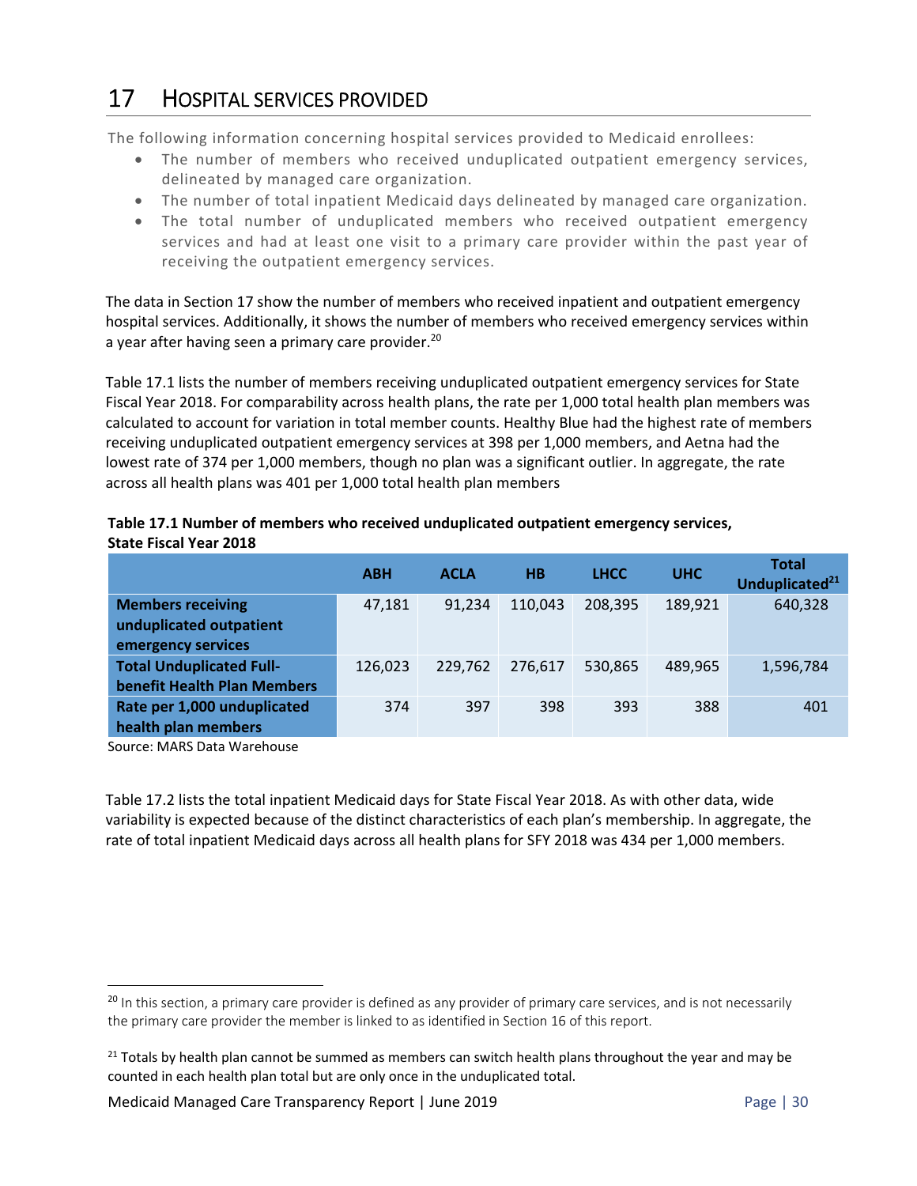# 17 HOSPITAL SERVICES PROVIDED

The following information concerning hospital services provided to Medicaid enrollees:

- The number of members who received unduplicated outpatient emergency services, delineated by managed care organization.
- The number of total inpatient Medicaid days delineated by managed care organization.
- The total number of unduplicated members who received outpatient emergency services and had at least one visit to a primary care provider within the past year of receiving the outpatient emergency services.

The data in Section 17 show the number of members who received inpatient and outpatient emergency hospital services. Additionally, it shows the number of members who received emergency services within a year after having seen a primary care provider.[20]

Table 17.1 lists the number of members receiving unduplicated outpatient emergency services for State Fiscal Year 2018. For comparability across health plans, the rate per 1,000 total health plan members was calculated to account for variation in total member counts. Healthy Blue had the highest rate of members receiving unduplicated outpatient emergency services at 398 per 1,000 members, and Aetna had the lowest rate of 374 per 1,000 members, though no plan was a significant outlier. In aggregate, the rate across all health plans was 401 per 1,000 total health plan members

**Table 17.1 Number of members who received unduplicated outpatient emergency services, State Fiscal Year 2018**

| | ABH | ACLA | HB | LHCC | UHC | Total Unduplicated[21] |
|---|---|---|---|---|---|---|
| **Members receiving unduplicated outpatient emergency services** | 47,181 | 91,234 | 110,043 | 208,395 | 189,921 | 640,328 |
| **Total Unduplicated Full-benefit Health Plan Members** | 126,023 | 229,762 | 276,617 | 530,865 | 489,965 | 1,596,784 |
| **Rate per 1,000 unduplicated health plan members** | 374 | 397 | 398 | 393 | 388 | 401 |

Source: MARS Data Warehouse

Table 17.2 lists the total inpatient Medicaid days for State Fiscal Year 2018. As with other data, wide variability is expected because of the distinct characteristics of each plan's membership. In aggregate, the rate of total inpatient Medicaid days across all health plans for SFY 2018 was 434 per 1,000 members.

[20] In this section, a primary care provider is defined as any provider of primary care services, and is not necessarily the primary care provider the member is linked to as identified in Section 16 of this report.

[21] Totals by health plan cannot be summed as members can switch health plans throughout the year and may be counted in each health plan total but are only once in the unduplicated total.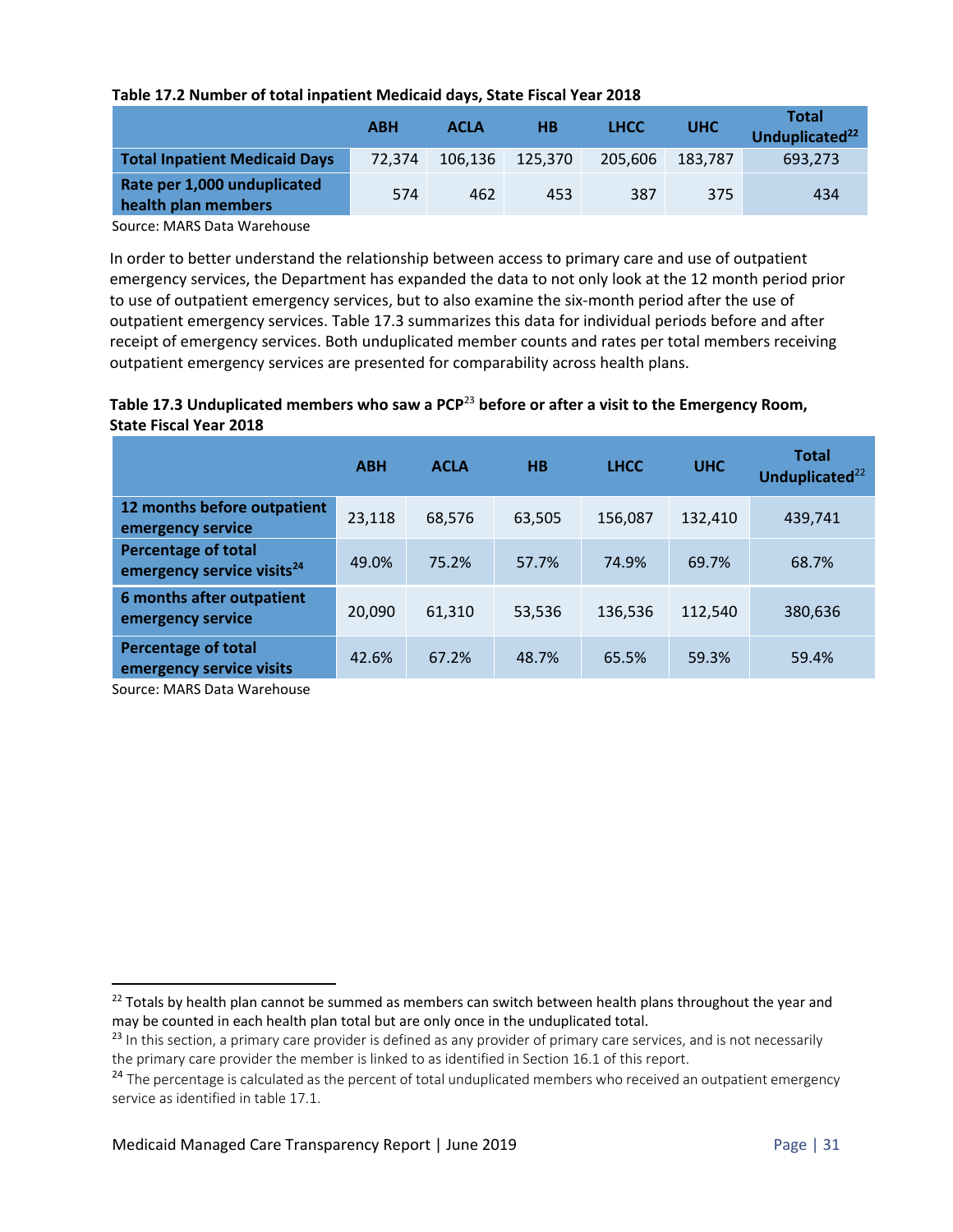**Table 17.2 Number of total inpatient Medicaid days, State Fiscal Year 2018**

| | ABH | ACLA | HB | LHCC | UHC | Total Unduplicated[22] |
|---|---|---|---|---|---|---|
| **Total Inpatient Medicaid Days** | 72,374 | 106,136 | 125,370 | 205,606 | 183,787 | 693,273 |
| **Rate per 1,000 unduplicated health plan members** | 574 | 462 | 453 | 387 | 375 | 434 |

Source: MARS Data Warehouse

In order to better understand the relationship between access to primary care and use of outpatient emergency services, the Department has expanded the data to not only look at the 12 month period prior to use of outpatient emergency services, but to also examine the six-month period after the use of outpatient emergency services. Table 17.3 summarizes this data for individual periods before and after receipt of emergency services. Both unduplicated member counts and rates per total members receiving outpatient emergency services are presented for comparability across health plans.

**Table 17.3 Unduplicated members who saw a PCP[23] before or after a visit to the Emergency Room, State Fiscal Year 2018**

| | ABH | ACLA | HB | LHCC | UHC | Total Unduplicated[22] |
|---|---|---|---|---|---|---|
| **12 months before outpatient emergency service** | 23,118 | 68,576 | 63,505 | 156,087 | 132,410 | 439,741 |
| **Percentage of total emergency service visits[24]** | 49.0% | 75.2% | 57.7% | 74.9% | 69.7% | 68.7% |
| **6 months after outpatient emergency service** | 20,090 | 61,310 | 53,536 | 136,536 | 112,540 | 380,636 |
| **Percentage of total emergency service visits** | 42.6% | 67.2% | 48.7% | 65.5% | 59.3% | 59.4% |

Source: MARS Data Warehouse

[22] Totals by health plan cannot be summed as members can switch between health plans throughout the year and may be counted in each health plan total but are only once in the unduplicated total.

[23] In this section, a primary care provider is defined as any provider of primary care services, and is not necessarily the primary care provider the member is linked to as identified in Section 16.1 of this report.

[24] The percentage is calculated as the percent of total unduplicated members who received an outpatient emergency service as identified in table 17.1.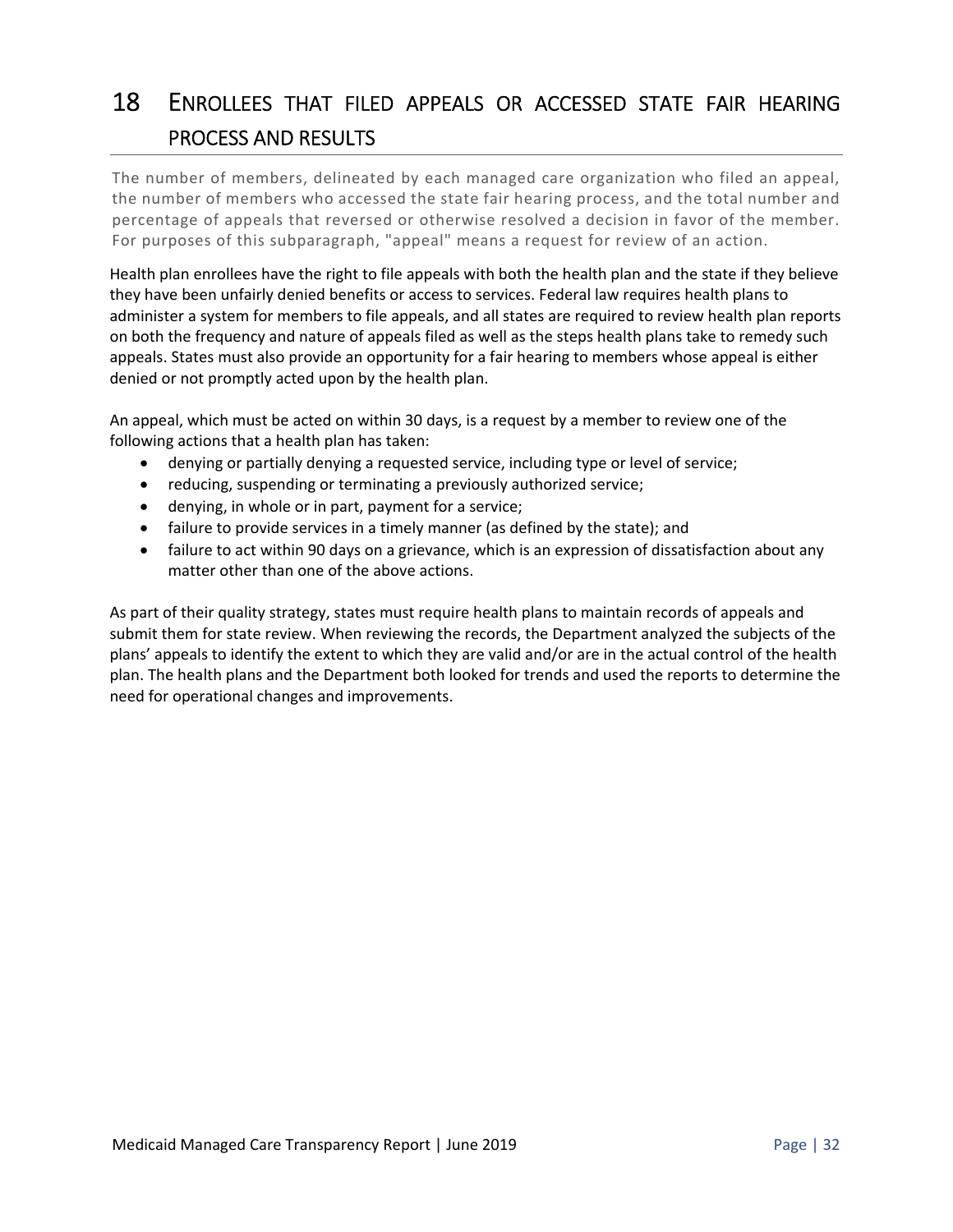# 18 Enrollees that filed appeals or accessed state fair hearing process and results

The number of members, delineated by each managed care organization who filed an appeal, the number of members who accessed the state fair hearing process, and the total number and percentage of appeals that reversed or otherwise resolved a decision in favor of the member. For purposes of this subparagraph, "appeal" means a request for review of an action.

Health plan enrollees have the right to file appeals with both the health plan and the state if they believe they have been unfairly denied benefits or access to services. Federal law requires health plans to administer a system for members to file appeals, and all states are required to review health plan reports on both the frequency and nature of appeals filed as well as the steps health plans take to remedy such appeals. States must also provide an opportunity for a fair hearing to members whose appeal is either denied or not promptly acted upon by the health plan.

An appeal, which must be acted on within 30 days, is a request by a member to review one of the following actions that a health plan has taken:

- denying or partially denying a requested service, including type or level of service;
- reducing, suspending or terminating a previously authorized service;
- denying, in whole or in part, payment for a service;
- failure to provide services in a timely manner (as defined by the state); and
- failure to act within 90 days on a grievance, which is an expression of dissatisfaction about any matter other than one of the above actions.

As part of their quality strategy, states must require health plans to maintain records of appeals and submit them for state review. When reviewing the records, the Department analyzed the subjects of the plans' appeals to identify the extent to which they are valid and/or are in the actual control of the health plan. The health plans and the Department both looked for trends and used the reports to determine the need for operational changes and improvements.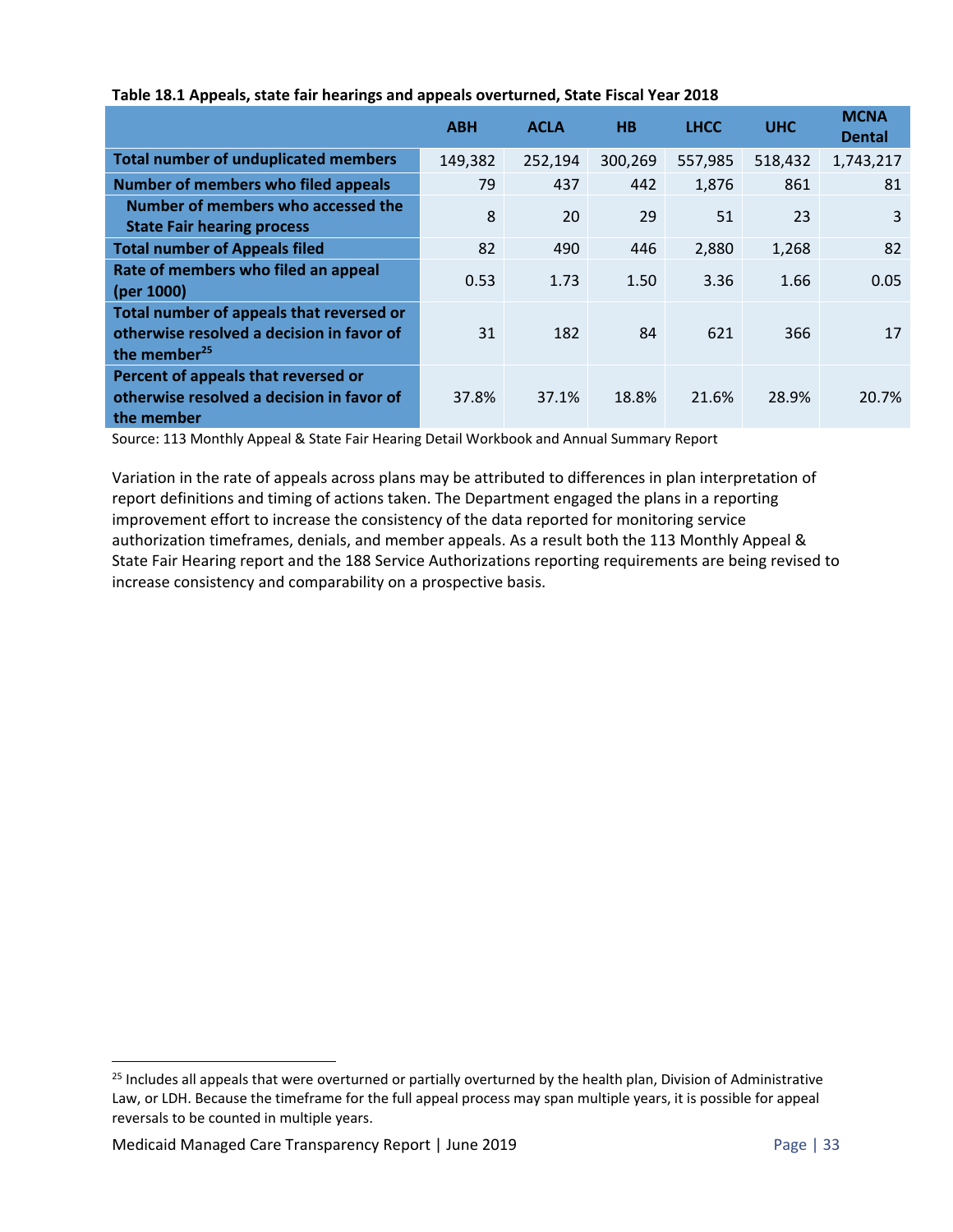**Table 18.1 Appeals, state fair hearings and appeals overturned, State Fiscal Year 2018**

| | ABH | ACLA | HB | LHCC | UHC | MCNA Dental |
|---|---|---|---|---|---|---|
| **Total number of unduplicated members** | 149,382 | 252,194 | 300,269 | 557,985 | 518,432 | 1,743,217 |
| **Number of members who filed appeals** | 79 | 437 | 442 | 1,876 | 861 | 81 |
| **Number of members who accessed the State Fair hearing process** | 8 | 20 | 29 | 51 | 23 | 3 |
| **Total number of Appeals filed** | 82 | 490 | 446 | 2,880 | 1,268 | 82 |
| **Rate of members who filed an appeal (per 1000)** | 0.53 | 1.73 | 1.50 | 3.36 | 1.66 | 0.05 |
| **Total number of appeals that reversed or otherwise resolved a decision in favor of the member[25]** | 31 | 182 | 84 | 621 | 366 | 17 |
| **Percent of appeals that reversed or otherwise resolved a decision in favor of the member** | 37.8% | 37.1% | 18.8% | 21.6% | 28.9% | 20.7% |

Source: 113 Monthly Appeal & State Fair Hearing Detail Workbook and Annual Summary Report

Variation in the rate of appeals across plans may be attributed to differences in plan interpretation of report definitions and timing of actions taken. The Department engaged the plans in a reporting improvement effort to increase the consistency of the data reported for monitoring service authorization timeframes, denials, and member appeals. As a result both the 113 Monthly Appeal & State Fair Hearing report and the 188 Service Authorizations reporting requirements are being revised to increase consistency and comparability on a prospective basis.

[25] Includes all appeals that were overturned or partially overturned by the health plan, Division of Administrative Law, or LDH. Because the timeframe for the full appeal process may span multiple years, it is possible for appeal reversals to be counted in multiple years.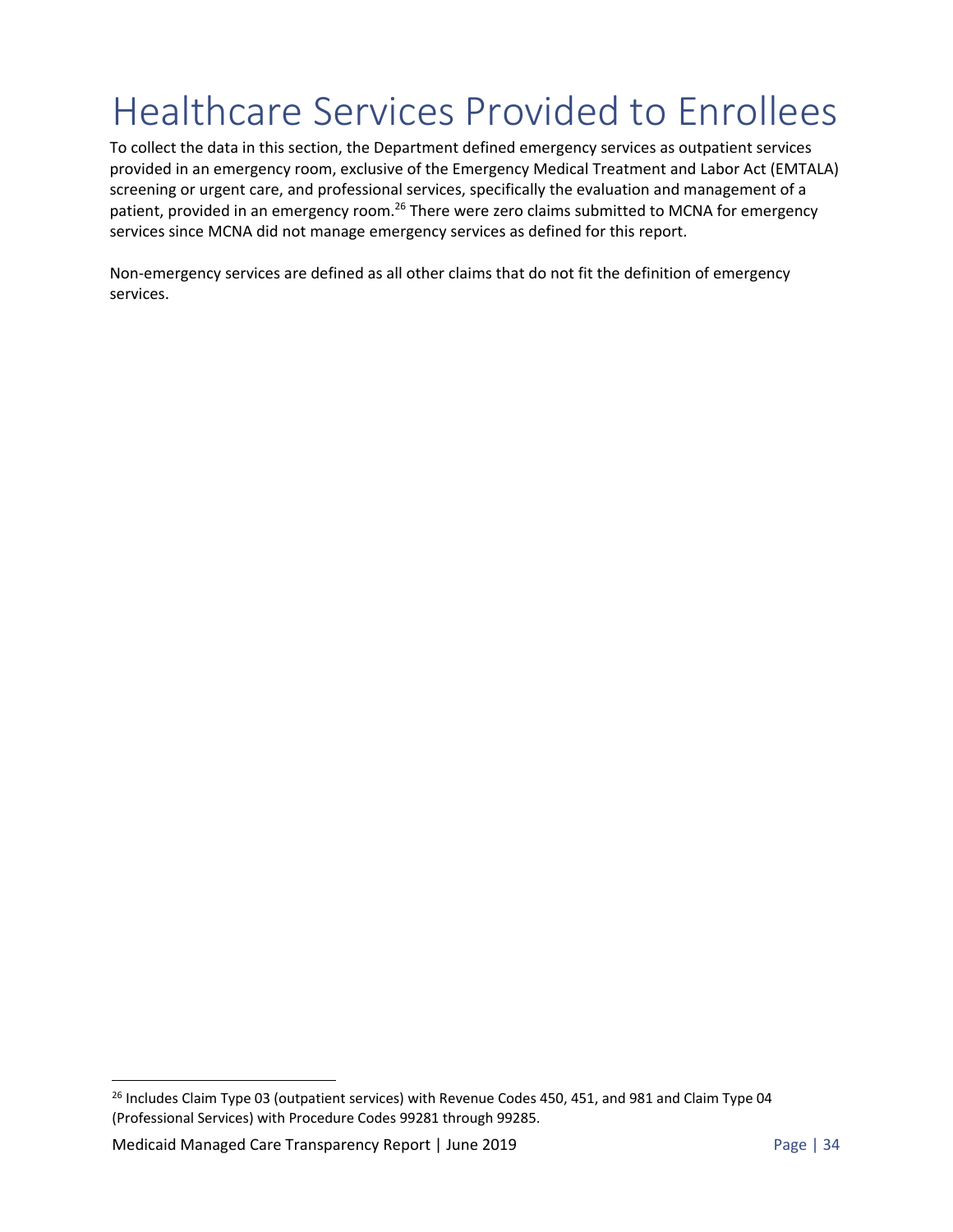# Healthcare Services Provided to Enrollees

To collect the data in this section, the Department defined emergency services as outpatient services provided in an emergency room, exclusive of the Emergency Medical Treatment and Labor Act (EMTALA) screening or urgent care, and professional services, specifically the evaluation and management of a patient, provided in an emergency room.[26] There were zero claims submitted to MCNA for emergency services since MCNA did not manage emergency services as defined for this report.

Non-emergency services are defined as all other claims that do not fit the definition of emergency services.

[26] Includes Claim Type 03 (outpatient services) with Revenue Codes 450, 451, and 981 and Claim Type 04 (Professional Services) with Procedure Codes 99281 through 99285.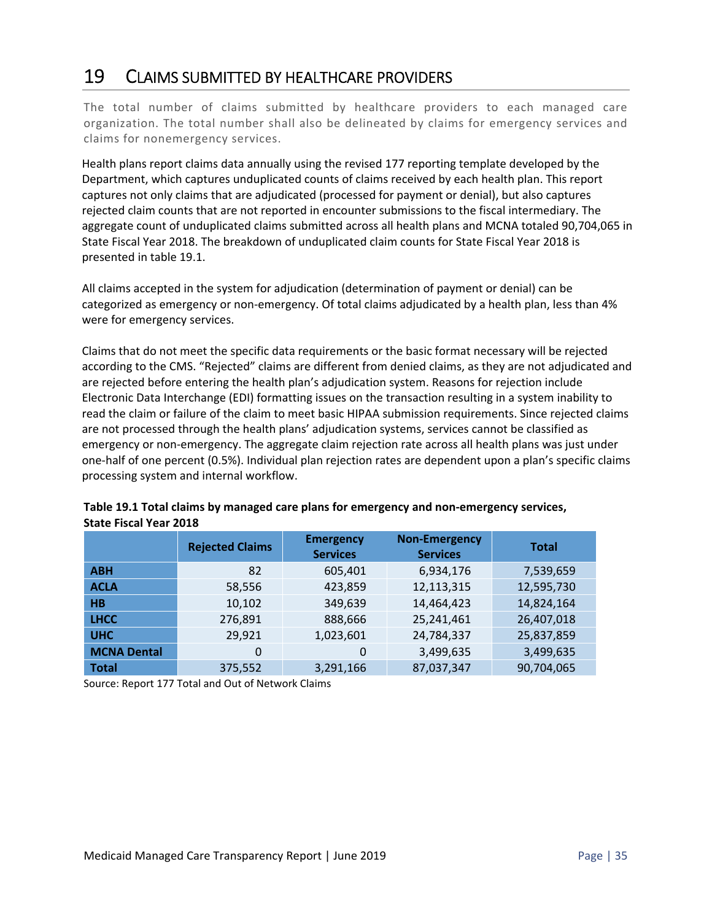# 19 CLAIMS SUBMITTED BY HEALTHCARE PROVIDERS

The total number of claims submitted by healthcare providers to each managed care organization. The total number shall also be delineated by claims for emergency services and claims for nonemergency services.

Health plans report claims data annually using the revised 177 reporting template developed by the Department, which captures unduplicated counts of claims received by each health plan. This report captures not only claims that are adjudicated (processed for payment or denial), but also captures rejected claim counts that are not reported in encounter submissions to the fiscal intermediary. The aggregate count of unduplicated claims submitted across all health plans and MCNA totaled 90,704,065 in State Fiscal Year 2018. The breakdown of unduplicated claim counts for State Fiscal Year 2018 is presented in table 19.1.

All claims accepted in the system for adjudication (determination of payment or denial) can be categorized as emergency or non-emergency. Of total claims adjudicated by a health plan, less than 4% were for emergency services.

Claims that do not meet the specific data requirements or the basic format necessary will be rejected according to the CMS. "Rejected" claims are different from denied claims, as they are not adjudicated and are rejected before entering the health plan's adjudication system. Reasons for rejection include Electronic Data Interchange (EDI) formatting issues on the transaction resulting in a system inability to read the claim or failure of the claim to meet basic HIPAA submission requirements. Since rejected claims are not processed through the health plans' adjudication systems, services cannot be classified as emergency or non-emergency. The aggregate claim rejection rate across all health plans was just under one-half of one percent (0.5%). Individual plan rejection rates are dependent upon a plan's specific claims processing system and internal workflow.

**Table 19.1 Total claims by managed care plans for emergency and non-emergency services, State Fiscal Year 2018**

| | Rejected Claims | Emergency Services | Non-Emergency Services | Total |
|---|---|---|---|---|
| **ABH** | 82 | 605,401 | 6,934,176 | 7,539,659 |
| **ACLA** | 58,556 | 423,859 | 12,113,315 | 12,595,730 |
| **HB** | 10,102 | 349,639 | 14,464,423 | 14,824,164 |
| **LHCC** | 276,891 | 888,666 | 25,241,461 | 26,407,018 |
| **UHC** | 29,921 | 1,023,601 | 24,784,337 | 25,837,859 |
| **MCNA Dental** | 0 | 0 | 3,499,635 | 3,499,635 |
| **Total** | 375,552 | 3,291,166 | 87,037,347 | 90,704,065 |

Source: Report 177 Total and Out of Network Claims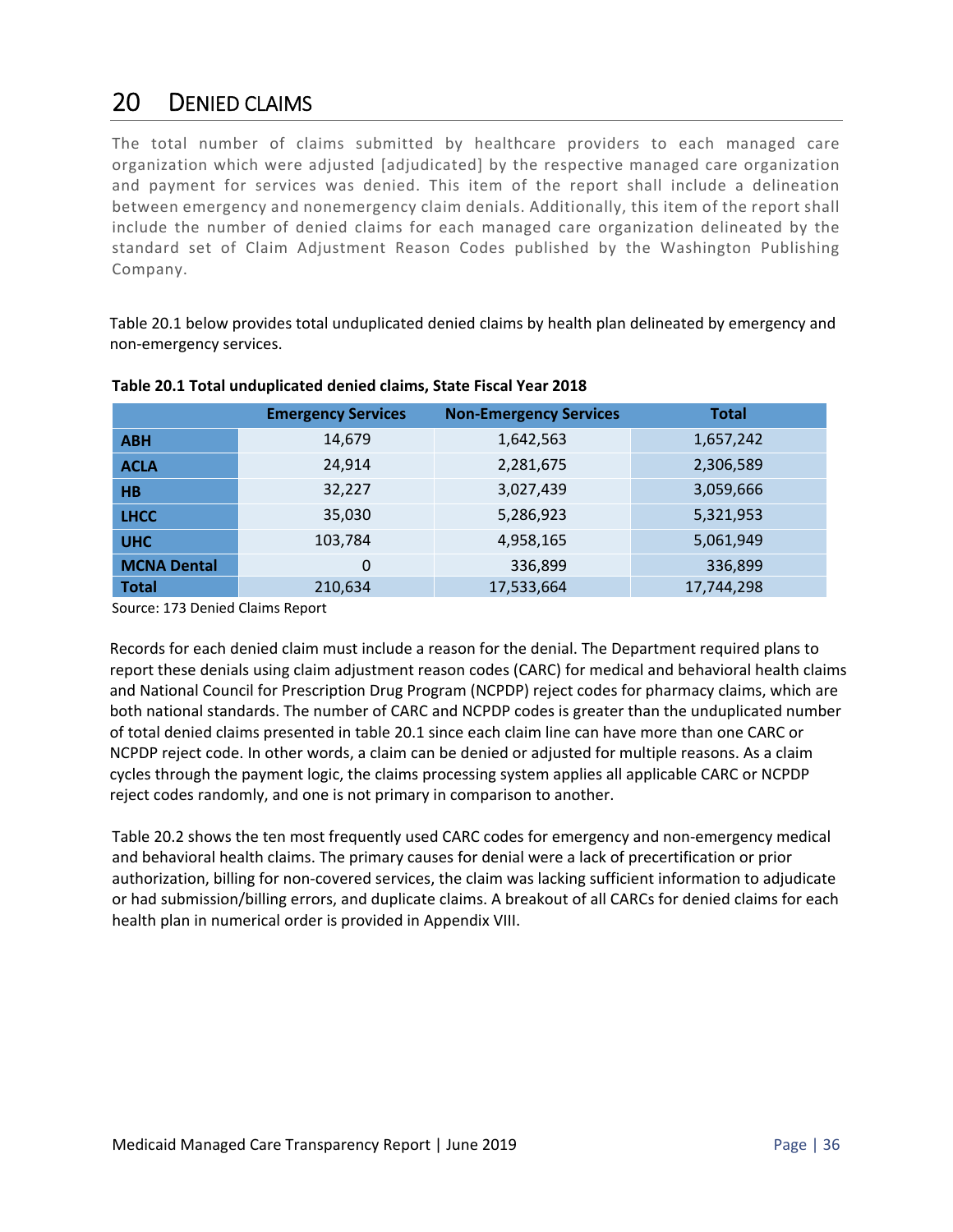# 20 DENIED CLAIMS

The total number of claims submitted by healthcare providers to each managed care organization which were adjusted [adjudicated] by the respective managed care organization and payment for services was denied. This item of the report shall include a delineation between emergency and nonemergency claim denials. Additionally, this item of the report shall include the number of denied claims for each managed care organization delineated by the standard set of Claim Adjustment Reason Codes published by the Washington Publishing Company.

Table 20.1 below provides total unduplicated denied claims by health plan delineated by emergency and non-emergency services.

**Table 20.1 Total unduplicated denied claims, State Fiscal Year 2018**

| | Emergency Services | Non-Emergency Services | Total |
|---|---|---|---|
| **ABH** | 14,679 | 1,642,563 | 1,657,242 |
| **ACLA** | 24,914 | 2,281,675 | 2,306,589 |
| **HB** | 32,227 | 3,027,439 | 3,059,666 |
| **LHCC** | 35,030 | 5,286,923 | 5,321,953 |
| **UHC** | 103,784 | 4,958,165 | 5,061,949 |
| **MCNA Dental** | 0 | 336,899 | 336,899 |
| **Total** | 210,634 | 17,533,664 | 17,744,298 |

Source: 173 Denied Claims Report

Records for each denied claim must include a reason for the denial. The Department required plans to report these denials using claim adjustment reason codes (CARC) for medical and behavioral health claims and National Council for Prescription Drug Program (NCPDP) reject codes for pharmacy claims, which are both national standards. The number of CARC and NCPDP codes is greater than the unduplicated number of total denied claims presented in table 20.1 since each claim line can have more than one CARC or NCPDP reject code. In other words, a claim can be denied or adjusted for multiple reasons. As a claim cycles through the payment logic, the claims processing system applies all applicable CARC or NCPDP reject codes randomly, and one is not primary in comparison to another.

Table 20.2 shows the ten most frequently used CARC codes for emergency and non-emergency medical and behavioral health claims. The primary causes for denial were a lack of precertification or prior authorization, billing for non-covered services, the claim was lacking sufficient information to adjudicate or had submission/billing errors, and duplicate claims. A breakout of all CARCs for denied claims for each health plan in numerical order is provided in Appendix VIII.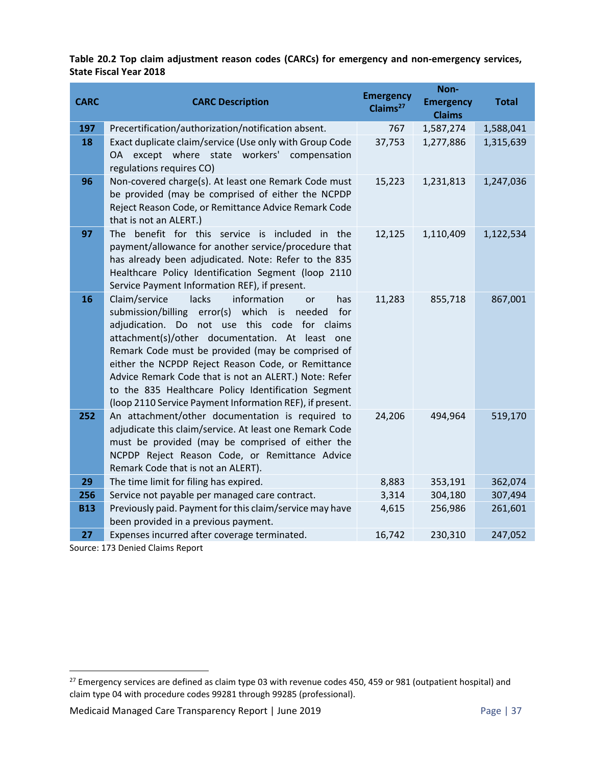**Table 20.2 Top claim adjustment reason codes (CARCs) for emergency and non-emergency services, State Fiscal Year 2018**

| CARC | CARC Description | Emergency Claims[27] | Non-Emergency Claims | Total |
|---|---|---|---|---|
| 197 | Precertification/authorization/notification absent. | 767 | 1,587,274 | 1,588,041 |
| 18 | Exact duplicate claim/service (Use only with Group Code OA except where state workers' compensation regulations requires CO) | 37,753 | 1,277,886 | 1,315,639 |
| 96 | Non-covered charge(s). At least one Remark Code must be provided (may be comprised of either the NCPDP Reject Reason Code, or Remittance Advice Remark Code that is not an ALERT.) | 15,223 | 1,231,813 | 1,247,036 |
| 97 | The benefit for this service is included in the payment/allowance for another service/procedure that has already been adjudicated. Note: Refer to the 835 Healthcare Policy Identification Segment (loop 2110 Service Payment Information REF), if present. | 12,125 | 1,110,409 | 1,122,534 |
| 16 | Claim/service lacks information or has submission/billing error(s) which is needed for adjudication. Do not use this code for claims attachment(s)/other documentation. At least one Remark Code must be provided (may be comprised of either the NCPDP Reject Reason Code, or Remittance Advice Remark Code that is not an ALERT.) Note: Refer to the 835 Healthcare Policy Identification Segment (loop 2110 Service Payment Information REF), if present. | 11,283 | 855,718 | 867,001 |
| 252 | An attachment/other documentation is required to adjudicate this claim/service. At least one Remark Code must be provided (may be comprised of either the NCPDP Reject Reason Code, or Remittance Advice Remark Code that is not an ALERT). | 24,206 | 494,964 | 519,170 |
| 29 | The time limit for filing has expired. | 8,883 | 353,191 | 362,074 |
| 256 | Service not payable per managed care contract. | 3,314 | 304,180 | 307,494 |
| B13 | Previously paid. Payment for this claim/service may have been provided in a previous payment. | 4,615 | 256,986 | 261,601 |
| 27 | Expenses incurred after coverage terminated. | 16,742 | 230,310 | 247,052 |

Source: 173 Denied Claims Report

[27] Emergency services are defined as claim type 03 with revenue codes 450, 459 or 981 (outpatient hospital) and claim type 04 with procedure codes 99281 through 99285 (professional).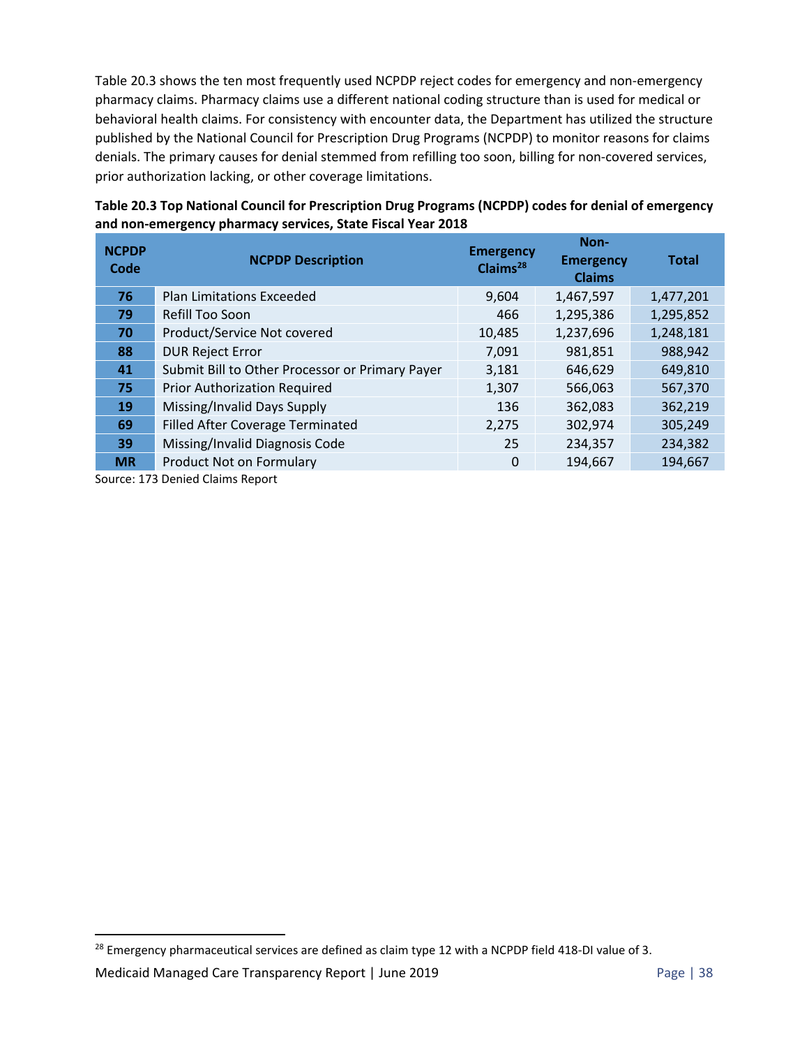Table 20.3 shows the ten most frequently used NCPDP reject codes for emergency and non-emergency pharmacy claims. Pharmacy claims use a different national coding structure than is used for medical or behavioral health claims. For consistency with encounter data, the Department has utilized the structure published by the National Council for Prescription Drug Programs (NCPDP) to monitor reasons for claims denials. The primary causes for denial stemmed from refilling too soon, billing for non-covered services, prior authorization lacking, or other coverage limitations.

**Table 20.3 Top National Council for Prescription Drug Programs (NCPDP) codes for denial of emergency and non-emergency pharmacy services, State Fiscal Year 2018**

| NCPDP Code | NCPDP Description | Emergency Claims[28] | Non-Emergency Claims | Total |
|---|---|---|---|---|
| 76 | Plan Limitations Exceeded | 9,604 | 1,467,597 | 1,477,201 |
| 79 | Refill Too Soon | 466 | 1,295,386 | 1,295,852 |
| 70 | Product/Service Not covered | 10,485 | 1,237,696 | 1,248,181 |
| 88 | DUR Reject Error | 7,091 | 981,851 | 988,942 |
| 41 | Submit Bill to Other Processor or Primary Payer | 3,181 | 646,629 | 649,810 |
| 75 | Prior Authorization Required | 1,307 | 566,063 | 567,370 |
| 19 | Missing/Invalid Days Supply | 136 | 362,083 | 362,219 |
| 69 | Filled After Coverage Terminated | 2,275 | 302,974 | 305,249 |
| 39 | Missing/Invalid Diagnosis Code | 25 | 234,357 | 234,382 |
| MR | Product Not on Formulary | 0 | 194,667 | 194,667 |

Source: 173 Denied Claims Report

[28] Emergency pharmaceutical services are defined as claim type 12 with a NCPDP field 418-DI value of 3.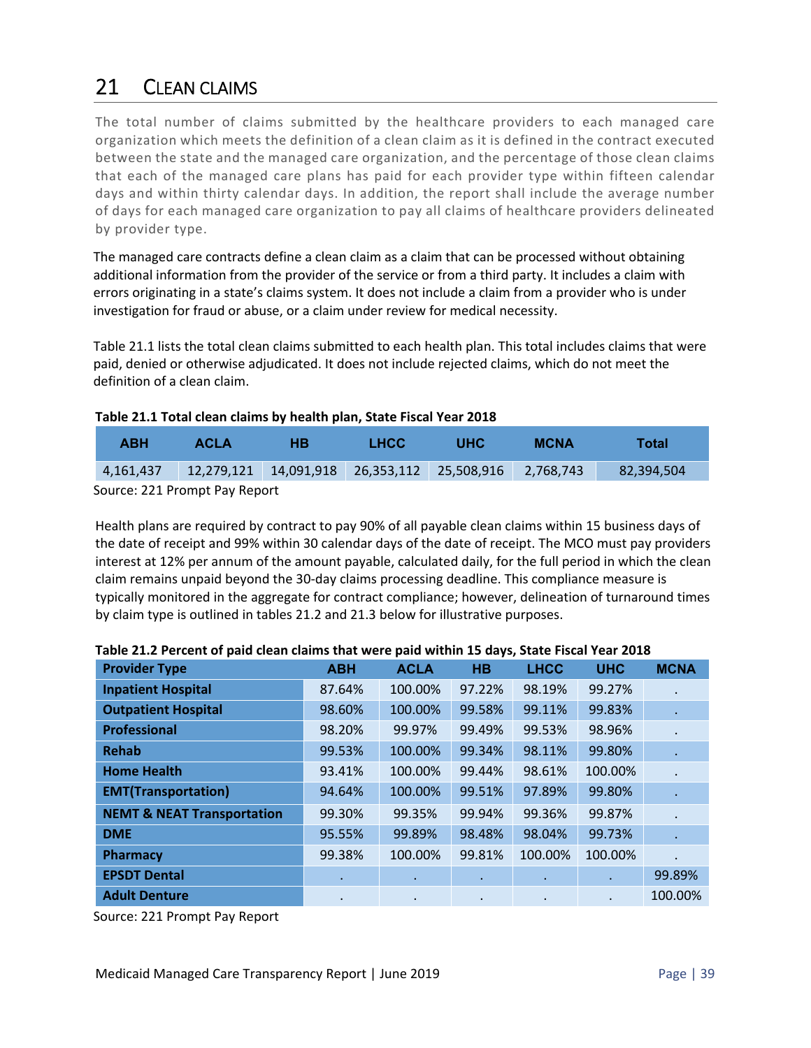# 21 Clean Claims

The total number of claims submitted by the healthcare providers to each managed care organization which meets the definition of a clean claim as it is defined in the contract executed between the state and the managed care organization, and the percentage of those clean claims that each of the managed care plans has paid for each provider type within fifteen calendar days and within thirty calendar days. In addition, the report shall include the average number of days for each managed care organization to pay all claims of healthcare providers delineated by provider type.

The managed care contracts define a clean claim as a claim that can be processed without obtaining additional information from the provider of the service or from a third party. It includes a claim with errors originating in a state's claims system. It does not include a claim from a provider who is under investigation for fraud or abuse, or a claim under review for medical necessity.

Table 21.1 lists the total clean claims submitted to each health plan. This total includes claims that were paid, denied or otherwise adjudicated. It does not include rejected claims, which do not meet the definition of a clean claim.

**Table 21.1 Total clean claims by health plan, State Fiscal Year 2018**

| ABH | ACLA | HB | LHCC | UHC | MCNA | Total |
|---|---|---|---|---|---|---|
| 4,161,437 | 12,279,121 | 14,091,918 | 26,353,112 | 25,508,916 | 2,768,743 | 82,394,504 |

Source: 221 Prompt Pay Report

Health plans are required by contract to pay 90% of all payable clean claims within 15 business days of the date of receipt and 99% within 30 calendar days of the date of receipt. The MCO must pay providers interest at 12% per annum of the amount payable, calculated daily, for the full period in which the clean claim remains unpaid beyond the 30-day claims processing deadline. This compliance measure is typically monitored in the aggregate for contract compliance; however, delineation of turnaround times by claim type is outlined in tables 21.2 and 21.3 below for illustrative purposes.

**Table 21.2 Percent of paid clean claims that were paid within 15 days, State Fiscal Year 2018**

| Provider Type | ABH | ACLA | HB | LHCC | UHC | MCNA |
|---|---|---|---|---|---|---|
| **Inpatient Hospital** | 87.64% | 100.00% | 97.22% | 98.19% | 99.27% | . |
| **Outpatient Hospital** | 98.60% | 100.00% | 99.58% | 99.11% | 99.83% | . |
| **Professional** | 98.20% | 99.97% | 99.49% | 99.53% | 98.96% | . |
| **Rehab** | 99.53% | 100.00% | 99.34% | 98.11% | 99.80% | . |
| **Home Health** | 93.41% | 100.00% | 99.44% | 98.61% | 100.00% | . |
| **EMT(Transportation)** | 94.64% | 100.00% | 99.51% | 97.89% | 99.80% | . |
| **NEMT & NEAT Transportation** | 99.30% | 99.35% | 99.94% | 99.36% | 99.87% | . |
| **DME** | 95.55% | 99.89% | 98.48% | 98.04% | 99.73% | . |
| **Pharmacy** | 99.38% | 100.00% | 99.81% | 100.00% | 100.00% | . |
| **EPSDT Dental** | . | . | . | . | . | 99.89% |
| **Adult Denture** | . | . | . | . | . | 100.00% |

Source: 221 Prompt Pay Report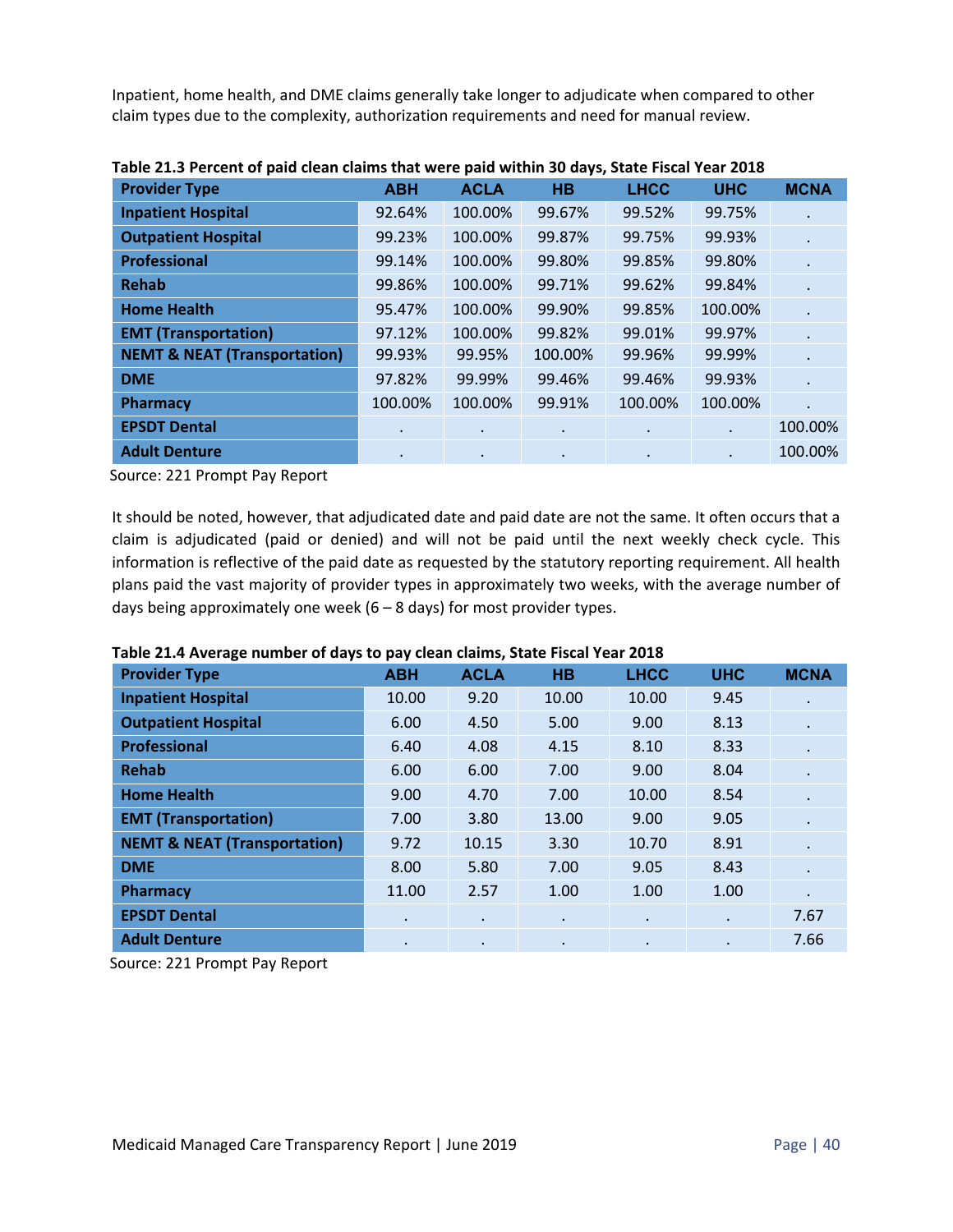Inpatient, home health, and DME claims generally take longer to adjudicate when compared to other claim types due to the complexity, authorization requirements and need for manual review.

**Table 21.3 Percent of paid clean claims that were paid within 30 days, State Fiscal Year 2018**

| Provider Type | ABH | ACLA | HB | LHCC | UHC | MCNA |
|---|---|---|---|---|---|---|
| Inpatient Hospital | 92.64% | 100.00% | 99.67% | 99.52% | 99.75% | . |
| Outpatient Hospital | 99.23% | 100.00% | 99.87% | 99.75% | 99.93% | . |
| Professional | 99.14% | 100.00% | 99.80% | 99.85% | 99.80% | . |
| Rehab | 99.86% | 100.00% | 99.71% | 99.62% | 99.84% | . |
| Home Health | 95.47% | 100.00% | 99.90% | 99.85% | 100.00% | . |
| EMT (Transportation) | 97.12% | 100.00% | 99.82% | 99.01% | 99.97% | . |
| NEMT & NEAT (Transportation) | 99.93% | 99.95% | 100.00% | 99.96% | 99.99% | . |
| DME | 97.82% | 99.99% | 99.46% | 99.46% | 99.93% | . |
| Pharmacy | 100.00% | 100.00% | 99.91% | 100.00% | 100.00% | . |
| EPSDT Dental | . | . | . | . | . | 100.00% |
| Adult Denture | . | . | . | . | . | 100.00% |

Source: 221 Prompt Pay Report

It should be noted, however, that adjudicated date and paid date are not the same. It often occurs that a claim is adjudicated (paid or denied) and will not be paid until the next weekly check cycle. This information is reflective of the paid date as requested by the statutory reporting requirement. All health plans paid the vast majority of provider types in approximately two weeks, with the average number of days being approximately one week (6 – 8 days) for most provider types.

**Table 21.4 Average number of days to pay clean claims, State Fiscal Year 2018**

| Provider Type | ABH | ACLA | HB | LHCC | UHC | MCNA |
|---|---|---|---|---|---|---|
| Inpatient Hospital | 10.00 | 9.20 | 10.00 | 10.00 | 9.45 | . |
| Outpatient Hospital | 6.00 | 4.50 | 5.00 | 9.00 | 8.13 | . |
| Professional | 6.40 | 4.08 | 4.15 | 8.10 | 8.33 | . |
| Rehab | 6.00 | 6.00 | 7.00 | 9.00 | 8.04 | . |
| Home Health | 9.00 | 4.70 | 7.00 | 10.00 | 8.54 | . |
| EMT (Transportation) | 7.00 | 3.80 | 13.00 | 9.00 | 9.05 | . |
| NEMT & NEAT (Transportation) | 9.72 | 10.15 | 3.30 | 10.70 | 8.91 | . |
| DME | 8.00 | 5.80 | 7.00 | 9.05 | 8.43 | . |
| Pharmacy | 11.00 | 2.57 | 1.00 | 1.00 | 1.00 | . |
| EPSDT Dental | . | . | . | . | . | 7.67 |
| Adult Denture | . | . | . | . | . | 7.66 |

Source: 221 Prompt Pay Report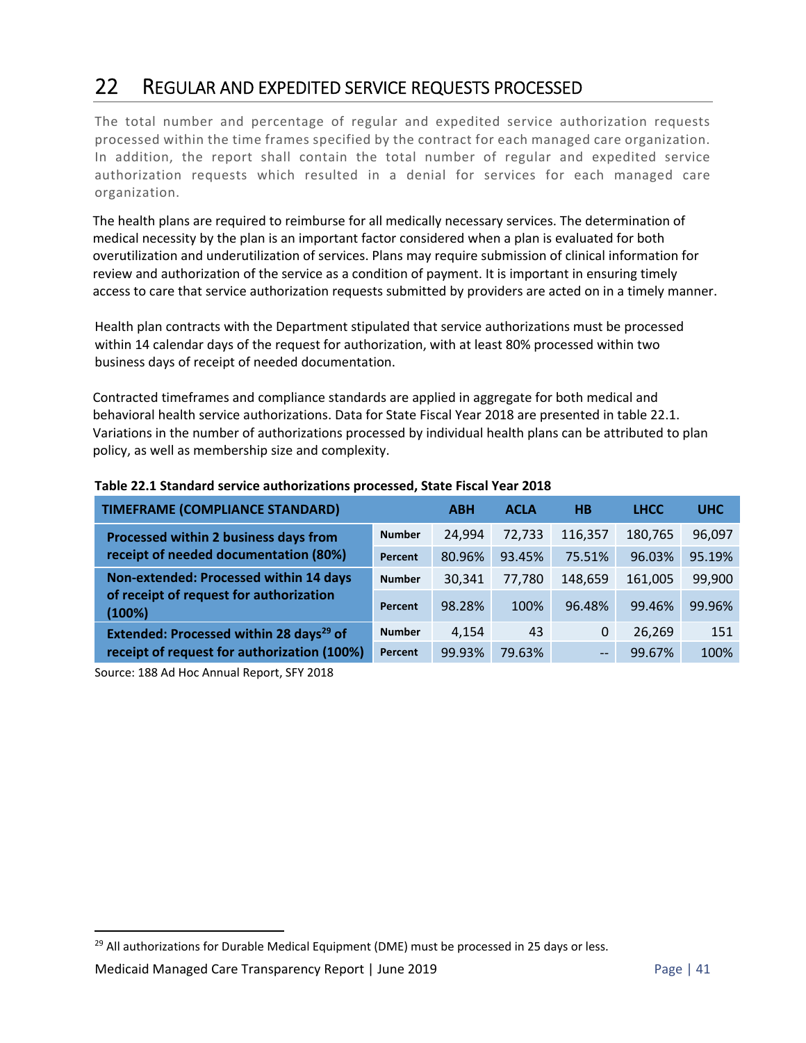# 22 Regular and Expedited Service Requests Processed

The total number and percentage of regular and expedited service authorization requests processed within the time frames specified by the contract for each managed care organization. In addition, the report shall contain the total number of regular and expedited service authorization requests which resulted in a denial for services for each managed care organization.

The health plans are required to reimburse for all medically necessary services. The determination of medical necessity by the plan is an important factor considered when a plan is evaluated for both overutilization and underutilization of services. Plans may require submission of clinical information for review and authorization of the service as a condition of payment. It is important in ensuring timely access to care that service authorization requests submitted by providers are acted on in a timely manner.

Health plan contracts with the Department stipulated that service authorizations must be processed within 14 calendar days of the request for authorization, with at least 80% processed within two business days of receipt of needed documentation.

Contracted timeframes and compliance standards are applied in aggregate for both medical and behavioral health service authorizations. Data for State Fiscal Year 2018 are presented in table 22.1. Variations in the number of authorizations processed by individual health plans can be attributed to plan policy, as well as membership size and complexity.

**Table 22.1 Standard service authorizations processed, State Fiscal Year 2018**

| TIMEFRAME (COMPLIANCE STANDARD) | | ABH | ACLA | HB | LHCC | UHC |
|---|---|---|---|---|---|---|
| **Processed within 2 business days from receipt of needed documentation (80%)** | **Number** | 24,994 | 72,733 | 116,357 | 180,765 | 96,097 |
| | **Percent** | 80.96% | 93.45% | 75.51% | 96.03% | 95.19% |
| **Non-extended: Processed within 14 days of receipt of request for authorization (100%)** | **Number** | 30,341 | 77,780 | 148,659 | 161,005 | 99,900 |
| | **Percent** | 98.28% | 100% | 96.48% | 99.46% | 99.96% |
| **Extended: Processed within 28 days[29] of receipt of request for authorization (100%)** | **Number** | 4,154 | 43 | 0 | 26,269 | 151 |
| | **Percent** | 99.93% | 79.63% | -- | 99.67% | 100% |

Source: 188 Ad Hoc Annual Report, SFY 2018

[29] All authorizations for Durable Medical Equipment (DME) must be processed in 25 days or less.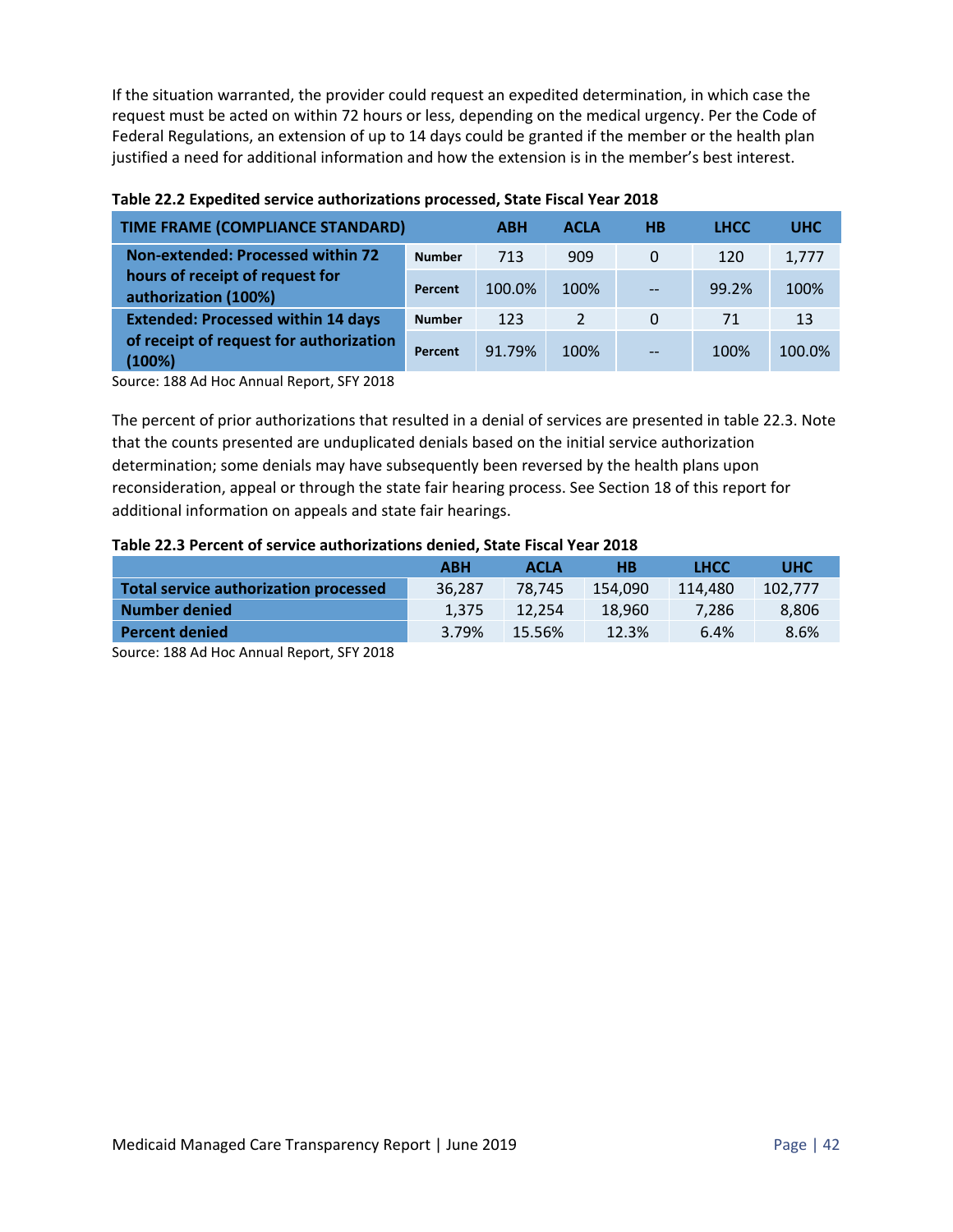If the situation warranted, the provider could request an expedited determination, in which case the request must be acted on within 72 hours or less, depending on the medical urgency. Per the Code of Federal Regulations, an extension of up to 14 days could be granted if the member or the health plan justified a need for additional information and how the extension is in the member's best interest.

**Table 22.2 Expedited service authorizations processed, State Fiscal Year 2018**

| TIME FRAME (COMPLIANCE STANDARD) | | ABH | ACLA | HB | LHCC | UHC |
|---|---|---|---|---|---|---|
| **Non-extended: Processed within 72 hours of receipt of request for authorization (100%)** | **Number** | 713 | 909 | 0 | 120 | 1,777 |
| | **Percent** | 100.0% | 100% | -- | 99.2% | 100% |
| **Extended: Processed within 14 days of receipt of request for authorization (100%)** | **Number** | 123 | 2 | 0 | 71 | 13 |
| | **Percent** | 91.79% | 100% | -- | 100% | 100.0% |

Source: 188 Ad Hoc Annual Report, SFY 2018

The percent of prior authorizations that resulted in a denial of services are presented in table 22.3. Note that the counts presented are unduplicated denials based on the initial service authorization determination; some denials may have subsequently been reversed by the health plans upon reconsideration, appeal or through the state fair hearing process. See Section 18 of this report for additional information on appeals and state fair hearings.

**Table 22.3 Percent of service authorizations denied, State Fiscal Year 2018**

| | ABH | ACLA | HB | LHCC | UHC |
|---|---|---|---|---|---|
| **Total service authorization processed** | 36,287 | 78,745 | 154,090 | 114,480 | 102,777 |
| **Number denied** | 1,375 | 12,254 | 18,960 | 7,286 | 8,806 |
| **Percent denied** | 3.79% | 15.56% | 12.3% | 6.4% | 8.6% |

Source: 188 Ad Hoc Annual Report, SFY 2018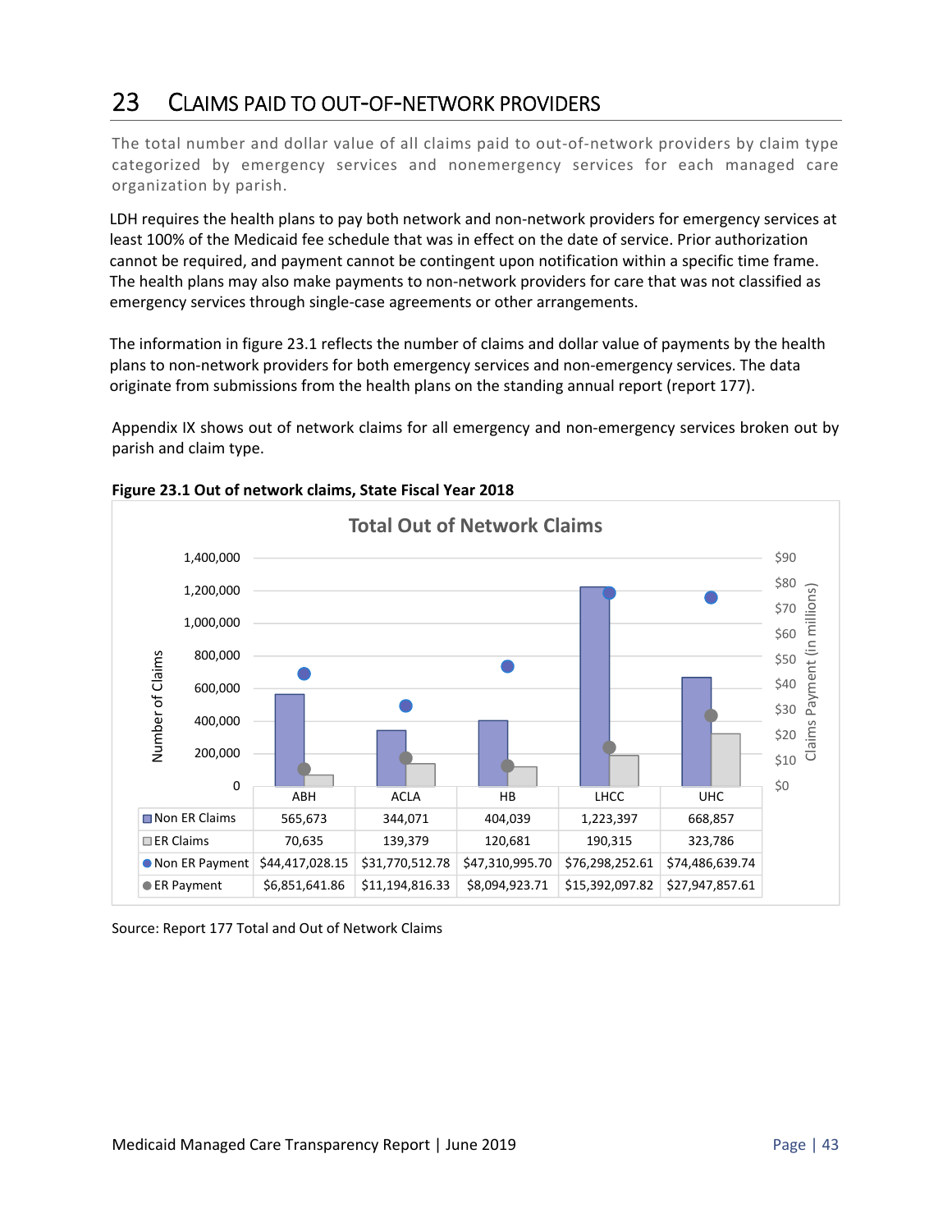# 23 CLAIMS PAID TO OUT-OF-NETWORK PROVIDERS

The total number and dollar value of all claims paid to out-of-network providers by claim type categorized by emergency services and nonemergency services for each managed care organization by parish.

LDH requires the health plans to pay both network and non-network providers for emergency services at least 100% of the Medicaid fee schedule that was in effect on the date of service. Prior authorization cannot be required, and payment cannot be contingent upon notification within a specific time frame. The health plans may also make payments to non-network providers for care that was not classified as emergency services through single-case agreements or other arrangements.

The information in figure 23.1 reflects the number of claims and dollar value of payments by the health plans to non-network providers for both emergency services and non-emergency services. The data originate from submissions from the health plans on the standing annual report (report 177).

Appendix IX shows out of network claims for all emergency and non-emergency services broken out by parish and claim type.

**Figure 23.1 Out of network claims, State Fiscal Year 2018**

Total Out of Network Claims

| | ABH | ACLA | HB | LHCC | UHC |
|---|---|---|---|---|---|
| Non ER Claims | 565,673 | 344,071 | 404,039 | 1,223,397 | 668,857 |
| ER Claims | 70,635 | 139,379 | 120,681 | 190,315 | 323,786 |
| Non ER Payment | $44,417,028.15 | $31,770,512.78 | $47,310,995.70 | $76,298,252.61 | $74,486,639.74 |
| ER Payment | $6,851,641.86 | $11,194,816.33 | $8,094,923.71 | $15,392,097.82 | $27,947,857.61 |

Source: Report 177 Total and Out of Network Claims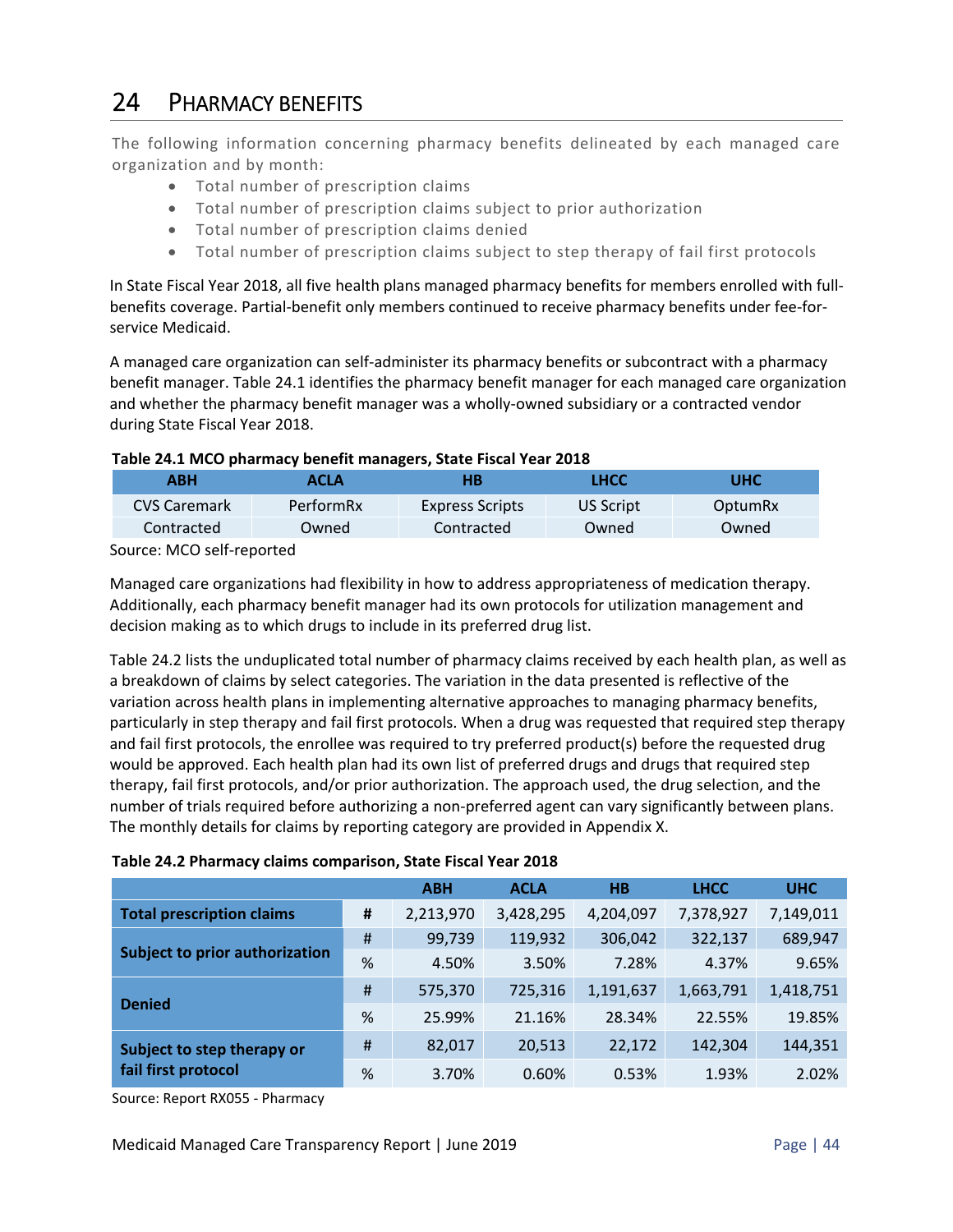# 24 PHARMACY BENEFITS

The following information concerning pharmacy benefits delineated by each managed care organization and by month:

- Total number of prescription claims
- Total number of prescription claims subject to prior authorization
- Total number of prescription claims denied
- Total number of prescription claims subject to step therapy of fail first protocols

In State Fiscal Year 2018, all five health plans managed pharmacy benefits for members enrolled with full-benefits coverage. Partial-benefit only members continued to receive pharmacy benefits under fee-for-service Medicaid.

A managed care organization can self-administer its pharmacy benefits or subcontract with a pharmacy benefit manager. Table 24.1 identifies the pharmacy benefit manager for each managed care organization and whether the pharmacy benefit manager was a wholly-owned subsidiary or a contracted vendor during State Fiscal Year 2018.

**Table 24.1 MCO pharmacy benefit managers, State Fiscal Year 2018**

| ABH | ACLA | HB | LHCC | UHC |
|---|---|---|---|---|
| CVS Caremark | PerformRx | Express Scripts | US Script | OptumRx |
| Contracted | Owned | Contracted | Owned | Owned |

Source: MCO self-reported

Managed care organizations had flexibility in how to address appropriateness of medication therapy. Additionally, each pharmacy benefit manager had its own protocols for utilization management and decision making as to which drugs to include in its preferred drug list.

Table 24.2 lists the unduplicated total number of pharmacy claims received by each health plan, as well as a breakdown of claims by select categories. The variation in the data presented is reflective of the variation across health plans in implementing alternative approaches to managing pharmacy benefits, particularly in step therapy and fail first protocols. When a drug was requested that required step therapy and fail first protocols, the enrollee was required to try preferred product(s) before the requested drug would be approved. Each health plan had its own list of preferred drugs and drugs that required step therapy, fail first protocols, and/or prior authorization. The approach used, the drug selection, and the number of trials required before authorizing a non-preferred agent can vary significantly between plans. The monthly details for claims by reporting category are provided in Appendix X.

**Table 24.2 Pharmacy claims comparison, State Fiscal Year 2018**

| | | ABH | ACLA | HB | LHCC | UHC |
|---|---|---|---|---|---|---|
| **Total prescription claims** | # | 2,213,970 | 3,428,295 | 4,204,097 | 7,378,927 | 7,149,011 |
| **Subject to prior authorization** | # | 99,739 | 119,932 | 306,042 | 322,137 | 689,947 |
| | % | 4.50% | 3.50% | 7.28% | 4.37% | 9.65% |
| **Denied** | # | 575,370 | 725,316 | 1,191,637 | 1,663,791 | 1,418,751 |
| | % | 25.99% | 21.16% | 28.34% | 22.55% | 19.85% |
| **Subject to step therapy or fail first protocol** | # | 82,017 | 20,513 | 22,172 | 142,304 | 144,351 |
| | % | 3.70% | 0.60% | 0.53% | 1.93% | 2.02% |

Source: Report RX055 - Pharmacy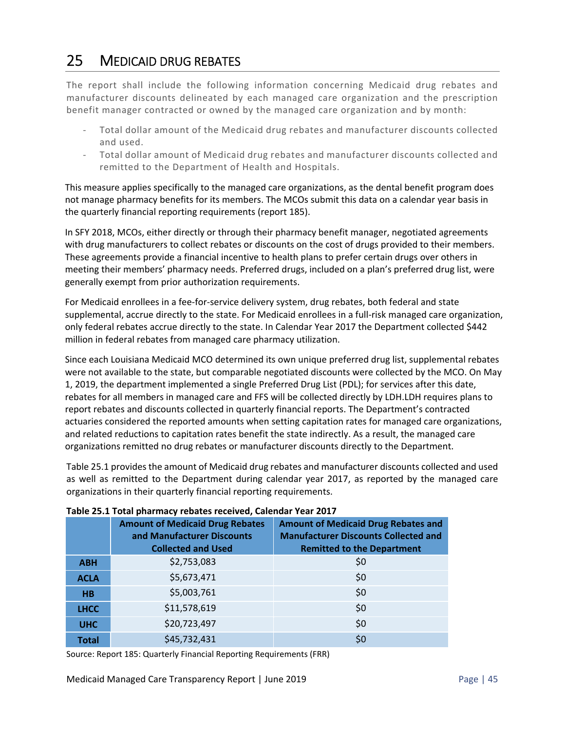# 25 MEDICAID DRUG REBATES

The report shall include the following information concerning Medicaid drug rebates and manufacturer discounts delineated by each managed care organization and the prescription benefit manager contracted or owned by the managed care organization and by month:

- Total dollar amount of the Medicaid drug rebates and manufacturer discounts collected and used.
- Total dollar amount of Medicaid drug rebates and manufacturer discounts collected and remitted to the Department of Health and Hospitals.

This measure applies specifically to the managed care organizations, as the dental benefit program does not manage pharmacy benefits for its members. The MCOs submit this data on a calendar year basis in the quarterly financial reporting requirements (report 185).

In SFY 2018, MCOs, either directly or through their pharmacy benefit manager, negotiated agreements with drug manufacturers to collect rebates or discounts on the cost of drugs provided to their members. These agreements provide a financial incentive to health plans to prefer certain drugs over others in meeting their members' pharmacy needs. Preferred drugs, included on a plan's preferred drug list, were generally exempt from prior authorization requirements.

For Medicaid enrollees in a fee-for-service delivery system, drug rebates, both federal and state supplemental, accrue directly to the state. For Medicaid enrollees in a full-risk managed care organization, only federal rebates accrue directly to the state. In Calendar Year 2017 the Department collected $442 million in federal rebates from managed care pharmacy utilization.

Since each Louisiana Medicaid MCO determined its own unique preferred drug list, supplemental rebates were not available to the state, but comparable negotiated discounts were collected by the MCO. On May 1, 2019, the department implemented a single Preferred Drug List (PDL); for services after this date, rebates for all members in managed care and FFS will be collected directly by LDH.LDH requires plans to report rebates and discounts collected in quarterly financial reports. The Department's contracted actuaries considered the reported amounts when setting capitation rates for managed care organizations, and related reductions to capitation rates benefit the state indirectly. As a result, the managed care organizations remitted no drug rebates or manufacturer discounts directly to the Department.

Table 25.1 provides the amount of Medicaid drug rebates and manufacturer discounts collected and used as well as remitted to the Department during calendar year 2017, as reported by the managed care organizations in their quarterly financial reporting requirements.

**Table 25.1 Total pharmacy rebates received, Calendar Year 2017**

| | Amount of Medicaid Drug Rebates and Manufacturer Discounts Collected and Used | Amount of Medicaid Drug Rebates and Manufacturer Discounts Collected and Remitted to the Department |
|---|---|---|
| **ABH** | $2,753,083 | $0 |
| **ACLA** | $5,673,471 | $0 |
| **HB** | $5,003,761 | $0 |
| **LHCC** | $11,578,619 | $0 |
| **UHC** | $20,723,497 | $0 |
| **Total** | $45,732,431 | $0 |

Source: Report 185: Quarterly Financial Reporting Requirements (FRR)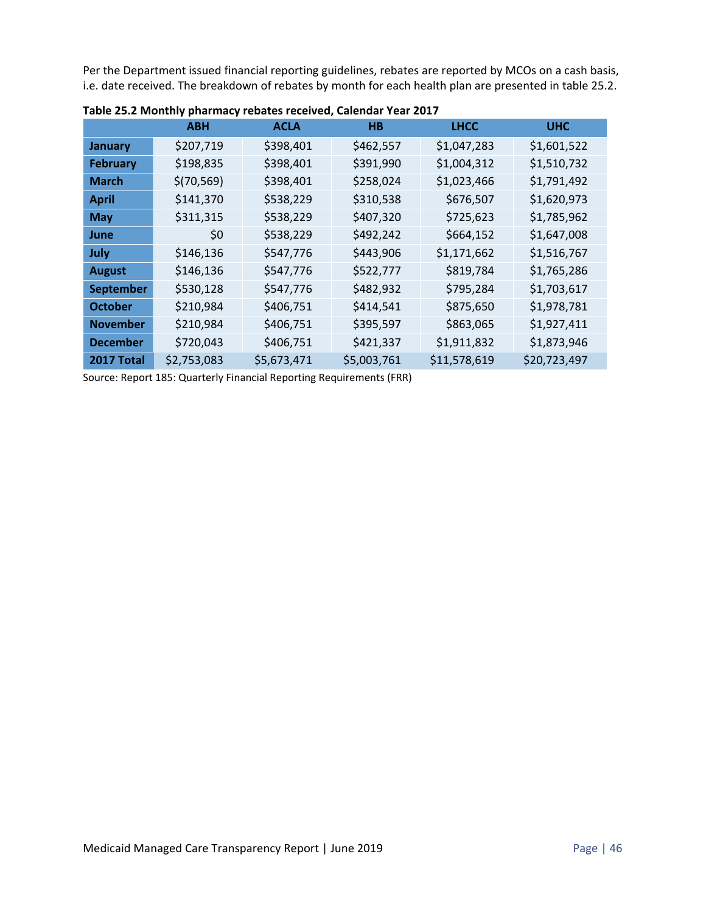Per the Department issued financial reporting guidelines, rebates are reported by MCOs on a cash basis, i.e. date received. The breakdown of rebates by month for each health plan are presented in table 25.2.

**Table 25.2 Monthly pharmacy rebates received, Calendar Year 2017**

| | ABH | ACLA | HB | LHCC | UHC |
|---|---|---|---|---|---|
| **January** | $207,719 | $398,401 | $462,557 | $1,047,283 | $1,601,522 |
| **February** | $198,835 | $398,401 | $391,990 | $1,004,312 | $1,510,732 |
| **March** | $(70,569) | $398,401 | $258,024 | $1,023,466 | $1,791,492 |
| **April** | $141,370 | $538,229 | $310,538 | $676,507 | $1,620,973 |
| **May** | $311,315 | $538,229 | $407,320 | $725,623 | $1,785,962 |
| **June** | $0 | $538,229 | $492,242 | $664,152 | $1,647,008 |
| **July** | $146,136 | $547,776 | $443,906 | $1,171,662 | $1,516,767 |
| **August** | $146,136 | $547,776 | $522,777 | $819,784 | $1,765,286 |
| **September** | $530,128 | $547,776 | $482,932 | $795,284 | $1,703,617 |
| **October** | $210,984 | $406,751 | $414,541 | $875,650 | $1,978,781 |
| **November** | $210,984 | $406,751 | $395,597 | $863,065 | $1,927,411 |
| **December** | $720,043 | $406,751 | $421,337 | $1,911,832 | $1,873,946 |
| **2017 Total** | $2,753,083 | $5,673,471 | $5,003,761 | $11,578,619 | $20,723,497 |

Source: Report 185: Quarterly Financial Reporting Requirements (FRR)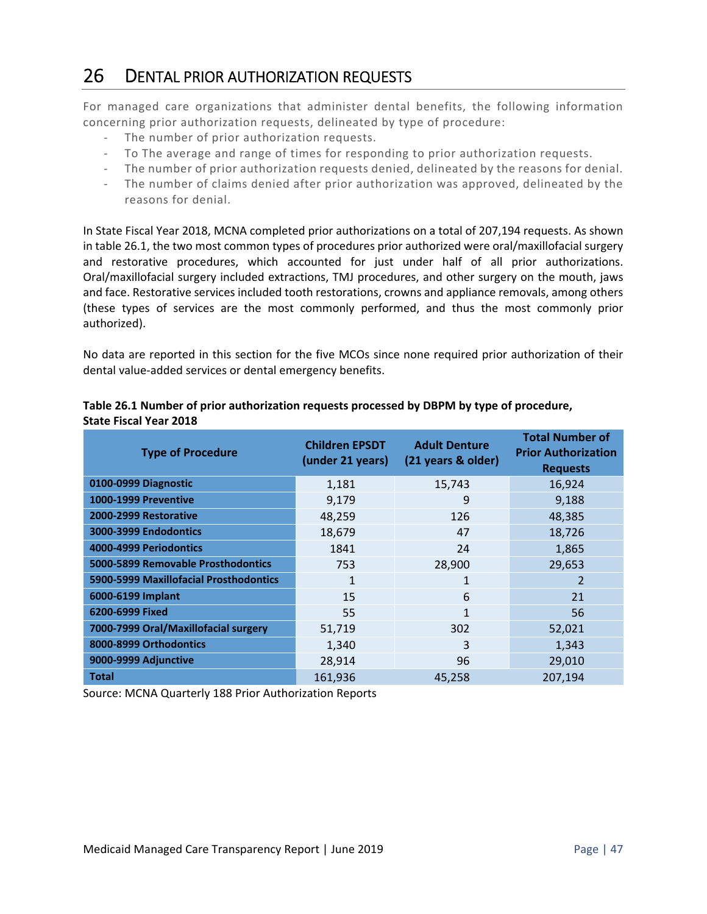# 26 DENTAL PRIOR AUTHORIZATION REQUESTS

For managed care organizations that administer dental benefits, the following information concerning prior authorization requests, delineated by type of procedure:

- The number of prior authorization requests.
- To The average and range of times for responding to prior authorization requests.
- The number of prior authorization requests denied, delineated by the reasons for denial.
- The number of claims denied after prior authorization was approved, delineated by the reasons for denial.

In State Fiscal Year 2018, MCNA completed prior authorizations on a total of 207,194 requests. As shown in table 26.1, the two most common types of procedures prior authorized were oral/maxillofacial surgery and restorative procedures, which accounted for just under half of all prior authorizations. Oral/maxillofacial surgery included extractions, TMJ procedures, and other surgery on the mouth, jaws and face. Restorative services included tooth restorations, crowns and appliance removals, among others (these types of services are the most commonly performed, and thus the most commonly prior authorized).

No data are reported in this section for the five MCOs since none required prior authorization of their dental value-added services or dental emergency benefits.

**Table 26.1 Number of prior authorization requests processed by DBPM by type of procedure, State Fiscal Year 2018**

| Type of Procedure | Children EPSDT (under 21 years) | Adult Denture (21 years & older) | Total Number of Prior Authorization Requests |
|---|---|---|---|
| **0100-0999 Diagnostic** | 1,181 | 15,743 | 16,924 |
| **1000-1999 Preventive** | 9,179 | 9 | 9,188 |
| **2000-2999 Restorative** | 48,259 | 126 | 48,385 |
| **3000-3999 Endodontics** | 18,679 | 47 | 18,726 |
| **4000-4999 Periodontics** | 1841 | 24 | 1,865 |
| **5000-5899 Removable Prosthodontics** | 753 | 28,900 | 29,653 |
| **5900-5999 Maxillofacial Prosthodontics** | 1 | 1 | 2 |
| **6000-6199 Implant** | 15 | 6 | 21 |
| **6200-6999 Fixed** | 55 | 1 | 56 |
| **7000-7999 Oral/Maxillofacial surgery** | 51,719 | 302 | 52,021 |
| **8000-8999 Orthodontics** | 1,340 | 3 | 1,343 |
| **9000-9999 Adjunctive** | 28,914 | 96 | 29,010 |
| **Total** | 161,936 | 45,258 | 207,194 |

Source: MCNA Quarterly 188 Prior Authorization Reports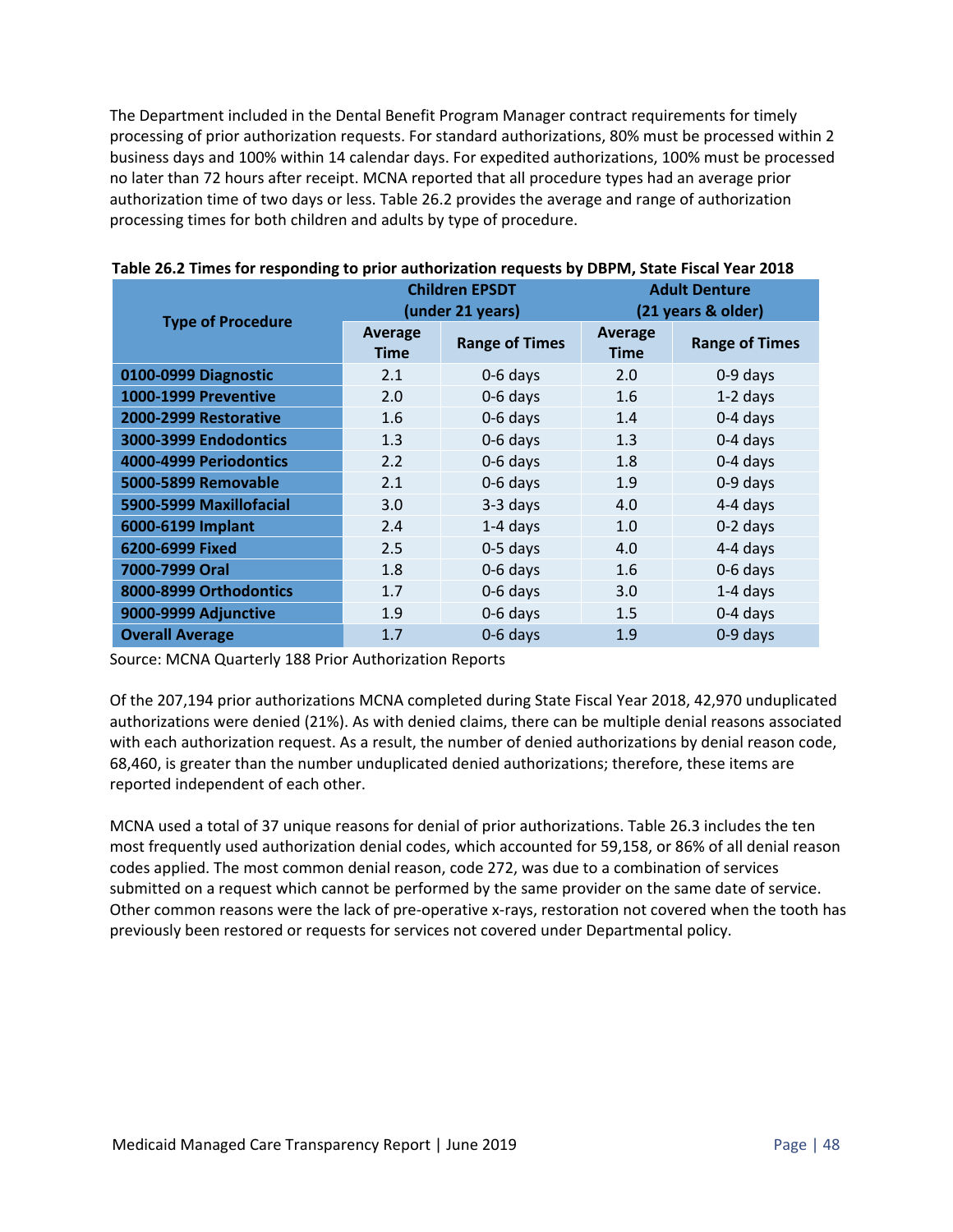The Department included in the Dental Benefit Program Manager contract requirements for timely processing of prior authorization requests. For standard authorizations, 80% must be processed within 2 business days and 100% within 14 calendar days. For expedited authorizations, 100% must be processed no later than 72 hours after receipt. MCNA reported that all procedure types had an average prior authorization time of two days or less. Table 26.2 provides the average and range of authorization processing times for both children and adults by type of procedure.

**Table 26.2 Times for responding to prior authorization requests by DBPM, State Fiscal Year 2018**

| Type of Procedure | Children EPSDT (under 21 years) | | Adult Denture (21 years & older) | |
|---|---|---|---|---|
| | Average Time | Range of Times | Average Time | Range of Times |
| 0100-0999 Diagnostic | 2.1 | 0-6 days | 2.0 | 0-9 days |
| 1000-1999 Preventive | 2.0 | 0-6 days | 1.6 | 1-2 days |
| 2000-2999 Restorative | 1.6 | 0-6 days | 1.4 | 0-4 days |
| 3000-3999 Endodontics | 1.3 | 0-6 days | 1.3 | 0-4 days |
| 4000-4999 Periodontics | 2.2 | 0-6 days | 1.8 | 0-4 days |
| 5000-5899 Removable | 2.1 | 0-6 days | 1.9 | 0-9 days |
| 5900-5999 Maxillofacial | 3.0 | 3-3 days | 4.0 | 4-4 days |
| 6000-6199 Implant | 2.4 | 1-4 days | 1.0 | 0-2 days |
| 6200-6999 Fixed | 2.5 | 0-5 days | 4.0 | 4-4 days |
| 7000-7999 Oral | 1.8 | 0-6 days | 1.6 | 0-6 days |
| 8000-8999 Orthodontics | 1.7 | 0-6 days | 3.0 | 1-4 days |
| 9000-9999 Adjunctive | 1.9 | 0-6 days | 1.5 | 0-4 days |
| Overall Average | 1.7 | 0-6 days | 1.9 | 0-9 days |

Source: MCNA Quarterly 188 Prior Authorization Reports

Of the 207,194 prior authorizations MCNA completed during State Fiscal Year 2018, 42,970 unduplicated authorizations were denied (21%). As with denied claims, there can be multiple denial reasons associated with each authorization request. As a result, the number of denied authorizations by denial reason code, 68,460, is greater than the number unduplicated denied authorizations; therefore, these items are reported independent of each other.

MCNA used a total of 37 unique reasons for denial of prior authorizations. Table 26.3 includes the ten most frequently used authorization denial codes, which accounted for 59,158, or 86% of all denial reason codes applied. The most common denial reason, code 272, was due to a combination of services submitted on a request which cannot be performed by the same provider on the same date of service. Other common reasons were the lack of pre-operative x-rays, restoration not covered when the tooth has previously been restored or requests for services not covered under Departmental policy.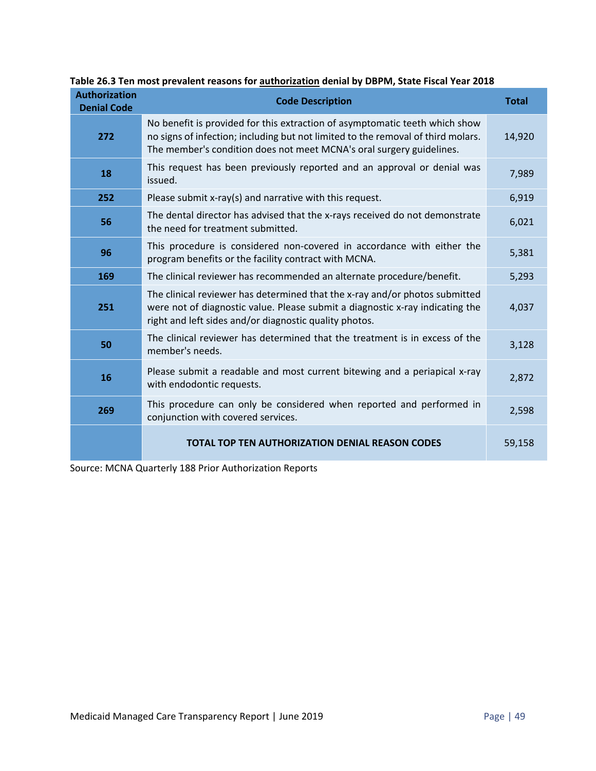**Table 26.3 Ten most prevalent reasons for authorization denial by DBPM, State Fiscal Year 2018**

| Authorization Denial Code | Code Description | Total |
|---|---|---|
| **272** | No benefit is provided for this extraction of asymptomatic teeth which show no signs of infection; including but not limited to the removal of third molars. The member's condition does not meet MCNA's oral surgery guidelines. | 14,920 |
| **18** | This request has been previously reported and an approval or denial was issued. | 7,989 |
| **252** | Please submit x-ray(s) and narrative with this request. | 6,919 |
| **56** | The dental director has advised that the x-rays received do not demonstrate the need for treatment submitted. | 6,021 |
| **96** | This procedure is considered non-covered in accordance with either the program benefits or the facility contract with MCNA. | 5,381 |
| **169** | The clinical reviewer has recommended an alternate procedure/benefit. | 5,293 |
| **251** | The clinical reviewer has determined that the x-ray and/or photos submitted were not of diagnostic value. Please submit a diagnostic x-ray indicating the right and left sides and/or diagnostic quality photos. | 4,037 |
| **50** | The clinical reviewer has determined that the treatment is in excess of the member's needs. | 3,128 |
| **16** | Please submit a readable and most current bitewing and a periapical x-ray with endodontic requests. | 2,872 |
| **269** | This procedure can only be considered when reported and performed in conjunction with covered services. | 2,598 |
| | **TOTAL TOP TEN AUTHORIZATION DENIAL REASON CODES** | 59,158 |

Source: MCNA Quarterly 188 Prior Authorization Reports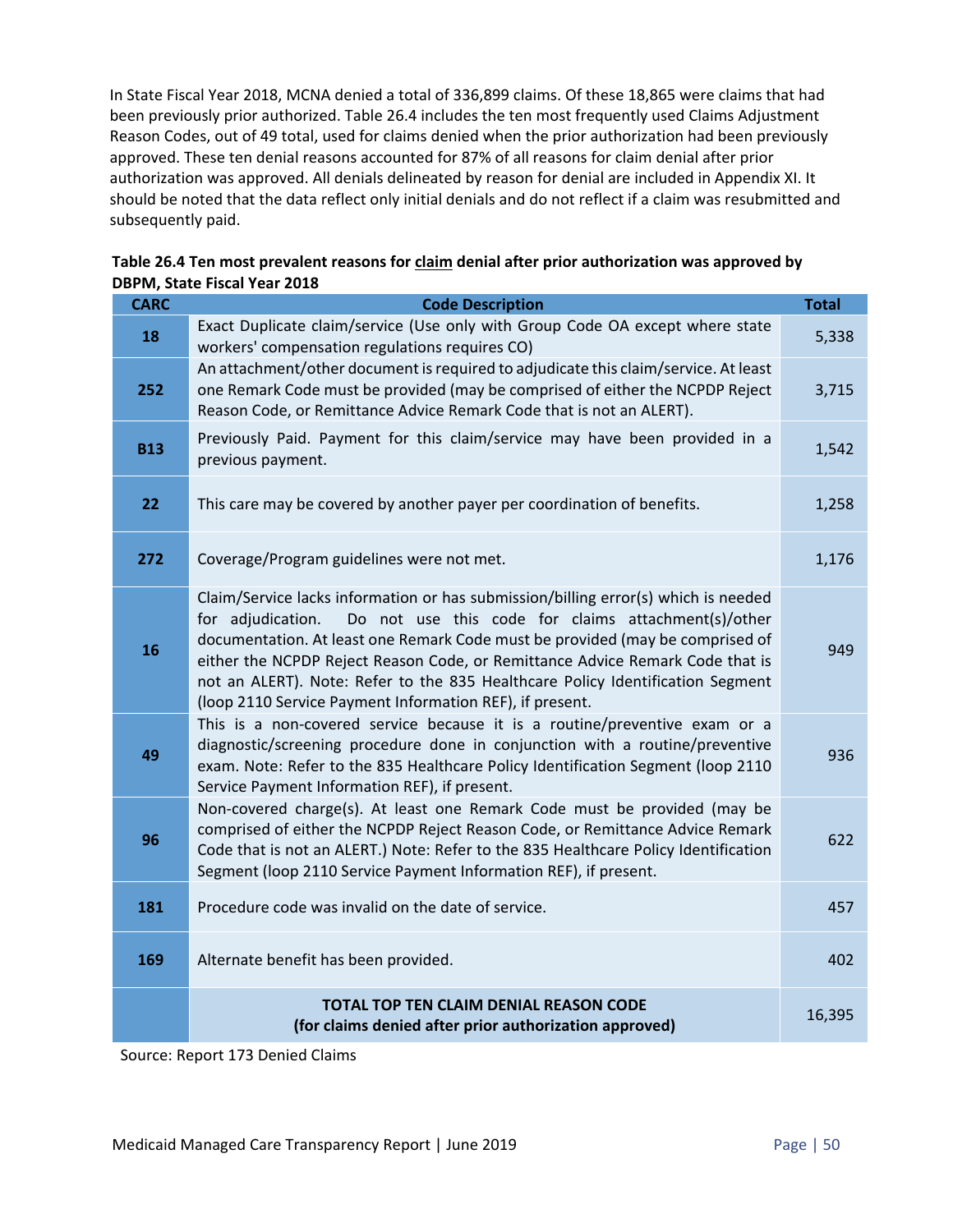In State Fiscal Year 2018, MCNA denied a total of 336,899 claims. Of these 18,865 were claims that had been previously prior authorized. Table 26.4 includes the ten most frequently used Claims Adjustment Reason Codes, out of 49 total, used for claims denied when the prior authorization had been previously approved. These ten denial reasons accounted for 87% of all reasons for claim denial after prior authorization was approved. All denials delineated by reason for denial are included in Appendix XI. It should be noted that the data reflect only initial denials and do not reflect if a claim was resubmitted and subsequently paid.

**Table 26.4 Ten most prevalent reasons for claim denial after prior authorization was approved by DBPM, State Fiscal Year 2018**

| CARC | Code Description | Total |
|---|---|---|
| **18** | Exact Duplicate claim/service (Use only with Group Code OA except where state workers' compensation regulations requires CO) | 5,338 |
| **252** | An attachment/other document is required to adjudicate this claim/service. At least one Remark Code must be provided (may be comprised of either the NCPDP Reject Reason Code, or Remittance Advice Remark Code that is not an ALERT). | 3,715 |
| **B13** | Previously Paid. Payment for this claim/service may have been provided in a previous payment. | 1,542 |
| **22** | This care may be covered by another payer per coordination of benefits. | 1,258 |
| **272** | Coverage/Program guidelines were not met. | 1,176 |
| **16** | Claim/Service lacks information or has submission/billing error(s) which is needed for adjudication. Do not use this code for claims attachment(s)/other documentation. At least one Remark Code must be provided (may be comprised of either the NCPDP Reject Reason Code, or Remittance Advice Remark Code that is not an ALERT). Note: Refer to the 835 Healthcare Policy Identification Segment (loop 2110 Service Payment Information REF), if present. | 949 |
| **49** | This is a non-covered service because it is a routine/preventive exam or a diagnostic/screening procedure done in conjunction with a routine/preventive exam. Note: Refer to the 835 Healthcare Policy Identification Segment (loop 2110 Service Payment Information REF), if present. | 936 |
| **96** | Non-covered charge(s). At least one Remark Code must be provided (may be comprised of either the NCPDP Reject Reason Code, or Remittance Advice Remark Code that is not an ALERT.) Note: Refer to the 835 Healthcare Policy Identification Segment (loop 2110 Service Payment Information REF), if present. | 622 |
| **181** | Procedure code was invalid on the date of service. | 457 |
| **169** | Alternate benefit has been provided. | 402 |
| | **TOTAL TOP TEN CLAIM DENIAL REASON CODE (for claims denied after prior authorization approved)** | 16,395 |

Source: Report 173 Denied Claims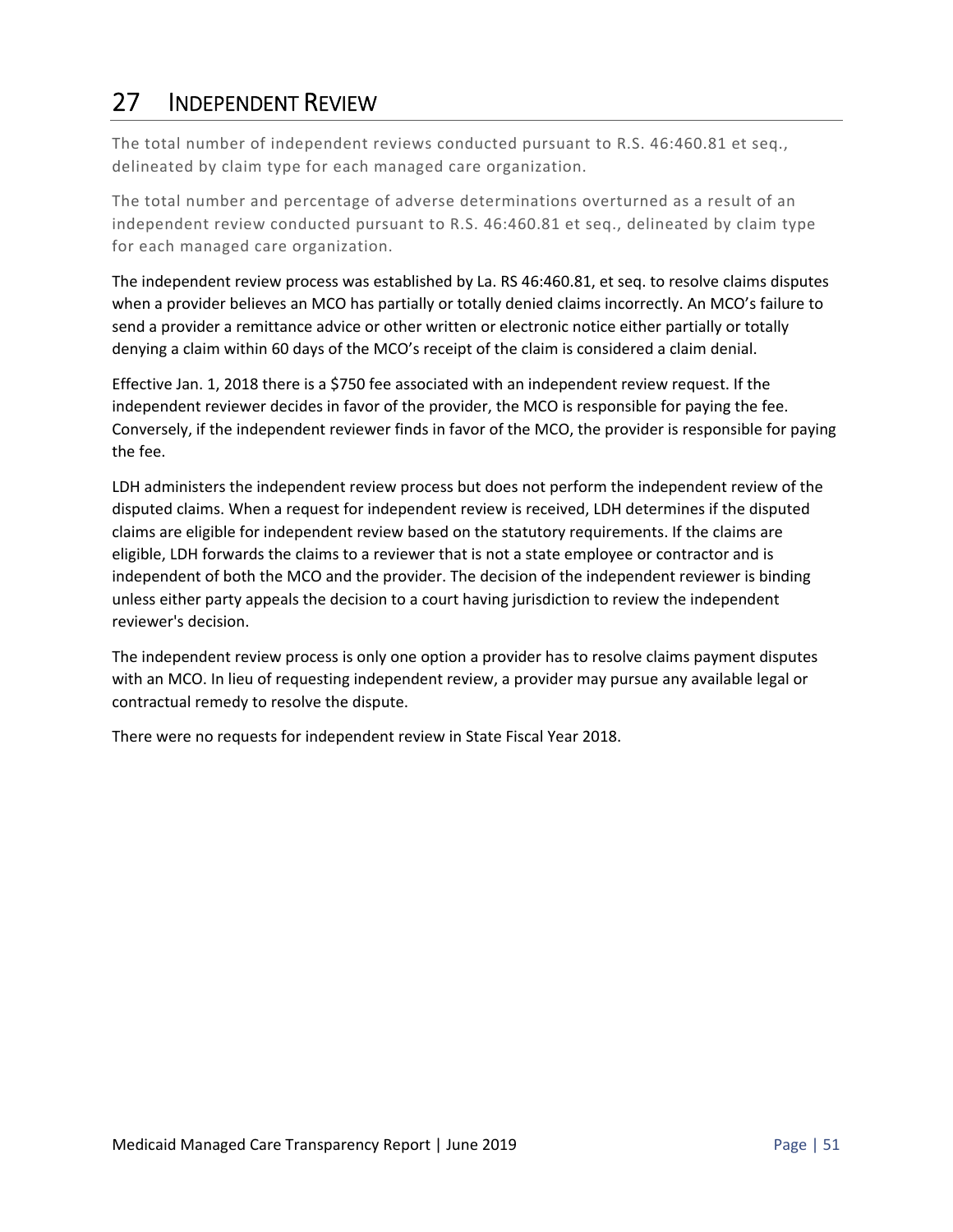# 27 Independent Review

The total number of independent reviews conducted pursuant to R.S. 46:460.81 et seq., delineated by claim type for each managed care organization.

The total number and percentage of adverse determinations overturned as a result of an independent review conducted pursuant to R.S. 46:460.81 et seq., delineated by claim type for each managed care organization.

The independent review process was established by La. RS 46:460.81, et seq. to resolve claims disputes when a provider believes an MCO has partially or totally denied claims incorrectly. An MCO's failure to send a provider a remittance advice or other written or electronic notice either partially or totally denying a claim within 60 days of the MCO's receipt of the claim is considered a claim denial.

Effective Jan. 1, 2018 there is a $750 fee associated with an independent review request. If the independent reviewer decides in favor of the provider, the MCO is responsible for paying the fee. Conversely, if the independent reviewer finds in favor of the MCO, the provider is responsible for paying the fee.

LDH administers the independent review process but does not perform the independent review of the disputed claims. When a request for independent review is received, LDH determines if the disputed claims are eligible for independent review based on the statutory requirements. If the claims are eligible, LDH forwards the claims to a reviewer that is not a state employee or contractor and is independent of both the MCO and the provider. The decision of the independent reviewer is binding unless either party appeals the decision to a court having jurisdiction to review the independent reviewer's decision.

The independent review process is only one option a provider has to resolve claims payment disputes with an MCO. In lieu of requesting independent review, a provider may pursue any available legal or contractual remedy to resolve the dispute.

There were no requests for independent review in State Fiscal Year 2018.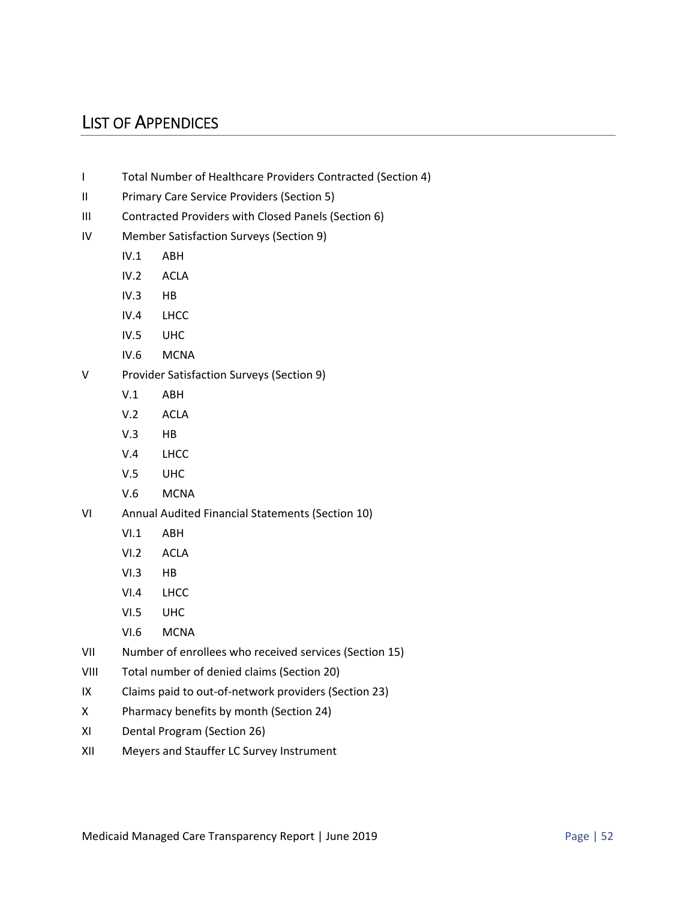## LIST OF APPENDICES

- I Total Number of Healthcare Providers Contracted (Section 4)
- II Primary Care Service Providers (Section 5)
- III Contracted Providers with Closed Panels (Section 6)
- IV Member Satisfaction Surveys (Section 9)
  - IV.1 ABH
  - IV.2 ACLA
  - IV.3 HB
  - IV.4 LHCC
  - IV.5 UHC
  - IV.6 MCNA
- V Provider Satisfaction Surveys (Section 9)
  - V.1 ABH
  - V.2 ACLA
  - V.3 HB
  - V.4 LHCC
  - V.5 UHC
  - V.6 MCNA
- VI Annual Audited Financial Statements (Section 10)
  - VI.1 ABH
  - VI.2 ACLA
  - VI.3 HB
  - VI.4 LHCC
  - VI.5 UHC
  - VI.6 MCNA
- VII Number of enrollees who received services (Section 15)
- VIII Total number of denied claims (Section 20)
- IX Claims paid to out-of-network providers (Section 23)
- X Pharmacy benefits by month (Section 24)
- XI Dental Program (Section 26)
- XII Meyers and Stauffer LC Survey Instrument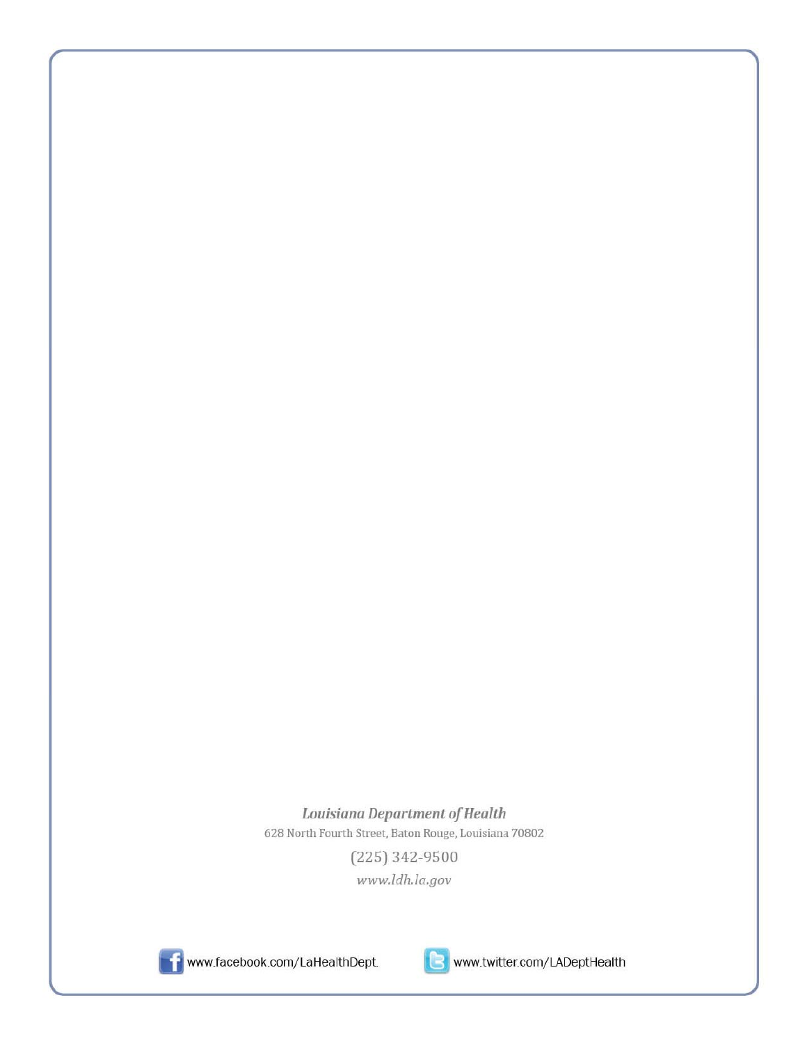*Louisiana Department of Health*

628 North Fourth Street, Baton Rouge, Louisiana 70802

(225) 342-9500

*www.ldh.la.gov*

www.facebook.com/LaHealthDept.

www.twitter.com/LADeptHealth